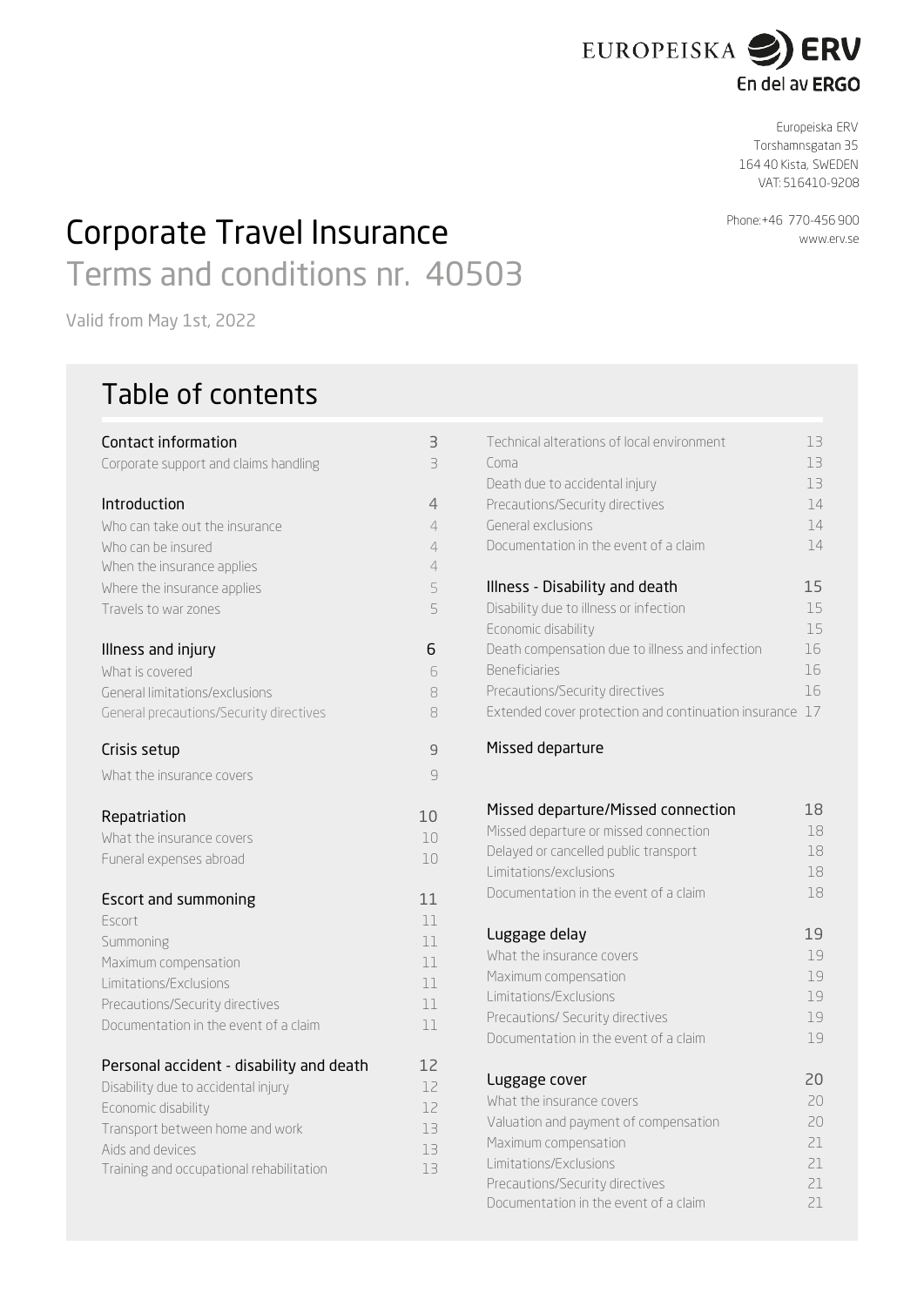EUROPEISKA ERV
En del av ERGO

Europeiska ERV
Torshamnsgatan 35
164 40 Kista, SWEDEN
VAT: 516410-9208

Phone:+46 770-456 900
www.erv.se

# Corporate Travel Insurance

## Terms and conditions nr. 40503

Valid from May 1st, 2022

## Table of contents

| | |
|---|---|
| **Contact information** | **3** |
| Corporate support and claims handling | 3 |
| **Introduction** | **4** |
| Who can take out the insurance | 4 |
| Who can be insured | 4 |
| When the insurance applies | 4 |
| Where the insurance applies | 5 |
| Travels to war zones | 5 |
| **Illness and injury** | **6** |
| What is covered | 6 |
| General limitations/exclusions | 8 |
| General precautions/Security directives | 8 |
| **Crisis setup** | **9** |
| What the insurance covers | 9 |
| **Repatriation** | **10** |
| What the insurance covers | 10 |
| Funeral expenses abroad | 10 |
| **Escort and summoning** | **11** |
| Escort | 11 |
| Summoning | 11 |
| Maximum compensation | 11 |
| Limitations/Exclusions | 11 |
| Precautions/Security directives | 11 |
| Documentation in the event of a claim | 11 |
| **Personal accident - disability and death** | **12** |
| Disability due to accidental injury | 12 |
| Economic disability | 12 |
| Transport between home and work | 13 |
| Aids and devices | 13 |
| Training and occupational rehabilitation | 13 |
| Technical alterations of local environment | 13 |
| Coma | 13 |
| Death due to accidental injury | 13 |
| Precautions/Security directives | 14 |
| General exclusions | 14 |
| Documentation in the event of a claim | 14 |
| **Illness - Disability and death** | **15** |
| Disability due to illness or infection | 15 |
| Economic disability | 15 |
| Death compensation due to illness and infection | 16 |
| Beneficiaries | 16 |
| Precautions/Security directives | 16 |
| Extended cover protection and continuation insurance | 17 |
| **Missed departure** | |
| **Missed departure/Missed connection** | **18** |
| Missed departure or missed connection | 18 |
| Delayed or cancelled public transport | 18 |
| Limitations/exclusions | 18 |
| Documentation in the event of a claim | 18 |
| **Luggage delay** | **19** |
| What the insurance covers | 19 |
| Maximum compensation | 19 |
| Limitations/Exclusions | 19 |
| Precautions/ Security directives | 19 |
| Documentation in the event of a claim | 19 |
| **Luggage cover** | **20** |
| What the insurance covers | 20 |
| Valuation and payment of compensation | 20 |
| Maximum compensation | 21 |
| Limitations/Exclusions | 21 |
| Precautions/Security directives | 21 |
| Documentation in the event of a claim | 21 |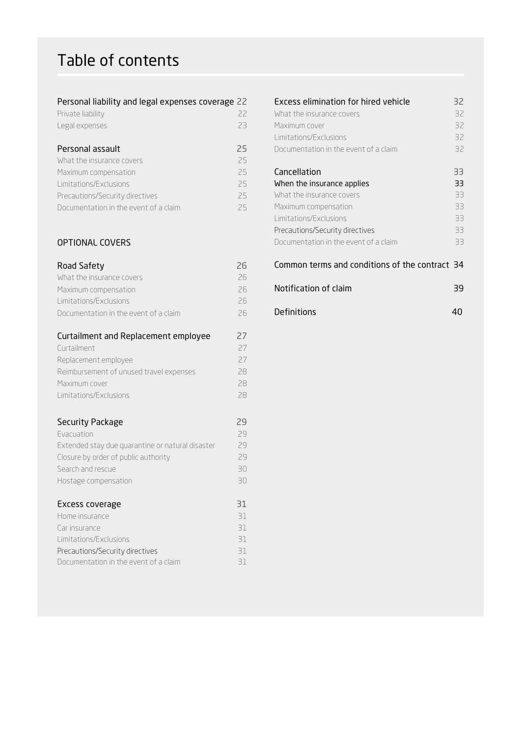# Table of contents

| | |
|---|---|
| **Personal liability and legal expenses coverage** | **22** |
| Private liability | 22 |
| Legal expenses | 23 |
| **Personal assault** | **25** |
| What the insurance covers | 25 |
| Maximum compensation | 25 |
| Limitations/Exclusions | 25 |
| Precautions/Security directives | 25 |
| Documentation in the event of a claim | 25 |

## OPTIONAL COVERS

| | |
|---|---|
| **Road Safety** | **26** |
| What the insurance covers | 26 |
| Maximum compensation | 26 |
| Limitations/Exclusions | 26 |
| Documentation in the event of a claim | 26 |
| **Curtailment and Replacement employee** | **27** |
| Curtailment | 27 |
| Replacement employee | 27 |
| Reimbursement of unused travel expenses | 28 |
| Maximum cover | 28 |
| Limitations/Exclusions | 28 |
| **Security Package** | **29** |
| Evacuation | 29 |
| Extended stay due quarantine or natural disaster | 29 |
| Closure by order of public authority | 29 |
| Search and rescue | 30 |
| Hostage compensation | 30 |
| **Excess coverage** | **31** |
| Home insurance | 31 |
| Car insurance | 31 |
| Limitations/Exclusions | 31 |
| Precautions/Security directives | 31 |
| Documentation in the event of a claim | 31 |
| **Excess elimination for hired vehicle** | **32** |
| What the insurance covers | 32 |
| Maximum cover | 32 |
| Limitations/Exclusions | 32 |
| Documentation in the event of a claim | 32 |
| **Cancellation** | **33** |
| When the insurance applies | 33 |
| What the insurance covers | 33 |
| Maximum compensation | 33 |
| Limitations/Exclusions | 33 |
| Precautions/Security directives | 33 |
| Documentation in the event of a claim | 33 |
| **Common terms and conditions of the contract** | **34** |
| **Notification of claim** | **39** |
| **Definitions** | **40** |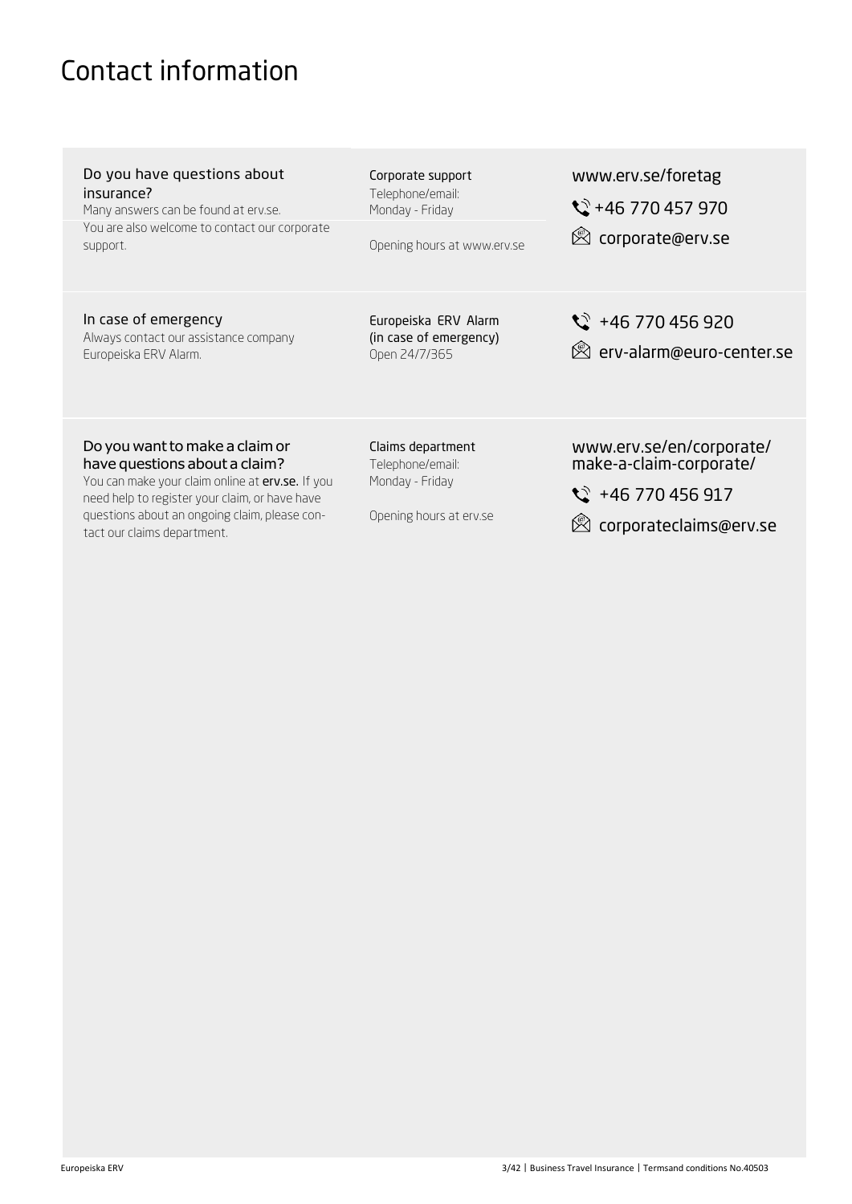# Contact information

| | | |
|---|---|---|
| **Do you have questions about insurance?**<br>Many answers can be found at erv.se.<br>You are also welcome to contact our corporate support. | Corporate support<br>Telephone/email:<br>Monday - Friday<br><br>Opening hours at www.erv.se | www.erv.se/foretag<br>+46 770 457 970<br>corporate@erv.se |
| **In case of emergency**<br>Always contact our assistance company Europeiska ERV Alarm. | Europeiska ERV Alarm<br>(in case of emergency)<br>Open 24/7/365 | +46 770 456 920<br>erv-alarm@euro-center.se |
| **Do you want to make a claim or have questions about a claim?**<br>You can make your claim online at **erv.se.** If you need help to register your claim, or have have questions about an ongoing claim, please contact our claims department. | Claims department<br>Telephone/email:<br>Monday - Friday<br><br>Opening hours at erv.se | www.erv.se/en/corporate/make-a-claim-corporate/<br>+46 770 456 917<br>corporateclaims@erv.se |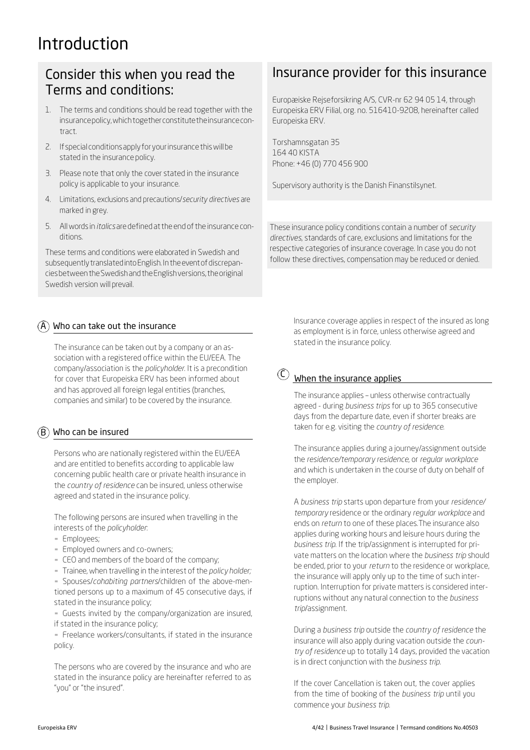# Introduction

## Consider this when you read the Terms and conditions:

1. The terms and conditions should be read together with the insurance policy, which together constitute the insurance contract.
2. If special conditions apply for your insurance this will be stated in the insurance policy.
3. Please note that only the cover stated in the insurance policy is applicable to your insurance.
4. Limitations, exclusions and precautions/*security directives* are marked in grey.
5. All words in *italics* are defined at the end of the insurance conditions.

These terms and conditions were elaborated in Swedish and subsequently translated into English. In the event of discrepancies between the Swedish and the English versions, the original Swedish version will prevail.

## Insurance provider for this insurance

Europæiske Rejseforsikring A/S, CVR-nr 62 94 05 14, through Europeiska ERV Filial, org. no. 516410-9208, hereinafter called Europeiska ERV.

Torshamnsgatan 35
164 40 KISTA
Phone: +46 (0) 770 456 900

Supervisory authority is the Danish Finanstilsynet.

These insurance policy conditions contain a number of *security directives*, standards of care, exclusions and limitations for the respective categories of insurance coverage. In case you do not follow these directives, compensation may be reduced or denied.

### A Who can take out the insurance

The insurance can be taken out by a company or an association with a registered office within the EU/EEA. The company/association is the *policyholder*. It is a precondition for cover that Europeiska ERV has been informed about and has approved all foreign legal entities (branches, companies and similar) to be covered by the insurance.

### B Who can be insured

Persons who are nationally registered within the EU/EEA and are entitled to benefits according to applicable law concerning public health care or private health insurance in the *country of residence* can be insured, unless otherwise agreed and stated in the insurance policy.

The following persons are insured when travelling in the interests of the *policyholder*:

- Employees;
- Employed owners and co-owners;
- CEO and members of the board of the company;
- Trainee, when travelling in the interest of the *policy holder;*
- Spouses/*cohabiting partners*/children of the above-mentioned persons up to a maximum of 45 consecutive days, if stated in the insurance policy;
- Guests invited by the company/organization are insured, if stated in the insurance policy;
- Freelance workers/consultants, if stated in the insurance policy.

The persons who are covered by the insurance and who are stated in the insurance policy are hereinafter referred to as "you" or "the insured".

Insurance coverage applies in respect of the insured as long as employment is in force, unless otherwise agreed and stated in the insurance policy.

### C When the insurance applies

The insurance applies – unless otherwise contractually agreed - during *business trips* for up to 365 consecutive days from the departure date, even if shorter breaks are taken for e.g. visiting the *country of residence*.

The insurance applies during a journey/assignment outside the *residence/temporary residence*, or *regular workplace* and which is undertaken in the course of duty on behalf of the employer.

A *business trip* starts upon departure from your *residence/ temporary* residence or the ordinary *regular workplace* and ends on *return* to one of these places. The insurance also applies during working hours and leisure hours during the *business trip*. If the trip/assignment is interrupted for private matters on the location where the *business trip* should be ended, prior to your *return* to the residence or workplace, the insurance will apply only up to the time of such interruption. Interruption for private matters is considered interruptions without any natural connection to the *business trip*/assignment.

During a *business trip* outside the *country of residence* the insurance will also apply during vacation outside the *country of residence* up to totally 14 days, provided the vacation is in direct conjunction with the *business trip*.

If the cover Cancellation is taken out, the cover applies from the time of booking of the *business trip* until you commence your *business trip*.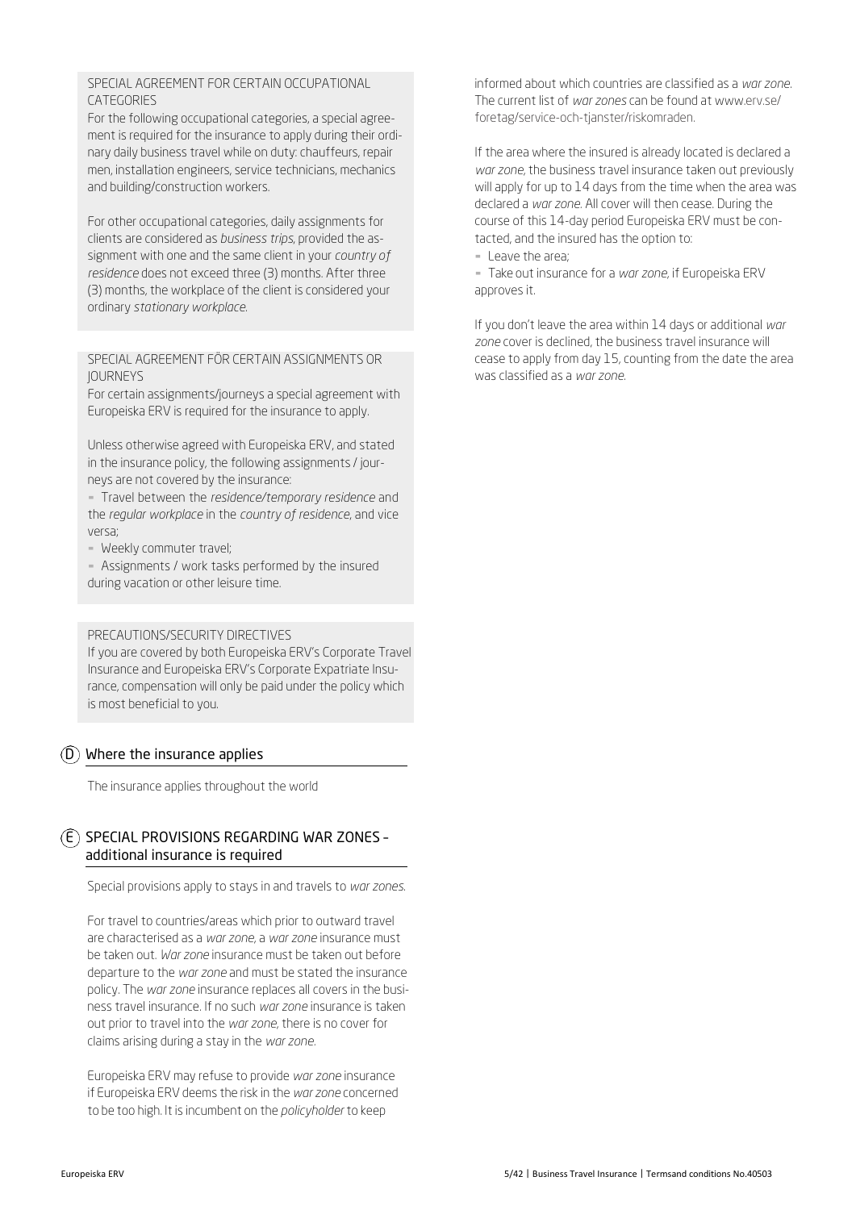SPECIAL AGREEMENT FOR CERTAIN OCCUPATIONAL CATEGORIES

For the following occupational categories, a special agreement is required for the insurance to apply during their ordinary daily business travel while on duty: chauffeurs, repair men, installation engineers, service technicians, mechanics and building/construction workers.

For other occupational categories, daily assignments for clients are considered as *business trips*, provided the assignment with one and the same client in your *country of residence* does not exceed three (3) months. After three (3) months, the workplace of the client is considered your ordinary *stationary workplace*.

SPECIAL AGREEMENT FÖR CERTAIN ASSIGNMENTS OR JOURNEYS

For certain assignments/journeys a special agreement with Europeiska ERV is required for the insurance to apply.

Unless otherwise agreed with Europeiska ERV, and stated in the insurance policy, the following assignments / journeys are not covered by the insurance:

- Travel between the *residence/temporary residence* and the *regular workplace* in the *country of residence*, and vice versa;
- Weekly commuter travel;
- Assignments / work tasks performed by the insured during vacation or other leisure time.

PRECAUTIONS/SECURITY DIRECTIVES

If you are covered by both Europeiska ERV's Corporate Travel Insurance and Europeiska ERV's Corporate Expatriate Insurance, compensation will only be paid under the policy which is most beneficial to you.

## (D) Where the insurance applies

The insurance applies throughout the world

## (E) SPECIAL PROVISIONS REGARDING WAR ZONES – additional insurance is required

Special provisions apply to stays in and travels to *war zones*.

For travel to countries/areas which prior to outward travel are characterised as a *war zone*, a *war zone* insurance must be taken out. *War zone* insurance must be taken out before departure to the *war zone* and must be stated the insurance policy. The *war zone* insurance replaces all covers in the business travel insurance. If no such *war zone* insurance is taken out prior to travel into the *war zone*, there is no cover for claims arising during a stay in the *war zone*.

Europeiska ERV may refuse to provide *war zone* insurance if Europeiska ERV deems the risk in the *war zone* concerned to be too high. It is incumbent on the *policyholder* to keep informed about which countries are classified as a *war zone*. The current list of *war zones* can be found at www.erv.se/foretag/service-och-tjanster/riskomraden.

If the area where the insured is already located is declared a *war zone*, the business travel insurance taken out previously will apply for up to 14 days from the time when the area was declared a *war zone*. All cover will then cease. During the course of this 14-day period Europeiska ERV must be contacted, and the insured has the option to:

- Leave the area;
- Take out insurance for a *war zone*, if Europeiska ERV approves it.

If you don't leave the area within 14 days or additional *war zone* cover is declined, the business travel insurance will cease to apply from day 15, counting from the date the area was classified as a *war zone*.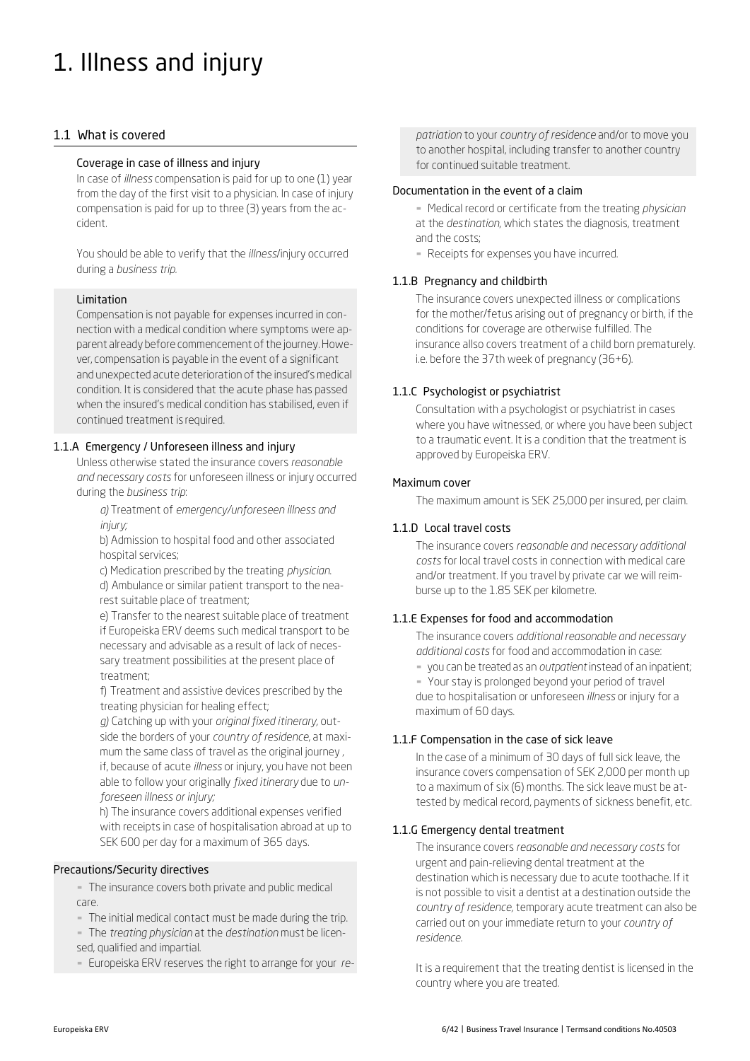# 1. Illness and injury

## 1.1 What is covered

### Coverage in case of illness and injury

In case of *illness* compensation is paid for up to one (1) year from the day of the first visit to a physician. In case of injury compensation is paid for up to three (3) years from the accident.

You should be able to verify that the *illness*/injury occurred during a *business trip*.

### Limitation

Compensation is not payable for expenses incurred in connection with a medical condition where symptoms were apparent already before commencement of the journey. However, compensation is payable in the event of a significant and unexpected acute deterioration of the insured's medical condition. It is considered that the acute phase has passed when the insured's medical condition has stabilised, even if continued treatment is required.

### 1.1.A Emergency / Unforeseen illness and injury

Unless otherwise stated the insurance covers *reasonable and necessary costs* for unforeseen illness or injury occurred during the *business trip*:

*a)* Treatment of *emergency/unforeseen illness and injury;*

b) Admission to hospital food and other associated hospital services;

c) Medication prescribed by the treating *physician*.

d) Ambulance or similar patient transport to the nearest suitable place of treatment;

e) Transfer to the nearest suitable place of treatment if Europeiska ERV deems such medical transport to be necessary and advisable as a result of lack of necessary treatment possibilities at the present place of treatment;

f) Treatment and assistive devices prescribed by the treating physician for healing effect;

*g)* Catching up with your *original fixed itinerary*, outside the borders of your *country of residence*, at maximum the same class of travel as the original journey , if, because of acute *illness* or injury, you have not been able to follow your originally *fixed itinerary* due to *unforeseen illness or injury;*

h) The insurance covers additional expenses verified with receipts in case of hospitalisation abroad at up to SEK 600 per day for a maximum of 365 days.

### Precautions/Security directives

- The insurance covers both private and public medical care.
- The initial medical contact must be made during the trip.
- The *treating physician* at the *destination* must be licensed, qualified and impartial.
- Europeiska ERV reserves the right to arrange for your *repatriation* to your *country of residence* and/or to move you to another hospital, including transfer to another country for continued suitable treatment.

### Documentation in the event of a claim

- Medical record or certificate from the treating *physician* at the *destination*, which states the diagnosis, treatment and the costs;
- Receipts for expenses you have incurred.

### 1.1.B Pregnancy and childbirth

The insurance covers unexpected illness or complications for the mother/fetus arising out of pregnancy or birth, if the conditions for coverage are otherwise fulfilled. The insurance allso covers treatment of a child born prematurely. i.e. before the 37th week of pregnancy (36+6).

### 1.1.C Psychologist or psychiatrist

Consultation with a psychologist or psychiatrist in cases where you have witnessed, or where you have been subject to a traumatic event. It is a condition that the treatment is approved by Europeiska ERV.

### Maximum cover

The maximum amount is SEK 25,000 per insured, per claim.

### 1.1.D Local travel costs

The insurance covers *reasonable and necessary additional costs* for local travel costs in connection with medical care and/or treatment. If you travel by private car we will reimburse up to the 1.85 SEK per kilometre.

### 1.1.E Expenses for food and accommodation

The insurance covers *additional reasonable and necessary additional costs* for food and accommodation in case:

- you can be treated as an *outpatient* instead of an inpatient;
- Your stay is prolonged beyond your period of travel due to hospitalisation or unforeseen *illness* or injury for a maximum of 60 days.

### 1.1.F Compensation in the case of sick leave

In the case of a minimum of 30 days of full sick leave, the insurance covers compensation of SEK 2,000 per month up to a maximum of six (6) months. The sick leave must be attested by medical record, payments of sickness benefit, etc.

### 1.1.G Emergency dental treatment

The insurance covers *reasonable and necessary costs* for urgent and pain-relieving dental treatment at the destination which is necessary due to acute toothache. If it is not possible to visit a dentist at a destination outside the *country of residence*, temporary acute treatment can also be carried out on your immediate return to your *country of residence*.

It is a requirement that the treating dentist is licensed in the country where you are treated.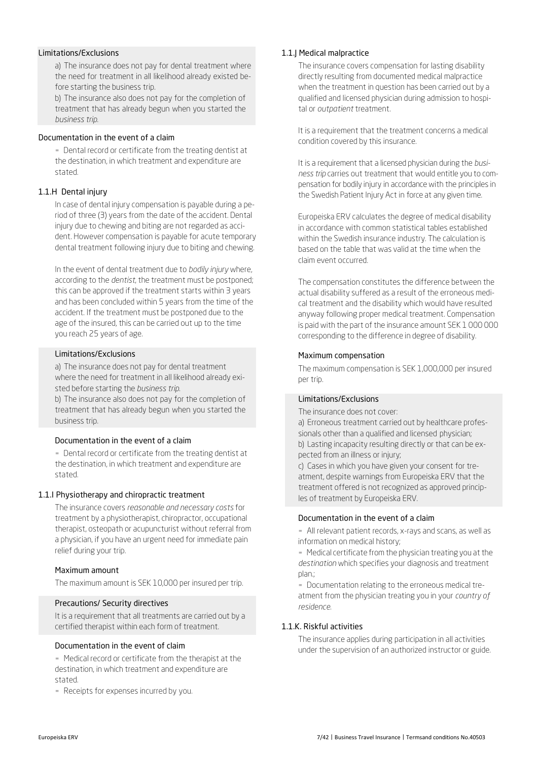#### Limitations/Exclusions

a) The insurance does not pay for dental treatment where the need for treatment in all likelihood already existed before starting the business trip.
b) The insurance also does not pay for the completion of treatment that has already begun when you started the *business trip*.

#### Documentation in the event of a claim

- Dental record or certificate from the treating dentist at the destination, in which treatment and expenditure are stated.

### 1.1.H Dental injury

In case of dental injury compensation is payable during a period of three (3) years from the date of the accident. Dental injury due to chewing and biting are not regarded as accident. However compensation is payable for acute temporary dental treatment following injury due to biting and chewing.

In the event of dental treatment due to *bodily injury* where, according to the *dentist*, the treatment must be postponed; this can be approved if the treatment starts within 3 years and has been concluded within 5 years from the time of the accident. If the treatment must be postponed due to the age of the insured, this can be carried out up to the time you reach 25 years of age.

#### Limitations/Exclusions

a) The insurance does not pay for dental treatment where the need for treatment in all likelihood already existed before starting the *business trip*.
b) The insurance also does not pay for the completion of treatment that has already begun when you started the business trip.

#### Documentation in the event of a claim

- Dental record or certificate from the treating dentist at the destination, in which treatment and expenditure are stated.

### 1.1.I Physiotherapy and chiropractic treatment

The insurance covers *reasonable and necessary costs* for treatment by a physiotherapist, chiropractor, occupational therapist, osteopath or acupuncturist without referral from a physician, if you have an urgent need for immediate pain relief during your trip.

#### Maximum amount

The maximum amount is SEK 10,000 per insured per trip.

#### Precautions/ Security directives

It is a requirement that all treatments are carried out by a certified therapist within each form of treatment.

#### Documentation in the event of claim

- Medical record or certificate from the therapist at the destination, in which treatment and expenditure are stated.
- Receipts for expenses incurred by you.

### 1.1.J Medical malpractice

The insurance covers compensation for lasting disability directly resulting from documented medical malpractice when the treatment in question has been carried out by a qualified and licensed physician during admission to hospital or *outpatient* treatment.

It is a requirement that the treatment concerns a medical condition covered by this insurance.

It is a requirement that a licensed physician during the *business trip* carries out treatment that would entitle you to compensation for bodily injury in accordance with the principles in the Swedish Patient Injury Act in force at any given time.

Europeiska ERV calculates the degree of medical disability in accordance with common statistical tables established within the Swedish insurance industry. The calculation is based on the table that was valid at the time when the claim event occurred.

The compensation constitutes the difference between the actual disability suffered as a result of the erroneous medical treatment and the disability which would have resulted anyway following proper medical treatment. Compensation is paid with the part of the insurance amount SEK 1 000 000 corresponding to the difference in degree of disability.

#### Maximum compensation

The maximum compensation is SEK 1,000,000 per insured per trip.

#### Limitations/Exclusions

The insurance does not cover:
a) Erroneous treatment carried out by healthcare professionals other than a qualified and licensed physician;
b) Lasting incapacity resulting directly or that can be expected from an illness or injury;
c) Cases in which you have given your consent for treatment, despite warnings from Europeiska ERV that the treatment offered is not recognized as approved principles of treatment by Europeiska ERV.

#### Documentation in the event of a claim

- All relevant patient records, x-rays and scans, as well as information on medical history;
- Medical certificate from the physician treating you at the *destination* which specifies your diagnosis and treatment plan.;
- Documentation relating to the erroneous medical treatment from the physician treating you in your *country of residence*.

### 1.1.K. Riskful activities

The insurance applies during participation in all activities under the supervision of an authorized instructor or guide.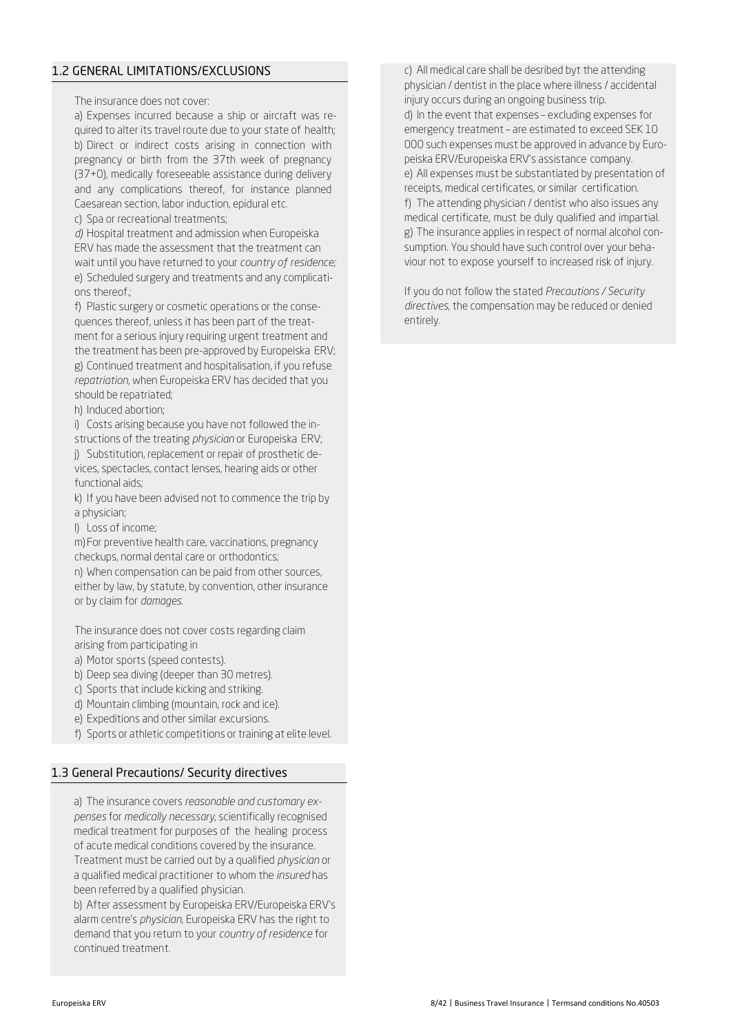## 1.2 GENERAL LIMITATIONS/EXCLUSIONS

The insurance does not cover:

a) Expenses incurred because a ship or aircraft was required to alter its travel route due to your state of health;
b) Direct or indirect costs arising in connection with pregnancy or birth from the 37th week of pregnancy (37+0), medically foreseeable assistance during delivery and any complications thereof, for instance planned Caesarean section, labor induction, epidural etc.
c) Spa or recreational treatments;
*d)* Hospital treatment and admission when Europeiska ERV has made the assessment that the treatment can wait until you have returned to your *country of residence;*
e) Scheduled surgery and treatments and any complications thereof.;
f) Plastic surgery or cosmetic operations or the consequences thereof, unless it has been part of the treatment for a serious injury requiring urgent treatment and the treatment has been pre-approved by Europeiska ERV;
g) Continued treatment and hospitalisation, if you refuse *repatriation*, when Europeiska ERV has decided that you should be repatriated;
h) Induced abortion;
i) Costs arising because you have not followed the instructions of the treating *physician* or Europeiska ERV;
j) Substitution, replacement or repair of prosthetic devices, spectacles, contact lenses, hearing aids or other functional aids;
k) If you have been advised not to commence the trip by a physician;
l) Loss of income;
m) For preventive health care, vaccinations, pregnancy checkups, normal dental care or orthodontics;
n) When compensation can be paid from other sources, either by law, by statute, by convention, other insurance or by claim for *damages*.

The insurance does not cover costs regarding claim arising from participating in

a) Motor sports (speed contests).
b) Deep sea diving (deeper than 30 metres).
c) Sports that include kicking and striking.
d) Mountain climbing (mountain, rock and ice).
e) Expeditions and other similar excursions.
f) Sports or athletic competitions or training at elite level.

## 1.3 General Precautions/ Security directives

a) The insurance covers *reasonable and customary expenses* for *medically necessary*, scientifically recognised medical treatment for purposes of the healing process of acute medical conditions covered by the insurance. Treatment must be carried out by a qualified *physician* or a qualified medical practitioner to whom the *insured* has been referred by a qualified physician.
b) After assessment by Europeiska ERV/Europeiska ERV's alarm centre's *physician*, Europeiska ERV has the right to demand that you return to your *country of residence* for continued treatment.
c) All medical care shall be desribed byt the attending physician / dentist in the place where illness / accidental injury occurs during an ongoing business trip.
d) In the event that expenses – excluding expenses for emergency treatment – are estimated to exceed SEK 10 000 such expenses must be approved in advance by Europeiska ERV/Europeiska ERV's assistance company.
e) All expenses must be substantiated by presentation of receipts, medical certificates, or similar certification.
f) The attending physician / dentist who also issues any medical certificate, must be duly qualified and impartial.
g) The insurance applies in respect of normal alcohol consumption. You should have such control over your behaviour not to expose yourself to increased risk of injury.

If you do not follow the stated *Precautions / Security directives*, the compensation may be reduced or denied entirely.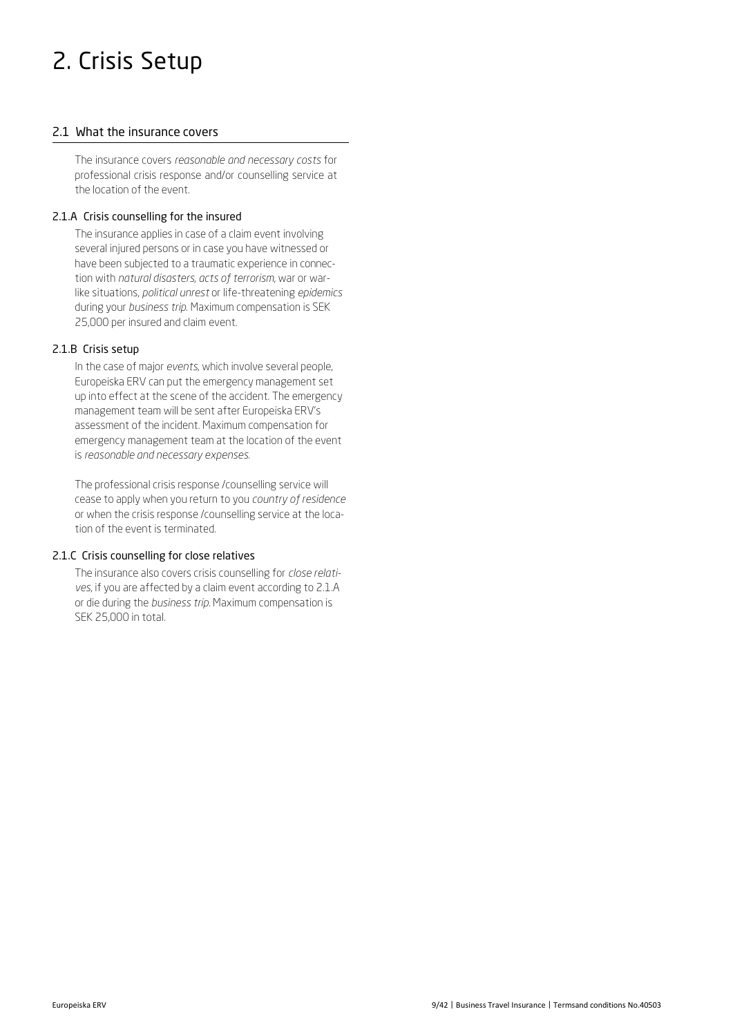# 2. Crisis Setup

## 2.1 What the insurance covers

The insurance covers *reasonable and necessary costs* for professional crisis response and/or counselling service at the location of the event.

### 2.1.A Crisis counselling for the insured

The insurance applies in case of a claim event involving several injured persons or in case you have witnessed or have been subjected to a traumatic experience in connection with *natural disasters, acts of terrorism*, war or warlike situations, *political unrest* or life-threatening *epidemics* during your *business trip*. Maximum compensation is SEK 25,000 per insured and claim event.

### 2.1.B Crisis setup

In the case of major *events*, which involve several people, Europeiska ERV can put the emergency management set up into effect at the scene of the accident. The emergency management team will be sent after Europeiska ERV's assessment of the incident. Maximum compensation for emergency management team at the location of the event is *reasonable and necessary expenses*.

The professional crisis response /counselling service will cease to apply when you return to you *country of residence* or when the crisis response /counselling service at the location of the event is terminated.

### 2.1.C Crisis counselling for close relatives

The insurance also covers crisis counselling for *close relatives*, if you are affected by a claim event according to 2.1.A or die during the *business trip*. Maximum compensation is SEK 25,000 in total.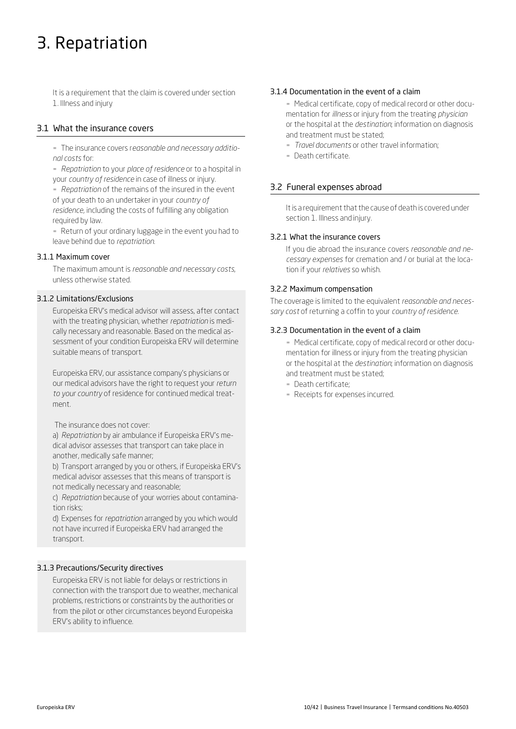# 3. Repatriation

It is a requirement that the claim is covered under section 1. Illness and injury

## 3.1 What the insurance covers

- The insurance covers r*easonable and necessary additional costs* for:
- *Repatriation* to your *place of residence* or to a hospital in your *country of residence* in case of illness or injury.
- *Repatriation* of the remains of the insured in the event of your death to an undertaker in your *country of residence*, including the costs of fulfilling any obligation required by law.
- Return of your ordinary luggage in the event you had to leave behind due to *repatriation*.

### 3.1.1 Maximum cover

The maximum amount is *reasonable and necessary costs*, unless otherwise stated.

### 3.1.2 Limitations/Exclusions

Europeiska ERV's medical advisor will assess, after contact with the treating physician, whether *repatriation* is medically necessary and reasonable. Based on the medical assessment of your condition Europeiska ERV will determine suitable means of transport.

Europeiska ERV, our assistance company's physicians or our medical advisors have the right to request your *return to your country* of residence for continued medical treatment.

The insurance does not cover:

a) *Repatriation* by air ambulance if Europeiska ERV's medical advisor assesses that transport can take place in another, medically safe manner;

b) Transport arranged by you or others, if Europeiska ERV's medical advisor assesses that this means of transport is not medically necessary and reasonable;

c) *Repatriation* because of your worries about contamination risks;

d) Expenses for *repatriation* arranged by you which would not have incurred if Europeiska ERV had arranged the transport.

### 3.1.3 Precautions/Security directives

Europeiska ERV is not liable for delays or restrictions in connection with the transport due to weather, mechanical problems, restrictions or constraints by the authorities or from the pilot or other circumstances beyond Europeiska ERV's ability to influence.

### 3.1.4 Documentation in the event of a claim

- Medical certificate, copy of medical record or other documentation for *illness* or injury from the treating *physician* or the hospital at the *destination*; information on diagnosis and treatment must be stated;
- *Travel documents* or other travel information;
- Death certificate.

## 3.2 Funeral expenses abroad

It is a requirement that the cause of death is covered under section 1. Illness and injury.

### 3.2.1 What the insurance covers

If you die abroad the insurance covers *reasonable and necessary expenses* for cremation and / or burial at the location if your *relatives* so whish.

### 3.2.2 Maximum compensation

The coverage is limited to the equivalent *reasonable and necessary cost* of returning a coffin to your *country of residence*.

### 3.2.3 Documentation in the event of a claim

- Medical certificate, copy of medical record or other documentation for illness or injury from the treating physician or the hospital at the *destination*; information on diagnosis and treatment must be stated;
- Death certificate;
- Receipts for expenses incurred.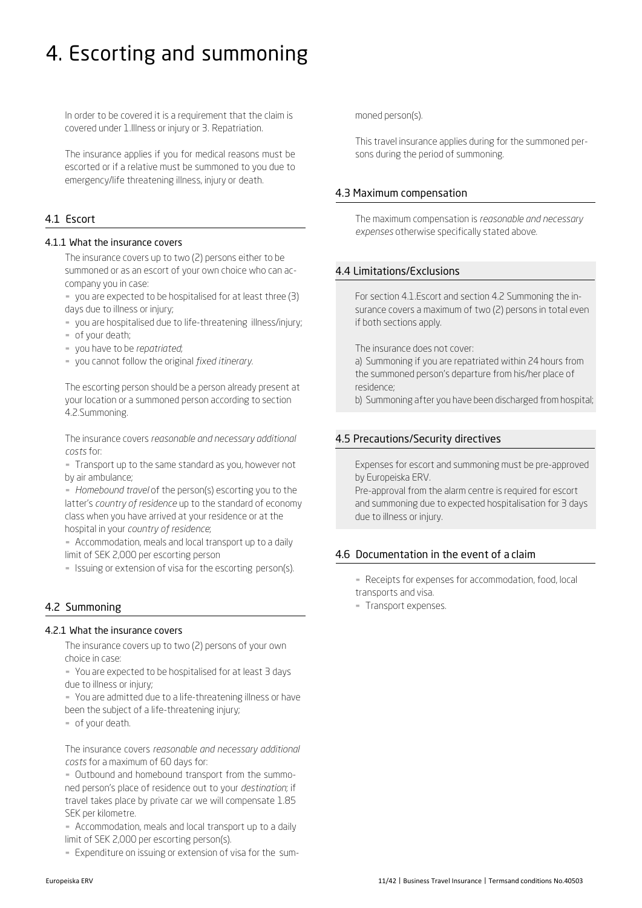# 4. Escorting and summoning

In order to be covered it is a requirement that the claim is covered under 1.Illness or injury or 3. Repatriation.

The insurance applies if you for medical reasons must be escorted or if a relative must be summoned to you due to emergency/life threatening illness, injury or death.

## 4.1 Escort

### 4.1.1 What the insurance covers

The insurance covers up to two (2) persons either to be summoned or as an escort of your own choice who can accompany you in case:

- you are expected to be hospitalised for at least three (3) days due to illness or injury;
- you are hospitalised due to life-threatening illness/injury;
- of your death;
- you have to be *repatriated*;
- you cannot follow the original *fixed itinerary*.

The escorting person should be a person already present at your location or a summoned person according to section 4.2.Summoning.

The insurance covers *reasonable and necessary additional costs* for:

- Transport up to the same standard as you, however not by air ambulance;
- *Homebound travel* of the person(s) escorting you to the latter's *country of residence* up to the standard of economy class when you have arrived at your residence or at the hospital in your *country of residence*;
- Accommodation, meals and local transport up to a daily limit of SEK 2,000 per escorting person
- Issuing or extension of visa for the escorting person(s).

## 4.2 Summoning

### 4.2.1 What the insurance covers

The insurance covers up to two (2) persons of your own choice in case:

- You are expected to be hospitalised for at least 3 days due to illness or injury;
- You are admitted due to a life-threatening illness or have been the subject of a life-threatening injury;
- of your death.

The insurance covers *reasonable and necessary additional costs* for a maximum of 60 days for:

- Outbound and homebound transport from the summoned person's place of residence out to your *destination*; if travel takes place by private car we will compensate 1.85 SEK per kilometre.
- Accommodation, meals and local transport up to a daily limit of SEK 2,000 per escorting person(s).
- Expenditure on issuing or extension of visa for the summoned person(s).

This travel insurance applies during for the summoned persons during the period of summoning.

## 4.3 Maximum compensation

The maximum compensation is *reasonable and necessary expenses* otherwise specifically stated above.

## 4.4 Limitations/Exclusions

For section 4.1.Escort and section 4.2 Summoning the insurance covers a maximum of two (2) persons in total even if both sections apply.

The insurance does not cover:

a) Summoning if you are repatriated within 24 hours from the summoned person's departure from his/her place of residence;

b) Summoning after you have been discharged from hospital;

## 4.5 Precautions/Security directives

Expenses for escort and summoning must be pre-approved by Europeiska ERV.

Pre-approval from the alarm centre is required for escort and summoning due to expected hospitalisation for 3 days due to illness or injury.

## 4.6 Documentation in the event of a claim

- Receipts for expenses for accommodation, food, local transports and visa.
- Transport expenses.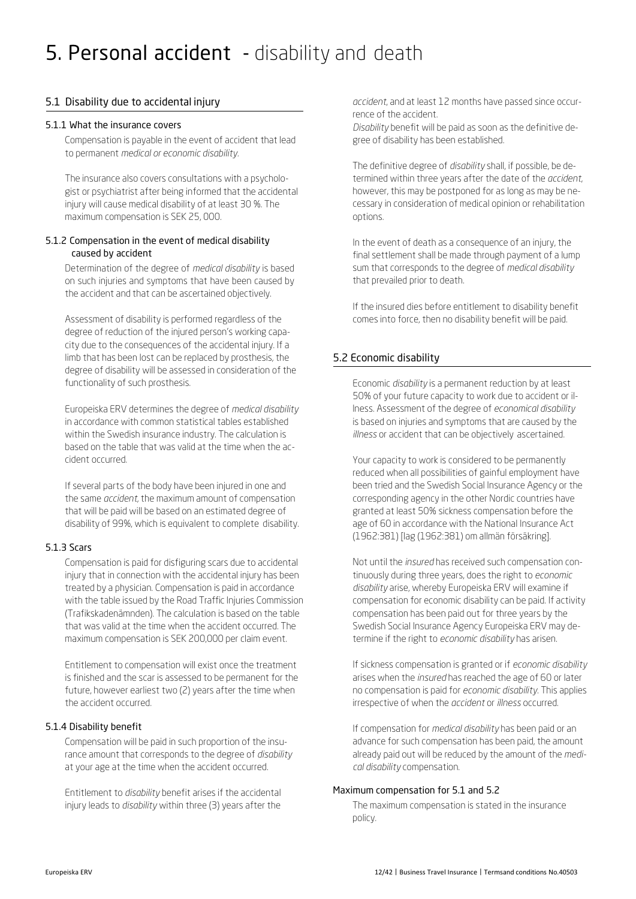# 5. Personal accident - disability and death

## 5.1 Disability due to accidental injury

### 5.1.1 What the insurance covers

Compensation is payable in the event of accident that lead to permanent *medical or economic disability*.

The insurance also covers consultations with a psychologist or psychiatrist after being informed that the accidental injury will cause medical disability of at least 30 %. The maximum compensation is SEK 25, 000.

### 5.1.2 Compensation in the event of medical disability caused by accident

Determination of the degree of *medical disability* is based on such injuries and symptoms that have been caused by the accident and that can be ascertained objectively.

Assessment of disability is performed regardless of the degree of reduction of the injured person's working capacity due to the consequences of the accidental injury. If a limb that has been lost can be replaced by prosthesis, the degree of disability will be assessed in consideration of the functionality of such prosthesis.

Europeiska ERV determines the degree of *medical disability* in accordance with common statistical tables established within the Swedish insurance industry. The calculation is based on the table that was valid at the time when the accident occurred.

If several parts of the body have been injured in one and the same *accident*, the maximum amount of compensation that will be paid will be based on an estimated degree of disability of 99%, which is equivalent to complete disability.

### 5.1.3 Scars

Compensation is paid for disfiguring scars due to accidental injury that in connection with the accidental injury has been treated by a physician. Compensation is paid in accordance with the table issued by the Road Traffic Injuries Commission (Trafikskadenämnden). The calculation is based on the table that was valid at the time when the accident occurred. The maximum compensation is SEK 200,000 per claim event.

Entitlement to compensation will exist once the treatment is finished and the scar is assessed to be permanent for the future, however earliest two (2) years after the time when the accident occurred.

### 5.1.4 Disability benefit

Compensation will be paid in such proportion of the insurance amount that corresponds to the degree of *disability* at your age at the time when the accident occurred.

Entitlement to *disability* benefit arises if the accidental injury leads to *disability* within three (3) years after the *accident*, and at least 12 months have passed since occurrence of the accident.

*Disability* benefit will be paid as soon as the definitive degree of disability has been established.

The definitive degree of *disability* shall, if possible, be determined within three years after the date of the *accident*, however, this may be postponed for as long as may be necessary in consideration of medical opinion or rehabilitation options.

In the event of death as a consequence of an injury, the final settlement shall be made through payment of a lump sum that corresponds to the degree of *medical disability* that prevailed prior to death.

If the insured dies before entitlement to disability benefit comes into force, then no disability benefit will be paid.

## 5.2 Economic disability

Economic *disability* is a permanent reduction by at least 50% of your future capacity to work due to accident or illness. Assessment of the degree of *economical disability* is based on injuries and symptoms that are caused by the *illness* or accident that can be objectively ascertained.

Your capacity to work is considered to be permanently reduced when all possibilities of gainful employment have been tried and the Swedish Social Insurance Agency or the corresponding agency in the other Nordic countries have granted at least 50% sickness compensation before the age of 60 in accordance with the National Insurance Act (1962:381) [lag (1962:381) om allmän försäkring].

Not until the *insured* has received such compensation continuously during three years, does the right to *economic disability* arise, whereby Europeiska ERV will examine if compensation for economic disability can be paid. If activity compensation has been paid out for three years by the Swedish Social Insurance Agency Europeiska ERV may determine if the right to *economic disability* has arisen.

If sickness compensation is granted or if *economic disability* arises when the *insured* has reached the age of 60 or later no compensation is paid for *economic disability*. This applies irrespective of when the *accident* or *illness* occurred.

If compensation for *medical disability* has been paid or an advance for such compensation has been paid, the amount already paid out will be reduced by the amount of the *medical disability* compensation.

### Maximum compensation for 5.1 and 5.2

The maximum compensation is stated in the insurance policy.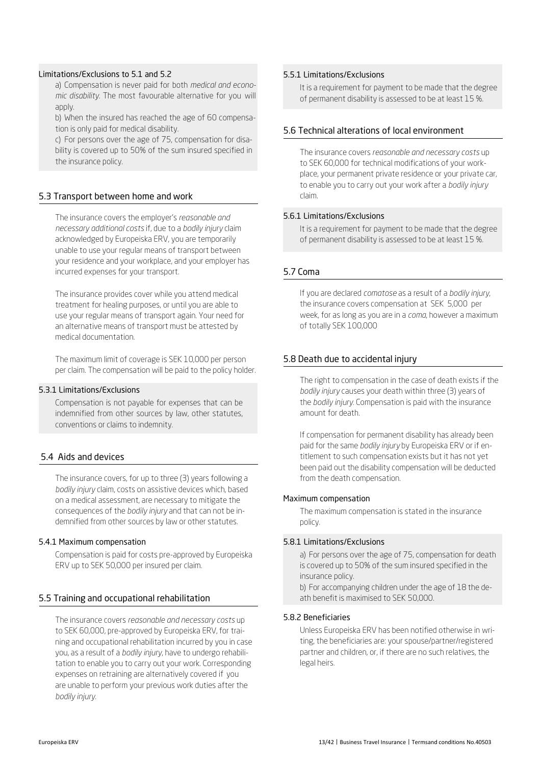#### Limitations/Exclusions to 5.1 and 5.2

a) Compensation is never paid for both *medical and economic disability*. The most favourable alternative for you will apply.

b) When the insured has reached the age of 60 compensation is only paid for medical disability.

c) For persons over the age of 75, compensation for disability is covered up to 50% of the sum insured specified in the insurance policy.

### 5.3 Transport between home and work

The insurance covers the employer's *reasonable and necessary additional costs* if, due to a *bodily injury* claim acknowledged by Europeiska ERV, you are temporarily unable to use your regular means of transport between your residence and your workplace, and your employer has incurred expenses for your transport.

The insurance provides cover while you attend medical treatment for healing purposes, or until you are able to use your regular means of transport again. Your need for an alternative means of transport must be attested by medical documentation.

The maximum limit of coverage is SEK 10,000 per person per claim. The compensation will be paid to the policy holder.

#### 5.3.1 Limitations/Exclusions

Compensation is not payable for expenses that can be indemnified from other sources by law, other statutes, conventions or claims to indemnity.

### 5.4 Aids and devices

The insurance covers, for up to three (3) years following a *bodily injury* claim, costs on assistive devices which, based on a medical assessment, are necessary to mitigate the consequences of the *bodily injury* and that can not be indemnified from other sources by law or other statutes.

#### 5.4.1 Maximum compensation

Compensation is paid for costs pre-approved by Europeiska ERV up to SEK 50,000 per insured per claim.

### 5.5 Training and occupational rehabilitation

The insurance covers *reasonable and necessary costs* up to SEK 60,000, pre-approved by Europeiska ERV, for training and occupational rehabilitation incurred by you in case you, as a result of a *bodily injury*, have to undergo rehabilitation to enable you to carry out your work. Corresponding expenses on retraining are alternatively covered if you are unable to perform your previous work duties after the *bodily injury*.

#### 5.5.1 Limitations/Exclusions

It is a requirement for payment to be made that the degree of permanent disability is assessed to be at least 15 %.

### 5.6 Technical alterations of local environment

The insurance covers *reasonable and necessary costs* up to SEK 60,000 for technical modifications of your workplace, your permanent private residence or your private car, to enable you to carry out your work after a *bodily injury* claim.

#### 5.6.1 Limitations/Exclusions

It is a requirement for payment to be made that the degree of permanent disability is assessed to be at least 15 %.

### 5.7 Coma

If you are declared *comatose* as a result of a *bodily injury*, the insurance covers compensation at SEK 5,000 per week, for as long as you are in a *coma*, however a maximum of totally SEK 100,000

### 5.8 Death due to accidental injury

The right to compensation in the case of death exists if the *bodily injury* causes your death within three (3) years of the *bodily injury*. Compensation is paid with the insurance amount for death.

If compensation for permanent disability has already been paid for the same *bodily injury* by Europeiska ERV or if entitlement to such compensation exists but it has not yet been paid out the disability compensation will be deducted from the death compensation.

#### Maximum compensation

The maximum compensation is stated in the insurance policy.

#### 5.8.1 Limitations/Exclusions

a) For persons over the age of 75, compensation for death is covered up to 50% of the sum insured specified in the insurance policy.

b) For accompanying children under the age of 18 the death benefit is maximised to SEK 50,000.

#### 5.8.2 Beneficiaries

Unless Europeiska ERV has been notified otherwise in writing, the beneficiaries are: your spouse/partner/registered partner and children, or, if there are no such relatives, the legal heirs.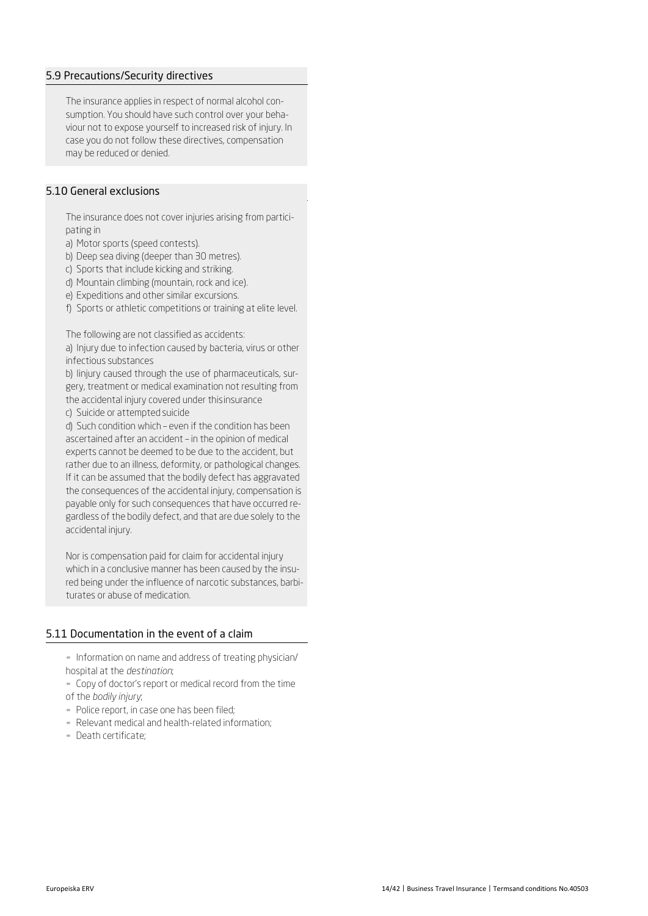## 5.9 Precautions/Security directives

The insurance applies in respect of normal alcohol consumption. You should have such control over your behaviour not to expose yourself to increased risk of injury. In case you do not follow these directives, compensation may be reduced or denied.

## 5.10 General exclusions

The insurance does not cover injuries arising from participating in

a) Motor sports (speed contests).
b) Deep sea diving (deeper than 30 metres).
c) Sports that include kicking and striking.
d) Mountain climbing (mountain, rock and ice).
e) Expeditions and other similar excursions.
f) Sports or athletic competitions or training at elite level.

The following are not classified as accidents:

a) Injury due to infection caused by bacteria, virus or other infectious substances

b) Iinjury caused through the use of pharmaceuticals, surgery, treatment or medical examination not resulting from the accidental injury covered under thisinsurance

c) Suicide or attempted suicide

d) Such condition which – even if the condition has been ascertained after an accident – in the opinion of medical experts cannot be deemed to be due to the accident, but rather due to an illness, deformity, or pathological changes. If it can be assumed that the bodily defect has aggravated the consequences of the accidental injury, compensation is payable only for such consequences that have occurred regardless of the bodily defect, and that are due solely to the accidental injury.

Nor is compensation paid for claim for accidental injury which in a conclusive manner has been caused by the insured being under the influence of narcotic substances, barbiturates or abuse of medication.

## 5.11 Documentation in the event of a claim

- Information on name and address of treating physician/ hospital at the *destination*;
- Copy of doctor's report or medical record from the time of the *bodily injury*;
- Police report, in case one has been filed;
- Relevant medical and health-related information;
- Death certificate;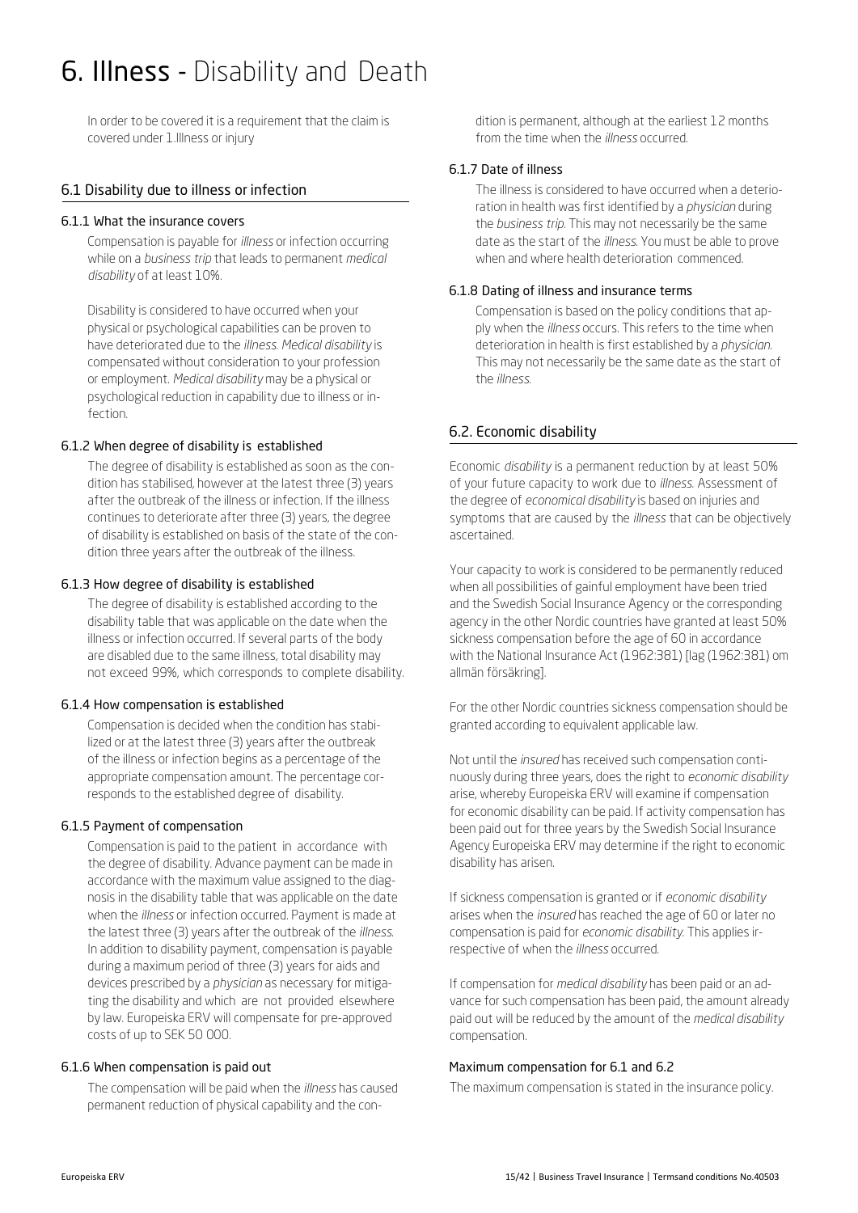# 6. Illness - Disability and Death

In order to be covered it is a requirement that the claim is covered under 1.Illness or injury

## 6.1 Disability due to illness or infection

### 6.1.1 What the insurance covers

Compensation is payable for *illness* or infection occurring while on a *business trip* that leads to permanent *medical disability* of at least 10%.

Disability is considered to have occurred when your physical or psychological capabilities can be proven to have deteriorated due to the *illness*. *Medical disability* is compensated without consideration to your profession or employment. *Medical disability* may be a physical or psychological reduction in capability due to illness or infection.

### 6.1.2 When degree of disability is established

The degree of disability is established as soon as the condition has stabilised, however at the latest three (3) years after the outbreak of the illness or infection. If the illness continues to deteriorate after three (3) years, the degree of disability is established on basis of the state of the condition three years after the outbreak of the illness.

### 6.1.3 How degree of disability is established

The degree of disability is established according to the disability table that was applicable on the date when the illness or infection occurred. If several parts of the body are disabled due to the same illness, total disability may not exceed 99%, which corresponds to complete disability.

### 6.1.4 How compensation is established

Compensation is decided when the condition has stabilized or at the latest three (3) years after the outbreak of the illness or infection begins as a percentage of the appropriate compensation amount. The percentage corresponds to the established degree of disability.

### 6.1.5 Payment of compensation

Compensation is paid to the patient in accordance with the degree of disability. Advance payment can be made in accordance with the maximum value assigned to the diagnosis in the disability table that was applicable on the date when the *illness* or infection occurred. Payment is made at the latest three (3) years after the outbreak of the *illness*. In addition to disability payment, compensation is payable during a maximum period of three (3) years for aids and devices prescribed by a *physician* as necessary for mitigating the disability and which are not provided elsewhere by law. Europeiska ERV will compensate for pre-approved costs of up to SEK 50 000.

### 6.1.6 When compensation is paid out

The compensation will be paid when the *illness* has caused permanent reduction of physical capability and the condition is permanent, although at the earliest 12 months from the time when the *illness* occurred.

### 6.1.7 Date of illness

The illness is considered to have occurred when a deterioration in health was first identified by a *physician* during the *business trip*. This may not necessarily be the same date as the start of the *illness*. You must be able to prove when and where health deterioration commenced.

### 6.1.8 Dating of illness and insurance terms

Compensation is based on the policy conditions that apply when the *illness* occurs. This refers to the time when deterioration in health is first established by a *physician*. This may not necessarily be the same date as the start of the *illness*.

## 6.2. Economic disability

Economic *disability* is a permanent reduction by at least 50% of your future capacity to work due to *illness*. Assessment of the degree of *economical disability* is based on injuries and symptoms that are caused by the *illness* that can be objectively ascertained.

Your capacity to work is considered to be permanently reduced when all possibilities of gainful employment have been tried and the Swedish Social Insurance Agency or the corresponding agency in the other Nordic countries have granted at least 50% sickness compensation before the age of 60 in accordance with the National Insurance Act (1962:381) [lag (1962:381) om allmän försäkring].

For the other Nordic countries sickness compensation should be granted according to equivalent applicable law.

Not until the *insured* has received such compensation continuously during three years, does the right to *economic disability* arise, whereby Europeiska ERV will examine if compensation for economic disability can be paid. If activity compensation has been paid out for three years by the Swedish Social Insurance Agency Europeiska ERV may determine if the right to economic disability has arisen.

If sickness compensation is granted or if *economic disability* arises when the *insured* has reached the age of 60 or later no compensation is paid for *economic disability*. This applies irrespective of when the *illness* occurred.

If compensation for *medical disability* has been paid or an advance for such compensation has been paid, the amount already paid out will be reduced by the amount of the *medical disability* compensation.

### Maximum compensation for 6.1 and 6.2

The maximum compensation is stated in the insurance policy.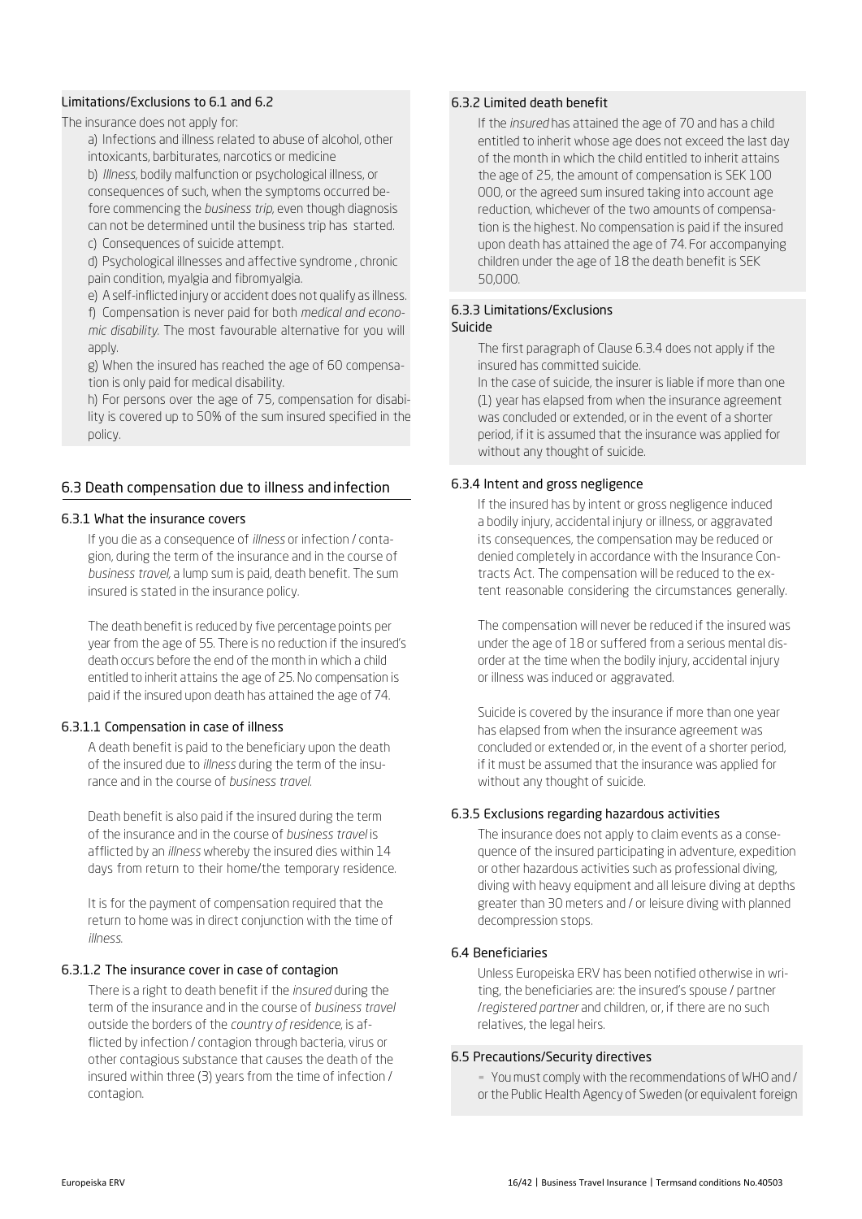#### Limitations/Exclusions to 6.1 and 6.2

The insurance does not apply for:

a) Infections and illness related to abuse of alcohol, other intoxicants, barbiturates, narcotics or medicine

b) *Illness*, bodily malfunction or psychological illness, or consequences of such, when the symptoms occurred before commencing the *business trip*, even though diagnosis can not be determined until the business trip has started.

c) Consequences of suicide attempt.

d) Psychological illnesses and affective syndrome , chronic pain condition, myalgia and fibromyalgia.

e) A self-inflicted injury or accident does not qualify as illness.

f) Compensation is never paid for both *medical and economic disability*. The most favourable alternative for you will apply.

g) When the insured has reached the age of 60 compensation is only paid for medical disability.

h) For persons over the age of 75, compensation for disability is covered up to 50% of the sum insured specified in the policy.

## 6.3 Death compensation due to illness and infection

### 6.3.1 What the insurance covers

If you die as a consequence of *illness* or infection / contagion, during the term of the insurance and in the course of *business travel*, a lump sum is paid, death benefit. The sum insured is stated in the insurance policy.

The death benefit is reduced by five percentage points per year from the age of 55. There is no reduction if the insured's death occurs before the end of the month in which a child entitled to inherit attains the age of 25. No compensation is paid if the insured upon death has attained the age of 74.

#### 6.3.1.1 Compensation in case of illness

A death benefit is paid to the beneficiary upon the death of the insured due to *illness* during the term of the insurance and in the course of *business travel*.

Death benefit is also paid if the insured during the term of the insurance and in the course of *business travel* is afflicted by an *illness* whereby the insured dies within 14 days from return to their home/the temporary residence.

It is for the payment of compensation required that the return to home was in direct conjunction with the time of *illness*.

#### 6.3.1.2 The insurance cover in case of contagion

There is a right to death benefit if the *insured* during the term of the insurance and in the course of *business travel* outside the borders of the *country of residence*, is afflicted by infection / contagion through bacteria, virus or other contagious substance that causes the death of the insured within three (3) years from the time of infection / contagion.

### 6.3.2 Limited death benefit

If the *insured* has attained the age of 70 and has a child entitled to inherit whose age does not exceed the last day of the month in which the child entitled to inherit attains the age of 25, the amount of compensation is SEK 100 000, or the agreed sum insured taking into account age reduction, whichever of the two amounts of compensation is the highest. No compensation is paid if the insured upon death has attained the age of 74. For accompanying children under the age of 18 the death benefit is SEK 50,000.

### 6.3.3 Limitations/Exclusions

#### Suicide

The first paragraph of Clause 6.3.4 does not apply if the insured has committed suicide.

In the case of suicide, the insurer is liable if more than one (1) year has elapsed from when the insurance agreement was concluded or extended, or in the event of a shorter period, if it is assumed that the insurance was applied for without any thought of suicide.

### 6.3.4 Intent and gross negligence

If the insured has by intent or gross negligence induced a bodily injury, accidental injury or illness, or aggravated its consequences, the compensation may be reduced or denied completely in accordance with the Insurance Contracts Act. The compensation will be reduced to the extent reasonable considering the circumstances generally.

The compensation will never be reduced if the insured was under the age of 18 or suffered from a serious mental disorder at the time when the bodily injury, accidental injury or illness was induced or aggravated.

Suicide is covered by the insurance if more than one year has elapsed from when the insurance agreement was concluded or extended or, in the event of a shorter period, if it must be assumed that the insurance was applied for without any thought of suicide.

### 6.3.5 Exclusions regarding hazardous activities

The insurance does not apply to claim events as a consequence of the insured participating in adventure, expedition or other hazardous activities such as professional diving, diving with heavy equipment and all leisure diving at depths greater than 30 meters and / or leisure diving with planned decompression stops.

### 6.4 Beneficiaries

Unless Europeiska ERV has been notified otherwise in writing, the beneficiaries are: the insured's spouse / partner /*registered partner* and children, or, if there are no such relatives, the legal heirs.

### 6.5 Precautions/Security directives

- You must comply with the recommendations of WHO and / or the Public Health Agency of Sweden (or equivalent foreign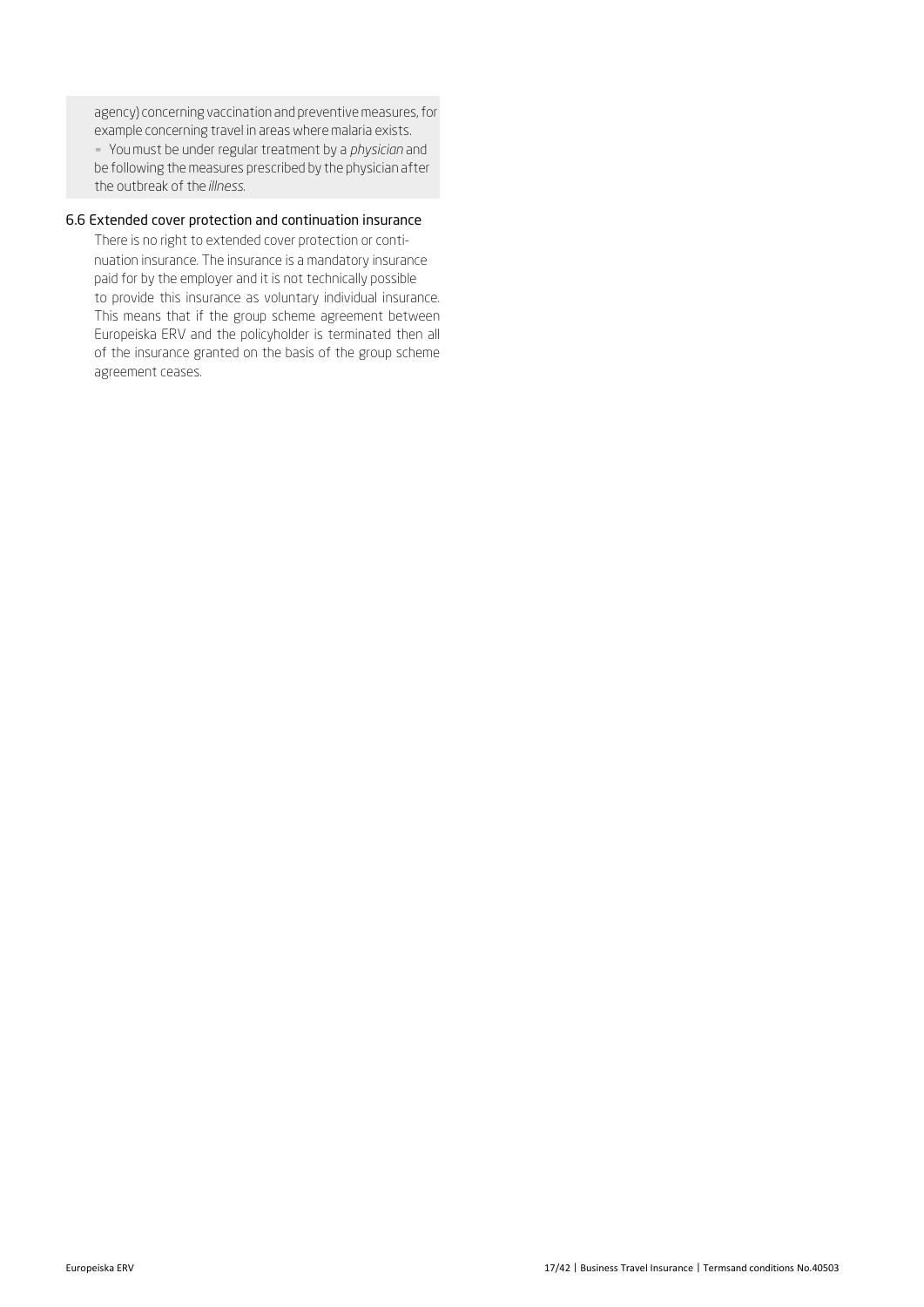agency) concerning vaccination and preventive measures, for example concerning travel in areas where malaria exists.

- You must be under regular treatment by a *physician* and be following the measures prescribed by the physician after the outbreak of the *illness*.

### 6.6 Extended cover protection and continuation insurance

There is no right to extended cover protection or continuation insurance. The insurance is a mandatory insurance paid for by the employer and it is not technically possible to provide this insurance as voluntary individual insurance. This means that if the group scheme agreement between Europeiska ERV and the policyholder is terminated then all of the insurance granted on the basis of the group scheme agreement ceases.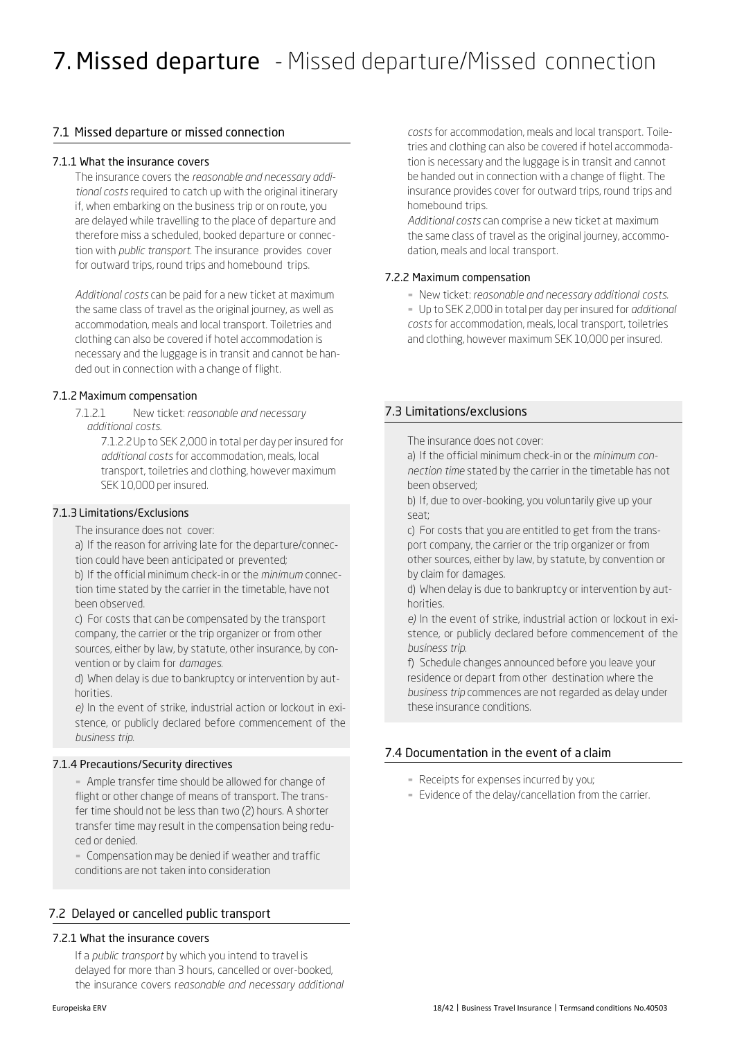# 7. Missed departure - Missed departure/Missed connection

## 7.1 Missed departure or missed connection

### 7.1.1 What the insurance covers

The insurance covers the *reasonable and necessary additional costs* required to catch up with the original itinerary if, when embarking on the business trip or on route, you are delayed while travelling to the place of departure and therefore miss a scheduled, booked departure or connection with *public transport*. The insurance provides cover for outward trips, round trips and homebound trips.

*Additional costs* can be paid for a new ticket at maximum the same class of travel as the original journey, as well as accommodation, meals and local transport. Toiletries and clothing can also be covered if hotel accommodation is necessary and the luggage is in transit and cannot be handed out in connection with a change of flight.

### 7.1.2 Maximum compensation

7.1.2.1 New ticket: *reasonable and necessary additional costs*.

7.1.2.2 Up to SEK 2,000 in total per day per insured for *additional costs* for accommodation, meals, local transport, toiletries and clothing, however maximum SEK 10,000 per insured.

### 7.1.3 Limitations/Exclusions

The insurance does not cover:

a) If the reason for arriving late for the departure/connection could have been anticipated or prevented;

b) If the official minimum check-in or the *minimum* connection time stated by the carrier in the timetable, have not been observed.

c) For costs that can be compensated by the transport company, the carrier or the trip organizer or from other sources, either by law, by statute, other insurance, by convention or by claim for *damages*.

d) When delay is due to bankruptcy or intervention by authorities.

*e)* In the event of strike, industrial action or lockout in existence, or publicly declared before commencement of the *business trip*.

### 7.1.4 Precautions/Security directives

- Ample transfer time should be allowed for change of flight or other change of means of transport. The transfer time should not be less than two (2) hours. A shorter transfer time may result in the compensation being reduced or denied.
- Compensation may be denied if weather and traffic conditions are not taken into consideration

## 7.2 Delayed or cancelled public transport

### 7.2.1 What the insurance covers

If a *public transport* by which you intend to travel is delayed for more than 3 hours, cancelled or over-booked, the insurance covers r*easonable and necessary additional costs* for accommodation, meals and local transport. Toiletries and clothing can also be covered if hotel accommodation is necessary and the luggage is in transit and cannot be handed out in connection with a change of flight. The insurance provides cover for outward trips, round trips and homebound trips.

*Additional costs* can comprise a new ticket at maximum the same class of travel as the original journey, accommodation, meals and local transport.

### 7.2.2 Maximum compensation

- New ticket: *reasonable and necessary additional costs*.
- Up to SEK 2,000 in total per day per insured for *additional costs* for accommodation, meals, local transport, toiletries and clothing, however maximum SEK 10,000 per insured.

## 7.3 Limitations/exclusions

The insurance does not cover:

a) If the official minimum check-in or the *minimum connection time* stated by the carrier in the timetable has not been observed;

b) If, due to over-booking, you voluntarily give up your seat;

c) For costs that you are entitled to get from the transport company, the carrier or the trip organizer or from other sources, either by law, by statute, by convention or by claim for damages.

d) When delay is due to bankruptcy or intervention by authorities.

*e)* In the event of strike, industrial action or lockout in existence, or publicly declared before commencement of the *business trip*.

f) Schedule changes announced before you leave your residence or depart from other destination where the *business trip* commences are not regarded as delay under these insurance conditions.

## 7.4 Documentation in the event of a claim

- Receipts for expenses incurred by you;
- Evidence of the delay/cancellation from the carrier.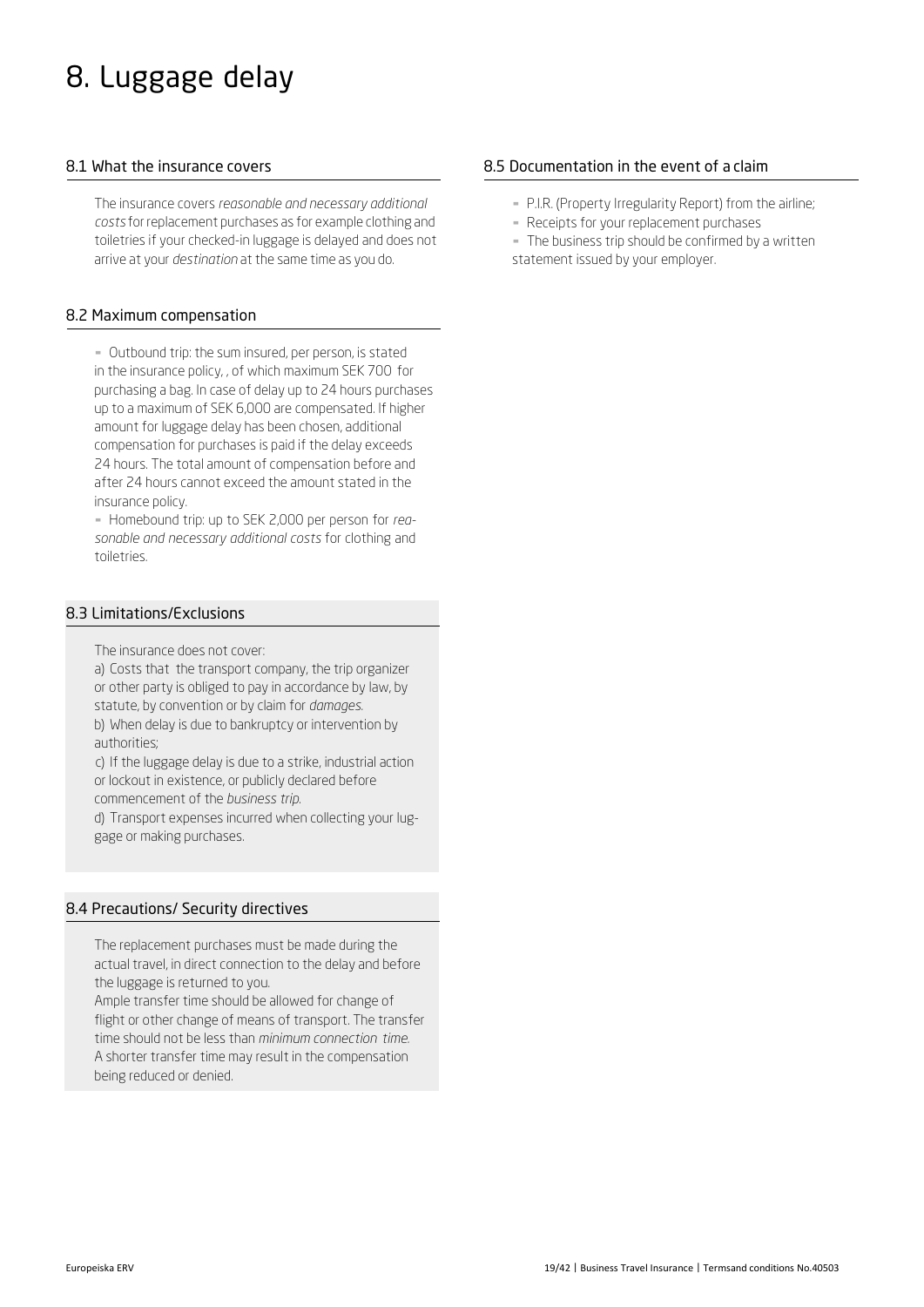# 8. Luggage delay

## 8.1 What the insurance covers

The insurance covers *reasonable and necessary additional costs* for replacement purchases as for example clothing and toiletries if your checked-in luggage is delayed and does not arrive at your *destination* at the same time as you do.

## 8.2 Maximum compensation

- Outbound trip: the sum insured, per person, is stated in the insurance policy, , of which maximum SEK 700 for purchasing a bag. In case of delay up to 24 hours purchases up to a maximum of SEK 6,000 are compensated. If higher amount for luggage delay has been chosen, additional compensation for purchases is paid if the delay exceeds 24 hours. The total amount of compensation before and after 24 hours cannot exceed the amount stated in the insurance policy.
- Homebound trip: up to SEK 2,000 per person for *reasonable and necessary additional costs* for clothing and toiletries.

## 8.3 Limitations/Exclusions

The insurance does not cover:

a) Costs that the transport company, the trip organizer or other party is obliged to pay in accordance by law, by statute, by convention or by claim for *damages*.

b) When delay is due to bankruptcy or intervention by authorities;

c) If the luggage delay is due to a strike, industrial action or lockout in existence, or publicly declared before commencement of the *business trip*.

d) Transport expenses incurred when collecting your luggage or making purchases.

## 8.4 Precautions/ Security directives

The replacement purchases must be made during the actual travel, in direct connection to the delay and before the luggage is returned to you.

Ample transfer time should be allowed for change of flight or other change of means of transport. The transfer time should not be less than *minimum connection time*. A shorter transfer time may result in the compensation being reduced or denied.

## 8.5 Documentation in the event of a claim

- P.I.R. (Property Irregularity Report) from the airline;
- Receipts for your replacement purchases
- The business trip should be confirmed by a written statement issued by your employer.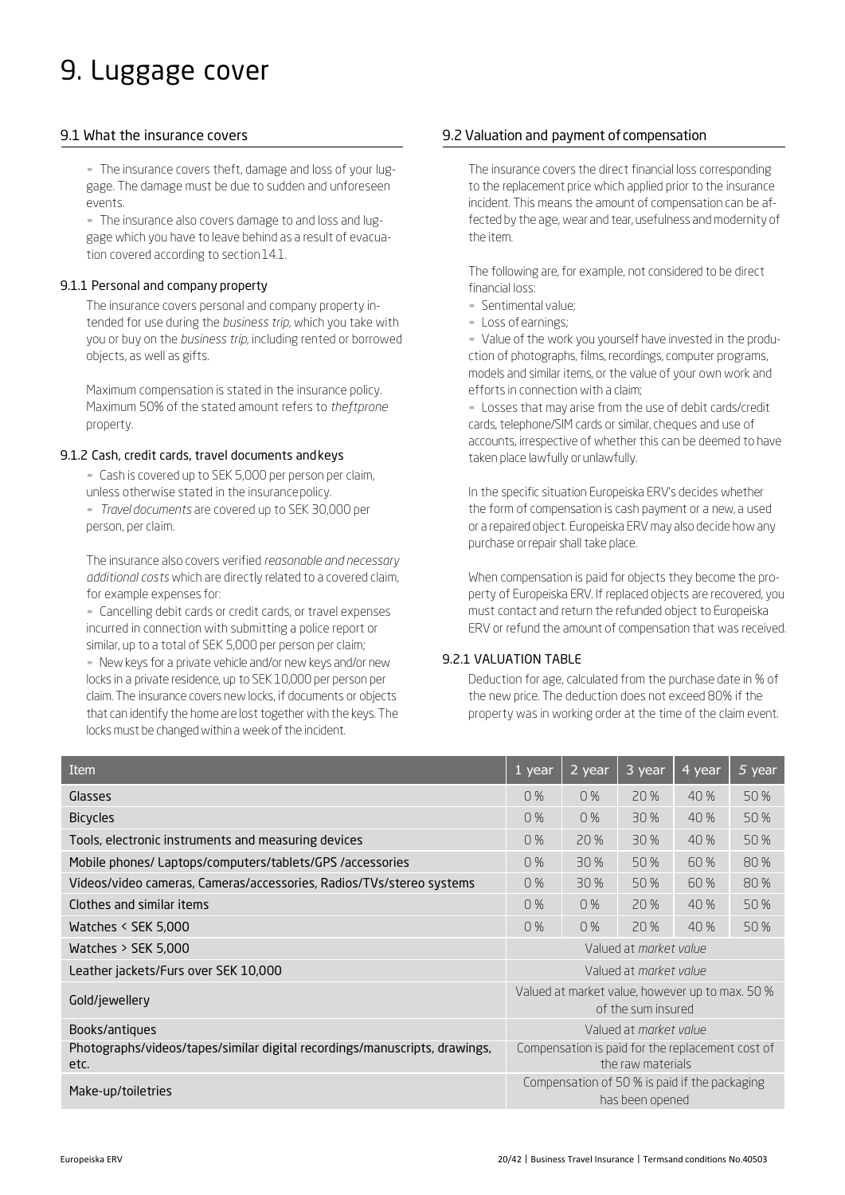# 9. Luggage cover

## 9.1 What the insurance covers

- The insurance covers theft, damage and loss of your luggage. The damage must be due to sudden and unforeseen events.
- The insurance also covers damage to and loss and luggage which you have to leave behind as a result of evacuation covered according to section 14.1.

### 9.1.1 Personal and company property

The insurance covers personal and company property intended for use during the *business trip*, which you take with you or buy on the *business trip*, including rented or borrowed objects, as well as gifts.

Maximum compensation is stated in the insurance policy. Maximum 50% of the stated amount refers to *theftprone* property.

### 9.1.2 Cash, credit cards, travel documents and keys

- Cash is covered up to SEK 5,000 per person per claim, unless otherwise stated in the insurance policy.
- *Travel documents* are covered up to SEK 30,000 per person, per claim.

The insurance also covers verified *reasonable and necessary additional costs* which are directly related to a covered claim, for example expenses for:

- Cancelling debit cards or credit cards, or travel expenses incurred in connection with submitting a police report or similar, up to a total of SEK 5,000 per person per claim;
- New keys for a private vehicle and/or new keys and/or new locks in a private residence, up to SEK 10,000 per person per claim. The insurance covers new locks, if documents or objects that can identify the home are lost together with the keys. The locks must be changed within a week of the incident.

## 9.2 Valuation and payment of compensation

The insurance covers the direct financial loss corresponding to the replacement price which applied prior to the insurance incident. This means the amount of compensation can be affected by the age, wear and tear, usefulness and modernity of the item.

The following are, for example, not considered to be direct financial loss:

- Sentimental value;
- Loss of earnings;
- Value of the work you yourself have invested in the production of photographs, films, recordings, computer programs, models and similar items, or the value of your own work and efforts in connection with a claim;
- Losses that may arise from the use of debit cards/credit cards, telephone/SIM cards or similar, cheques and use of accounts, irrespective of whether this can be deemed to have taken place lawfully or unlawfully.

In the specific situation Europeiska ERV's decides whether the form of compensation is cash payment or a new, a used or a repaired object. Europeiska ERV may also decide how any purchase or repair shall take place.

When compensation is paid for objects they become the property of Europeiska ERV. If replaced objects are recovered, you must contact and return the refunded object to Europeiska ERV or refund the amount of compensation that was received.

### 9.2.1 VALUATION TABLE

Deduction for age, calculated from the purchase date in % of the new price. The deduction does not exceed 80% if the property was in working order at the time of the claim event.

| Item | 1 year | 2 year | 3 year | 4 year | 5 year |
|---|---|---|---|---|---|
| Glasses | 0 % | 0 % | 20 % | 40 % | 50 % |
| Bicycles | 0 % | 0 % | 30 % | 40 % | 50 % |
| Tools, electronic instruments and measuring devices | 0 % | 20 % | 30 % | 40 % | 50 % |
| Mobile phones/ Laptops/computers/tablets/GPS /accessories | 0 % | 30 % | 50 % | 60 % | 80 % |
| Videos/video cameras, Cameras/accessories, Radios/TVs/stereo systems | 0 % | 30 % | 50 % | 60 % | 80 % |
| Clothes and similar items | 0 % | 0 % | 20 % | 40 % | 50 % |
| Watches < SEK 5,000 | 0 % | 0 % | 20 % | 40 % | 50 % |
| Watches > SEK 5,000 | Valued at *market value* | | | | |
| Leather jackets/Furs over SEK 10,000 | Valued at *market value* | | | | |
| Gold/jewellery | Valued at market value, however up to max. 50 % of the sum insured | | | | |
| Books/antiques | Valued at *market value* | | | | |
| Photographs/videos/tapes/similar digital recordings/manuscripts, drawings, etc. | Compensation is paid for the replacement cost of the raw materials | | | | |
| Make-up/toiletries | Compensation of 50 % is paid if the packaging has been opened | | | | |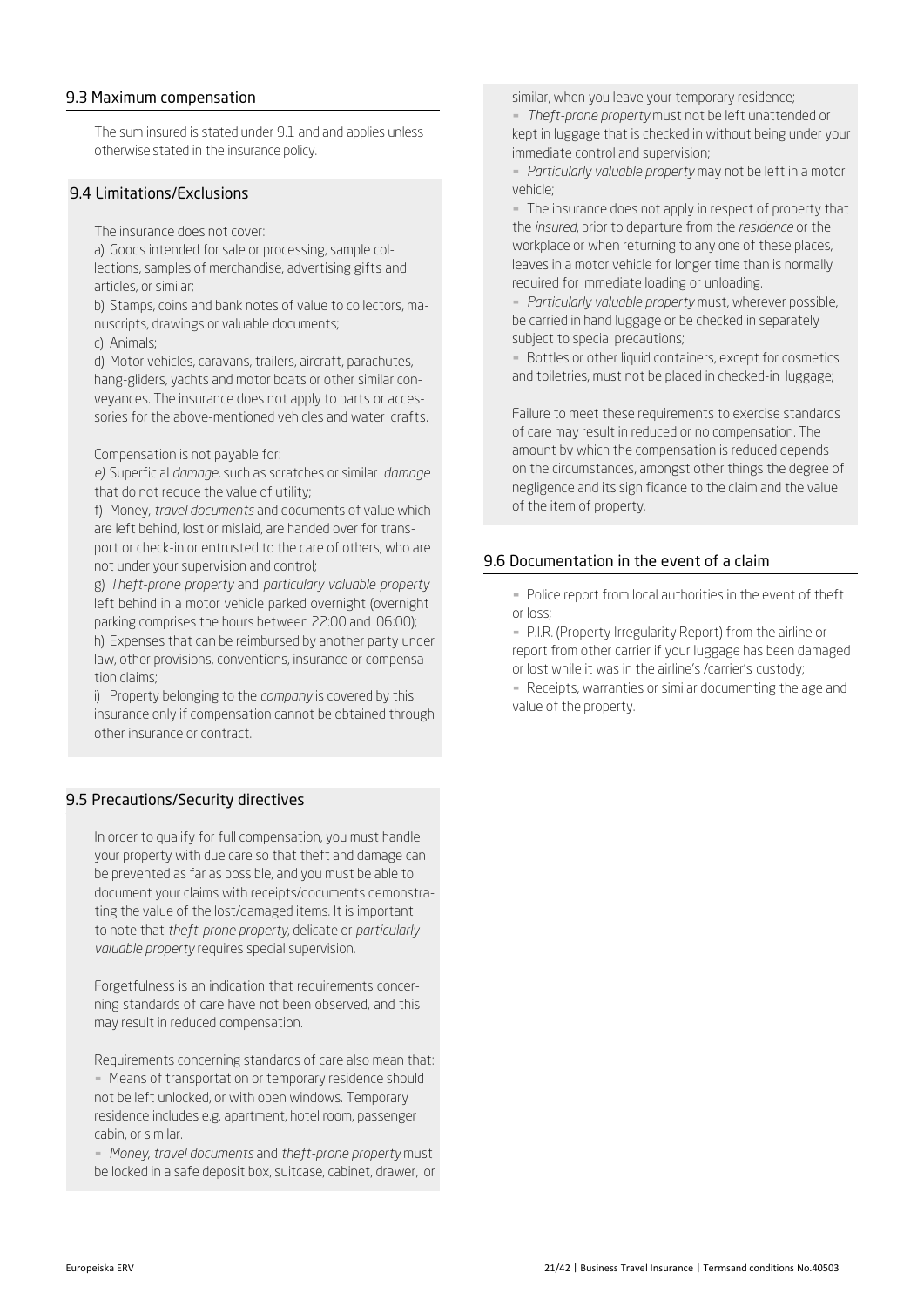## 9.3 Maximum compensation

The sum insured is stated under 9.1 and and applies unless otherwise stated in the insurance policy.

## 9.4 Limitations/Exclusions

The insurance does not cover:

a) Goods intended for sale or processing, sample collections, samples of merchandise, advertising gifts and articles, or similar;

b) Stamps, coins and bank notes of value to collectors, manuscripts, drawings or valuable documents;

c) Animals;

d) Motor vehicles, caravans, trailers, aircraft, parachutes, hang-gliders, yachts and motor boats or other similar conveyances. The insurance does not apply to parts or accessories for the above-mentioned vehicles and water crafts.

Compensation is not payable for:

*e)* Superficial *damage*, such as scratches or similar *damage* that do not reduce the value of utility;

f) Money, *travel documents* and documents of value which are left behind, lost or mislaid, are handed over for transport or check-in or entrusted to the care of others, who are not under your supervision and control;

g) *Theft-prone property* and *particulary valuable property* left behind in a motor vehicle parked overnight (overnight parking comprises the hours between 22:00 and 06:00);

h) Expenses that can be reimbursed by another party under law, other provisions, conventions, insurance or compensation claims;

i) Property belonging to the *company* is covered by this insurance only if compensation cannot be obtained through other insurance or contract.

## 9.5 Precautions/Security directives

In order to qualify for full compensation, you must handle your property with due care so that theft and damage can be prevented as far as possible, and you must be able to document your claims with receipts/documents demonstrating the value of the lost/damaged items. It is important to note that *theft-prone property*, delicate or *particularly valuable property* requires special supervision.

Forgetfulness is an indication that requirements concerning standards of care have not been observed, and this may result in reduced compensation.

Requirements concerning standards of care also mean that:

- Means of transportation or temporary residence should not be left unlocked, or with open windows. Temporary residence includes e.g. apartment, hotel room, passenger cabin, or similar.
- *Money, travel documents* and *theft-prone property* must be locked in a safe deposit box, suitcase, cabinet, drawer, or similar, when you leave your temporary residence;
- *Theft-prone property* must not be left unattended or kept in luggage that is checked in without being under your immediate control and supervision;
- *Particularly valuable property* may not be left in a motor vehicle;
- The insurance does not apply in respect of property that the *insured*, prior to departure from the *residence* or the workplace or when returning to any one of these places, leaves in a motor vehicle for longer time than is normally required for immediate loading or unloading.
- *Particularly valuable property* must, wherever possible, be carried in hand luggage or be checked in separately subject to special precautions;
- Bottles or other liquid containers, except for cosmetics and toiletries, must not be placed in checked-in luggage;

Failure to meet these requirements to exercise standards of care may result in reduced or no compensation. The amount by which the compensation is reduced depends on the circumstances, amongst other things the degree of negligence and its significance to the claim and the value of the item of property.

## 9.6 Documentation in the event of a claim

- Police report from local authorities in the event of theft or loss;
- P.I.R. (Property Irregularity Report) from the airline or report from other carrier if your luggage has been damaged or lost while it was in the airline's /carrier's custody;
- Receipts, warranties or similar documenting the age and value of the property.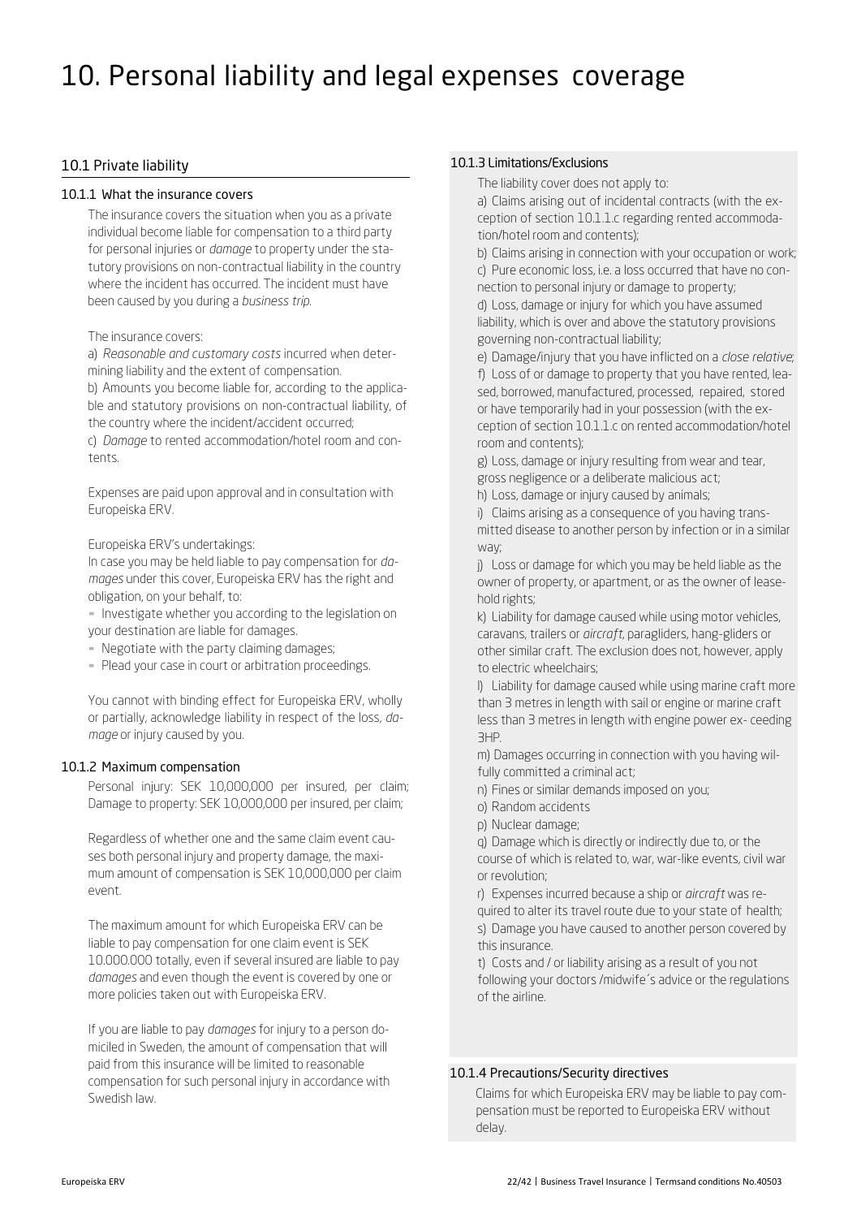# 10. Personal liability and legal expenses coverage

## 10.1 Private liability

### 10.1.1 What the insurance covers

The insurance covers the situation when you as a private individual become liable for compensation to a third party for personal injuries or *damage* to property under the statutory provisions on non-contractual liability in the country where the incident has occurred. The incident must have been caused by you during a *business trip*.

The insurance covers:

a) *Reasonable and customary costs* incurred when determining liability and the extent of compensation.

b) Amounts you become liable for, according to the applicable and statutory provisions on non-contractual liability, of the country where the incident/accident occurred;

c) *Damage* to rented accommodation/hotel room and contents.

Expenses are paid upon approval and in consultation with Europeiska ERV.

Europeiska ERV's undertakings:

In case you may be held liable to pay compensation for *damages* under this cover, Europeiska ERV has the right and obligation, on your behalf, to:

- Investigate whether you according to the legislation on your destination are liable for damages.
- Negotiate with the party claiming damages;
- Plead your case in court or arbitration proceedings.

You cannot with binding effect for Europeiska ERV, wholly or partially, acknowledge liability in respect of the loss, *damage* or injury caused by you.

### 10.1.2 Maximum compensation

Personal injury: SEK 10,000,000 per insured, per claim; Damage to property: SEK 10,000,000 per insured, per claim;

Regardless of whether one and the same claim event causes both personal injury and property damage, the maximum amount of compensation is SEK 10,000,000 per claim event.

The maximum amount for which Europeiska ERV can be liable to pay compensation for one claim event is SEK 10.000.000 totally, even if several insured are liable to pay *damages* and even though the event is covered by one or more policies taken out with Europeiska ERV.

If you are liable to pay *damages* for injury to a person domiciled in Sweden, the amount of compensation that will paid from this insurance will be limited to reasonable compensation for such personal injury in accordance with Swedish law.

### 10.1.3 Limitations/Exclusions

The liability cover does not apply to:

a) Claims arising out of incidental contracts (with the exception of section 10.1.1.c regarding rented accommodation/hotel room and contents);

b) Claims arising in connection with your occupation or work;

c) Pure economic loss, i.e. a loss occurred that have no connection to personal injury or damage to property;

d) Loss, damage or injury for which you have assumed liability, which is over and above the statutory provisions governing non-contractual liability;

e) Damage/injury that you have inflicted on a *close relative*;

f) Loss of or damage to property that you have rented, leased, borrowed, manufactured, processed, repaired, stored or have temporarily had in your possession (with the exception of section 10.1.1.c on rented accommodation/hotel room and contents);

g) Loss, damage or injury resulting from wear and tear, gross negligence or a deliberate malicious act;

h) Loss, damage or injury caused by animals;

i) Claims arising as a consequence of you having transmitted disease to another person by infection or in a similar way;

j) Loss or damage for which you may be held liable as the owner of property, or apartment, or as the owner of leasehold rights;

k) Liability for damage caused while using motor vehicles, caravans, trailers or *aircraft*, paragliders, hang-gliders or other similar craft. The exclusion does not, however, apply to electric wheelchairs;

l) Liability for damage caused while using marine craft more than 3 metres in length with sail or engine or marine craft less than 3 metres in length with engine power ex- ceeding 3HP.

m) Damages occurring in connection with you having wilfully committed a criminal act;

n) Fines or similar demands imposed on you;

o) Random accidents

p) Nuclear damage;

q) Damage which is directly or indirectly due to, or the course of which is related to, war, war-like events, civil war or revolution;

r) Expenses incurred because a ship or *aircraft* was required to alter its travel route due to your state of health;

s) Damage you have caused to another person covered by this insurance.

t) Costs and / or liability arising as a result of you not following your doctors /midwife´s advice or the regulations of the airline.

### 10.1.4 Precautions/Security directives

Claims for which Europeiska ERV may be liable to pay compensation must be reported to Europeiska ERV without delay.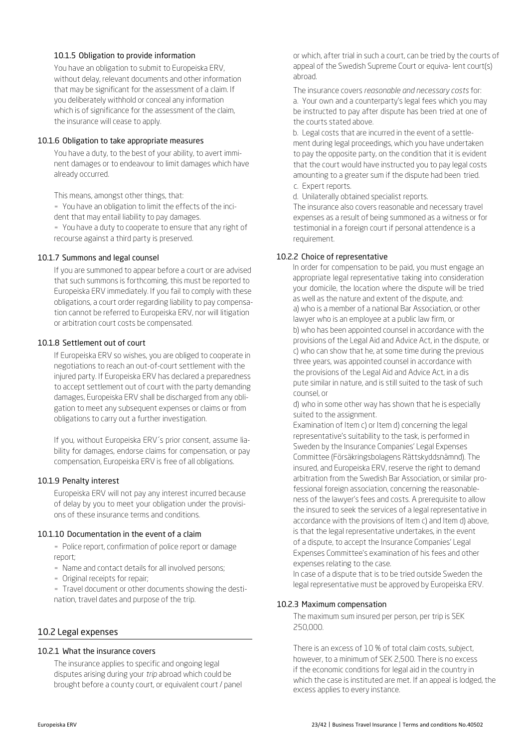#### 10.1.5 Obligation to provide information

You have an obligation to submit to Europeiska ERV, without delay, relevant documents and other information that may be significant for the assessment of a claim. If you deliberately withhold or conceal any information which is of significance for the assessment of the claim, the insurance will cease to apply.

#### 10.1.6 Obligation to take appropriate measures

You have a duty, to the best of your ability, to avert imminent damages or to endeavour to limit damages which have already occurred.

This means, amongst other things, that:

- You have an obligation to limit the effects of the incident that may entail liability to pay damages.
- You have a duty to cooperate to ensure that any right of recourse against a third party is preserved.

#### 10.1.7 Summons and legal counsel

If you are summoned to appear before a court or are advised that such summons is forthcoming, this must be reported to Europeiska ERV immediately. If you fail to comply with these obligations, a court order regarding liability to pay compensation cannot be referred to Europeiska ERV, nor will litigation or arbitration court costs be compensated.

#### 10.1.8 Settlement out of court

If Europeiska ERV so wishes, you are obliged to cooperate in negotiations to reach an out-of-court settlement with the injured party. If Europeiska ERV has declared a preparedness to accept settlement out of court with the party demanding damages, Europeiska ERV shall be discharged from any obligation to meet any subsequent expenses or claims or from obligations to carry out a further investigation.

If you, without Europeiska ERV´s prior consent, assume liability for damages, endorse claims for compensation, or pay compensation, Europeiska ERV is free of all obligations.

#### 10.1.9 Penalty interest

Europeiska ERV will not pay any interest incurred because of delay by you to meet your obligation under the provisions of these insurance terms and conditions.

#### 10.1.10 Documentation in the event of a claim

- Police report, confirmation of police report or damage report;
- Name and contact details for all involved persons;
- Original receipts for repair;
- Travel document or other documents showing the destination, travel dates and purpose of the trip.

## 10.2 Legal expenses

#### 10.2.1 What the insurance covers

The insurance applies to specific and ongoing legal disputes arising during your *trip* abroad which could be brought before a county court, or equivalent court / panel or which, after trial in such a court, can be tried by the courts of appeal of the Swedish Supreme Court or equiva- lent court(s) abroad.

The insurance covers *reasonable and necessary costs* for:

a. Your own and a counterparty's legal fees which you may be instructed to pay after dispute has been tried at one of the courts stated above.

b. Legal costs that are incurred in the event of a settlement during legal proceedings, which you have undertaken to pay the opposite party, on the condition that it is evident that the court would have instructed you to pay legal costs amounting to a greater sum if the dispute had been tried.

c. Expert reports.

d. Unilaterally obtained specialist reports.

The insurance also covers reasonable and necessary travel expenses as a result of being summoned as a witness or for testimonial in a foreign court if personal attendence is a requirement.

#### 10.2.2 Choice of representative

In order for compensation to be paid, you must engage an appropriate legal representative taking into consideration your domicile, the location where the dispute will be tried as well as the nature and extent of the dispute, and:

a) who is a member of a national Bar Association, or other lawyer who is an employee at a public law firm, or

b) who has been appointed counsel in accordance with the provisions of the Legal Aid and Advice Act, in the dispute, or

c) who can show that he, at some time during the previous three years, was appointed counsel in accordance with the provisions of the Legal Aid and Advice Act, in a dis pute similar in nature, and is still suited to the task of such counsel, or

d) who in some other way has shown that he is especially suited to the assignment.

Examination of Item c) or Item d) concerning the legal representative's suitability to the task, is performed in Sweden by the Insurance Companies' Legal Expenses Committee (Försäkringsbolagens Rättskyddsnämnd). The insured, and Europeiska ERV, reserve the right to demand arbitration from the Swedish Bar Association, or similar professional foreign association, concerning the reasonableness of the lawyer's fees and costs. A prerequisite to allow the insured to seek the services of a legal representative in accordance with the provisions of Item c) and Item d) above, is that the legal representative undertakes, in the event of a dispute, to accept the Insurance Companies' Legal Expenses Committee's examination of his fees and other expenses relating to the case.

In case of a dispute that is to be tried outside Sweden the legal representative must be approved by Europeiska ERV.

#### 10.2.3 Maximum compensation

The maximum sum insured per person, per trip is SEK 250,000.

There is an excess of 10 % of total claim costs, subject, however, to a minimum of SEK 2,500. There is no excess if the economic conditions for legal aid in the country in which the case is instituted are met. If an appeal is lodged, the excess applies to every instance.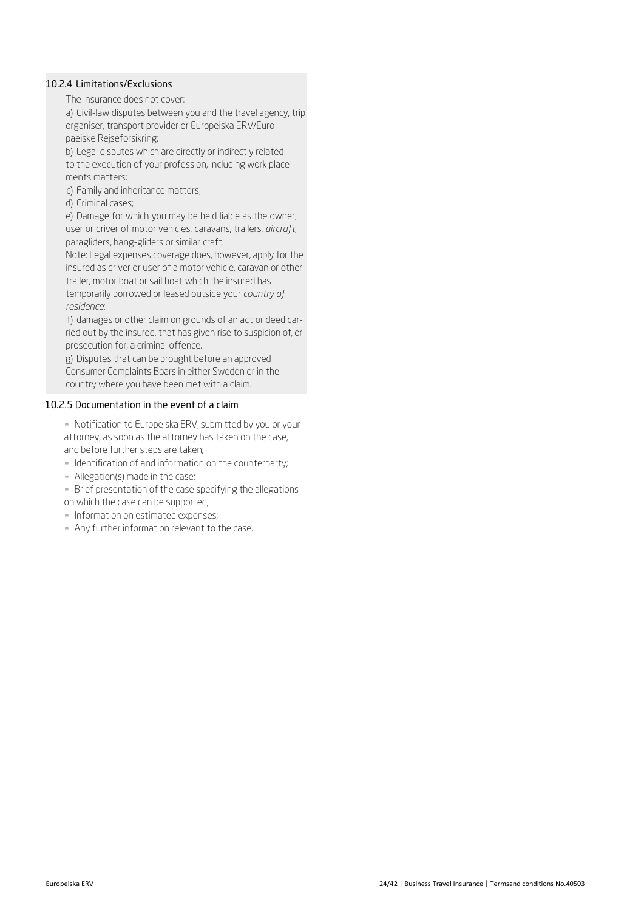### 10.2.4 Limitations/Exclusions

The insurance does not cover:

a) Civil-law disputes between you and the travel agency, trip organiser, transport provider or Europeiska ERV/Europaeiske Rejseforsikring;

b) Legal disputes which are directly or indirectly related to the execution of your profession, including work placements matters;

c) Family and inheritance matters;

d) Criminal cases;

e) Damage for which you may be held liable as the owner, user or driver of motor vehicles, caravans, trailers, *aircraft*, paragliders, hang-gliders or similar craft.

Note: Legal expenses coverage does, however, apply for the insured as driver or user of a motor vehicle, caravan or other trailer, motor boat or sail boat which the insured has temporarily borrowed or leased outside your *country of residence*;

f) damages or other claim on grounds of an act or deed carried out by the insured, that has given rise to suspicion of, or prosecution for, a criminal offence.

g) Disputes that can be brought before an approved Consumer Complaints Boars in either Sweden or in the country where you have been met with a claim.

### 10.2.5 Documentation in the event of a claim

- Notification to Europeiska ERV, submitted by you or your attorney, as soon as the attorney has taken on the case, and before further steps are taken;
- Identification of and information on the counterparty;
- Allegation(s) made in the case;
- Brief presentation of the case specifying the allegations on which the case can be supported;
- Information on estimated expenses;
- Any further information relevant to the case.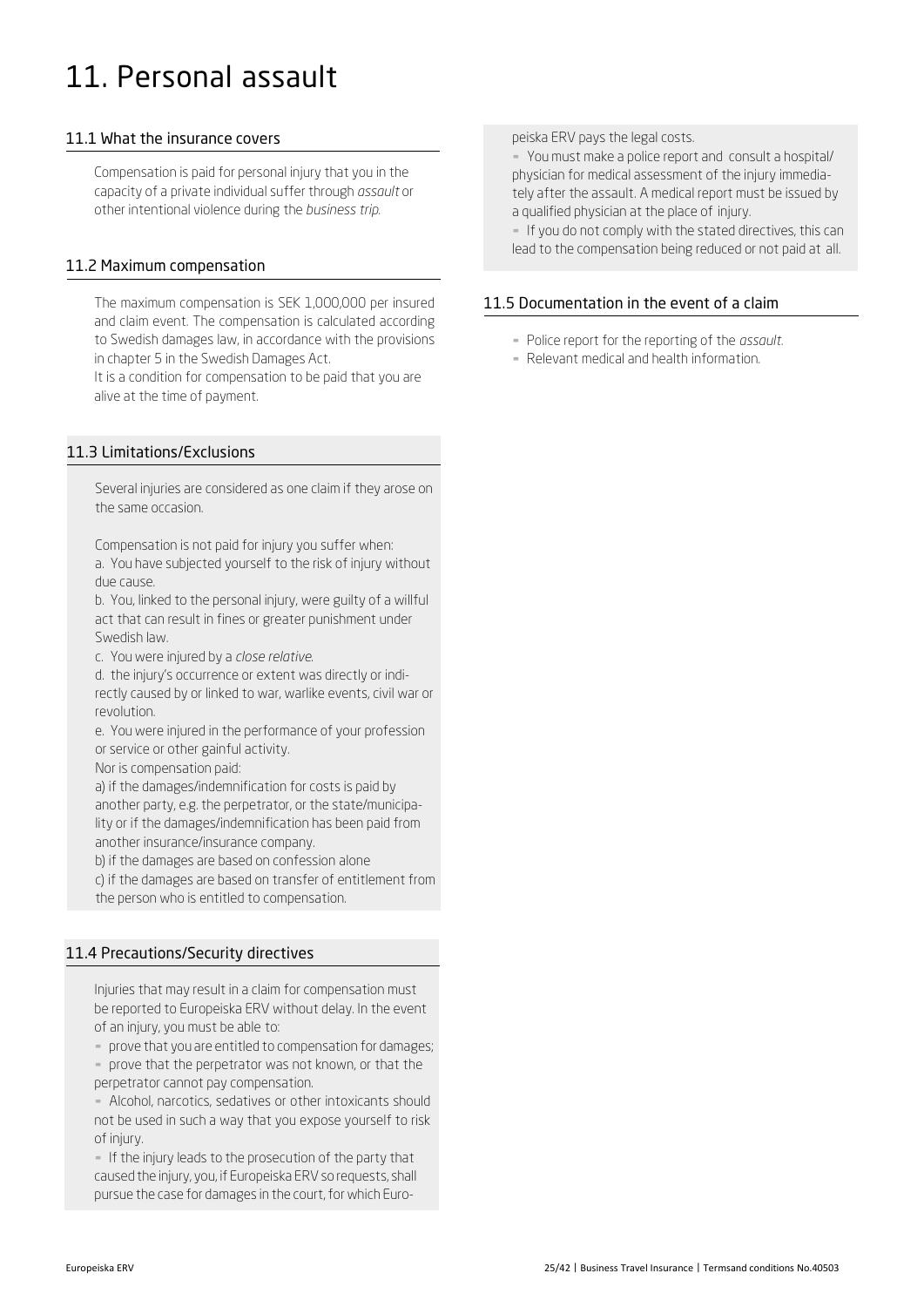# 11. Personal assault

## 11.1 What the insurance covers

Compensation is paid for personal injury that you in the capacity of a private individual suffer through *assault* or other intentional violence during the *business trip*.

## 11.2 Maximum compensation

The maximum compensation is SEK 1,000,000 per insured and claim event. The compensation is calculated according to Swedish damages law, in accordance with the provisions in chapter 5 in the Swedish Damages Act.

It is a condition for compensation to be paid that you are alive at the time of payment.

## 11.3 Limitations/Exclusions

Several injuries are considered as one claim if they arose on the same occasion.

Compensation is not paid for injury you suffer when:

a. You have subjected yourself to the risk of injury without due cause.

b. You, linked to the personal injury, were guilty of a willful act that can result in fines or greater punishment under Swedish law.

c. You were injured by a *close relative*.

d. the injury's occurrence or extent was directly or indirectly caused by or linked to war, warlike events, civil war or revolution.

e. You were injured in the performance of your profession or service or other gainful activity.

Nor is compensation paid:

a) if the damages/indemnification for costs is paid by another party, e.g. the perpetrator, or the state/municipality or if the damages/indemnification has been paid from another insurance/insurance company.

b) if the damages are based on confession alone

c) if the damages are based on transfer of entitlement from the person who is entitled to compensation.

## 11.4 Precautions/Security directives

Injuries that may result in a claim for compensation must be reported to Europeiska ERV without delay. In the event of an injury, you must be able to:

- prove that you are entitled to compensation for damages;
- prove that the perpetrator was not known, or that the perpetrator cannot pay compensation.
- Alcohol, narcotics, sedatives or other intoxicants should not be used in such a way that you expose yourself to risk of injury.
- If the injury leads to the prosecution of the party that caused the injury, you, if Europeiska ERV so requests, shall pursue the case for damages in the court, for which Europeiska ERV pays the legal costs.
- You must make a police report and consult a hospital/physician for medical assessment of the injury immediately after the assault. A medical report must be issued by a qualified physician at the place of injury.
- If you do not comply with the stated directives, this can lead to the compensation being reduced or not paid at all.

## 11.5 Documentation in the event of a claim

- Police report for the reporting of the *assault*.
- Relevant medical and health information.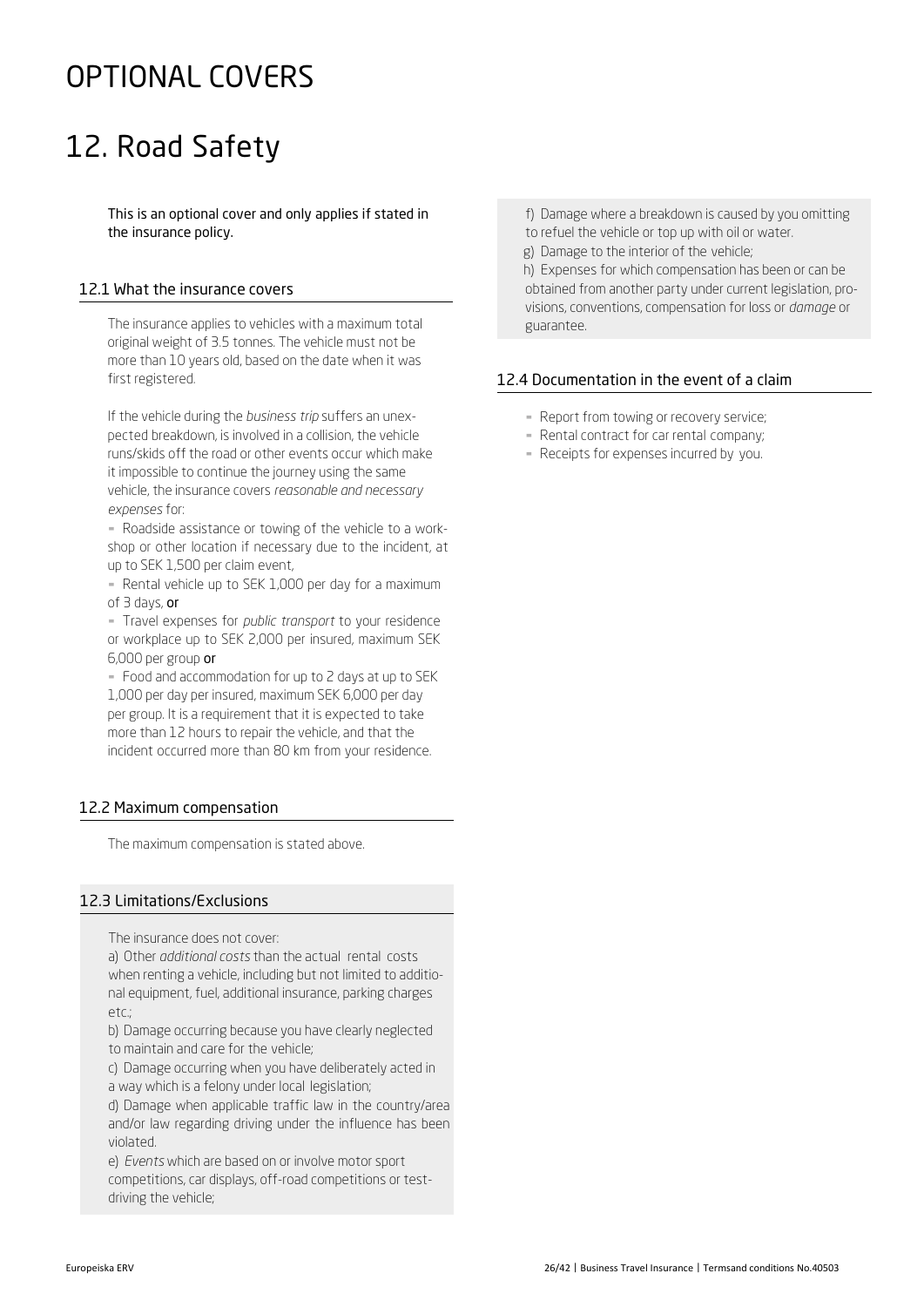# OPTIONAL COVERS

# 12. Road Safety

This is an optional cover and only applies if stated in the insurance policy.

### 12.1 What the insurance covers

The insurance applies to vehicles with a maximum total original weight of 3.5 tonnes. The vehicle must not be more than 10 years old, based on the date when it was first registered.

If the vehicle during the *business trip* suffers an unexpected breakdown, is involved in a collision, the vehicle runs/skids off the road or other events occur which make it impossible to continue the journey using the same vehicle, the insurance covers *reasonable and necessary expenses* for:

- Roadside assistance or towing of the vehicle to a workshop or other location if necessary due to the incident, at up to SEK 1,500 per claim event,
- Rental vehicle up to SEK 1,000 per day for a maximum of 3 days, **or**
- Travel expenses for *public transport* to your residence or workplace up to SEK 2,000 per insured, maximum SEK 6,000 per group **or**
- Food and accommodation for up to 2 days at up to SEK 1,000 per day per insured, maximum SEK 6,000 per day per group. It is a requirement that it is expected to take more than 12 hours to repair the vehicle, and that the incident occurred more than 80 km from your residence.

### 12.2 Maximum compensation

The maximum compensation is stated above.

### 12.3 Limitations/Exclusions

The insurance does not cover:

a) Other *additional costs* than the actual rental costs when renting a vehicle, including but not limited to additional equipment, fuel, additional insurance, parking charges etc.;

b) Damage occurring because you have clearly neglected to maintain and care for the vehicle;

c) Damage occurring when you have deliberately acted in a way which is a felony under local legislation;

d) Damage when applicable traffic law in the country/area and/or law regarding driving under the influence has been violated.

e) *Events* which are based on or involve motor sport competitions, car displays, off-road competitions or test-driving the vehicle;

f) Damage where a breakdown is caused by you omitting to refuel the vehicle or top up with oil or water.

g) Damage to the interior of the vehicle;

h) Expenses for which compensation has been or can be obtained from another party under current legislation, provisions, conventions, compensation for loss or *damage* or guarantee.

### 12.4 Documentation in the event of a claim

- Report from towing or recovery service;
- Rental contract for car rental company;
- Receipts for expenses incurred by you.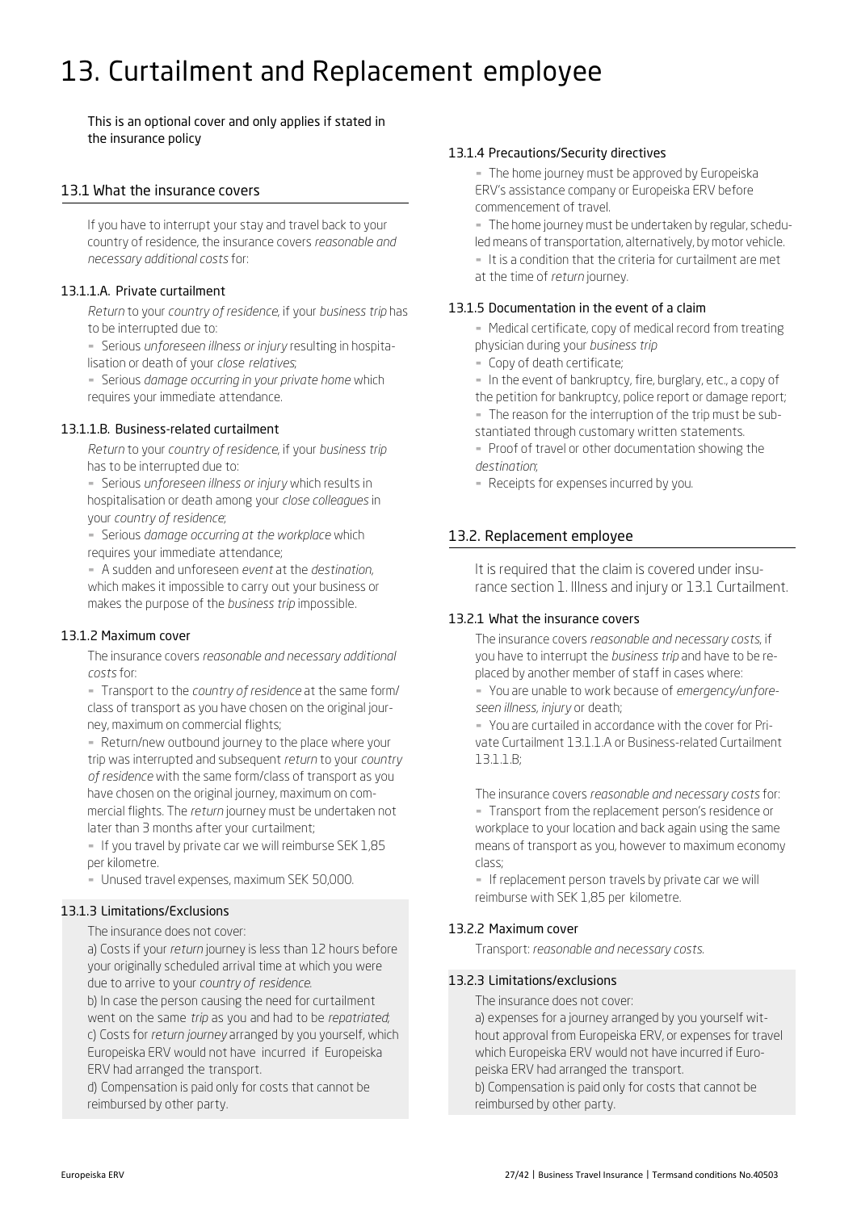# 13. Curtailment and Replacement employee

This is an optional cover and only applies if stated in the insurance policy

## 13.1 What the insurance covers

If you have to interrupt your stay and travel back to your country of residence, the insurance covers *reasonable and necessary additional costs* for:

### 13.1.1.A. Private curtailment

*Return* to your *country of residence*, if your *business trip* has to be interrupted due to:

- Serious *unforeseen illness or injury* resulting in hospitalisation or death of your *close relatives*;
- Serious *damage occurring in your private home* which requires your immediate attendance.

### 13.1.1.B. Business-related curtailment

*Return* to your *country of residence*, if your *business trip* has to be interrupted due to:

- Serious *unforeseen illness or injury* which results in hospitalisation or death among your *close colleagues* in your *country of residence*;
- Serious *damage occurring at the workplace* which requires your immediate attendance;
- A sudden and unforeseen *event* at the *destination*, which makes it impossible to carry out your business or makes the purpose of the *business trip* impossible.

### 13.1.2 Maximum cover

The insurance covers *reasonable and necessary additional costs* for:

- Transport to the *country of residence* at the same form/class of transport as you have chosen on the original journey, maximum on commercial flights;
- Return/new outbound journey to the place where your trip was interrupted and subsequent *return* to your *country of residence* with the same form/class of transport as you have chosen on the original journey, maximum on commercial flights. The *return* journey must be undertaken not later than 3 months after your curtailment;
- If you travel by private car we will reimburse SEK 1,85 per kilometre.
- Unused travel expenses, maximum SEK 50,000.

### 13.1.3 Limitations/Exclusions

The insurance does not cover:

a) Costs if your *return* journey is less than 12 hours before your originally scheduled arrival time at which you were due to arrive to your *country of residence*.

b) In case the person causing the need for curtailment went on the same *trip* as you and had to be *repatriated*;

c) Costs for *return journey* arranged by you yourself, which Europeiska ERV would not have incurred if Europeiska ERV had arranged the transport.

d) Compensation is paid only for costs that cannot be reimbursed by other party.

### 13.1.4 Precautions/Security directives

- The home journey must be approved by Europeiska ERV's assistance company or Europeiska ERV before commencement of travel.
- The home journey must be undertaken by regular, scheduled means of transportation, alternatively, by motor vehicle.
- It is a condition that the criteria for curtailment are met at the time of *return* journey.

### 13.1.5 Documentation in the event of a claim

- Medical certificate, copy of medical record from treating physician during your *business trip*
- Copy of death certificate;
- In the event of bankruptcy, fire, burglary, etc., a copy of the petition for bankruptcy, police report or damage report;
- The reason for the interruption of the trip must be substantiated through customary written statements.
- Proof of travel or other documentation showing the *destination*;
- Receipts for expenses incurred by you.

## 13.2. Replacement employee

It is required that the claim is covered under insurance section 1. Illness and injury or 13.1 Curtailment.

### 13.2.1 What the insurance covers

The insurance covers *reasonable and necessary costs*, if you have to interrupt the *business trip* and have to be replaced by another member of staff in cases where:

- You are unable to work because of *emergency/unforeseen illness, injury* or death;
- You are curtailed in accordance with the cover for Private Curtailment 13.1.1.A or Business-related Curtailment 13.1.1.B;

The insurance covers *reasonable and necessary costs* for:

- Transport from the replacement person's residence or workplace to your location and back again using the same means of transport as you, however to maximum economy class;
- If replacement person travels by private car we will reimburse with SEK 1,85 per kilometre.

### 13.2.2 Maximum cover

Transport: *reasonable and necessary costs.*

### 13.2.3 Limitations/exclusions

The insurance does not cover:

a) expenses for a journey arranged by you yourself without approval from Europeiska ERV, or expenses for travel which Europeiska ERV would not have incurred if Europeiska ERV had arranged the transport.

b) Compensation is paid only for costs that cannot be reimbursed by other party.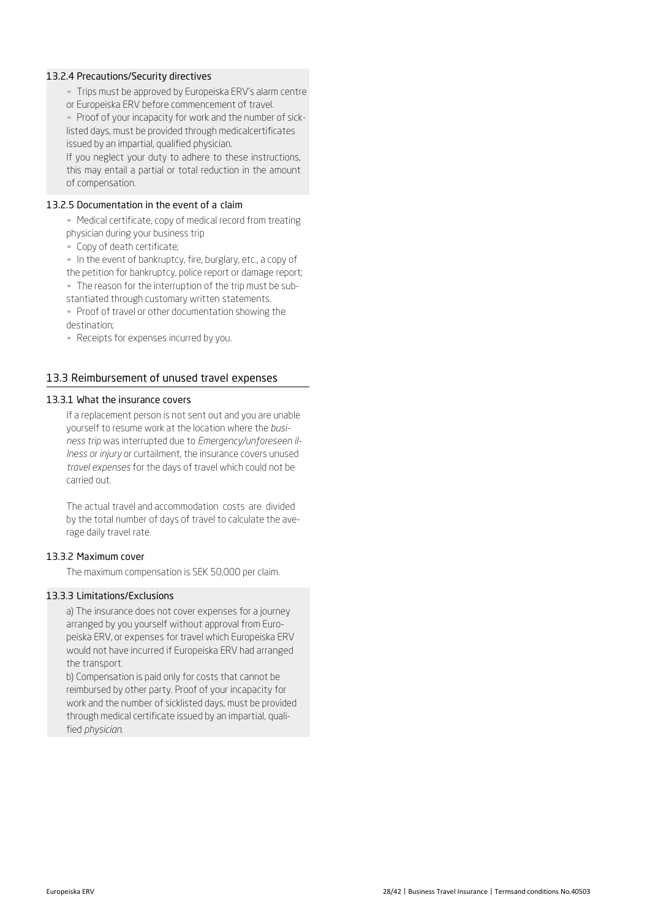### 13.2.4 Precautions/Security directives

- Trips must be approved by Europeiska ERV's alarm centre or Europeiska ERV before commencement of travel.
- Proof of your incapacity for work and the number of sick-listed days, must be provided through medicalcertificates issued by an impartial, qualified physician.

If you neglect your duty to adhere to these instructions, this may entail a partial or total reduction in the amount of compensation.

### 13.2.5 Documentation in the event of a claim

- Medical certificate, copy of medical record from treating physician during your business trip
- Copy of death certificate;
- In the event of bankruptcy, fire, burglary, etc., a copy of the petition for bankruptcy, police report or damage report;
- The reason for the interruption of the trip must be substantiated through customary written statements.
- Proof of travel or other documentation showing the destination;
- Receipts for expenses incurred by you.

## 13.3 Reimbursement of unused travel expenses

### 13.3.1 What the insurance covers

If a replacement person is not sent out and you are unable yourself to resume work at the location where the *business trip* was interrupted due to *Emergency/unforeseen illness or injury* or curtailment, the insurance covers unused *travel expenses* for the days of travel which could not be carried out.

The actual travel and accommodation costs are divided by the total number of days of travel to calculate the average daily travel rate.

### 13.3.2 Maximum cover

The maximum compensation is SEK 50,000 per claim.

### 13.3.3 Limitations/Exclusions

a) The insurance does not cover expenses for a journey arranged by you yourself without approval from Europeiska ERV, or expenses for travel which Europeiska ERV would not have incurred if Europeiska ERV had arranged the transport.

b) Compensation is paid only for costs that cannot be reimbursed by other party. Proof of your incapacity for work and the number of sicklisted days, must be provided through medical certificate issued by an impartial, qualified *physician*.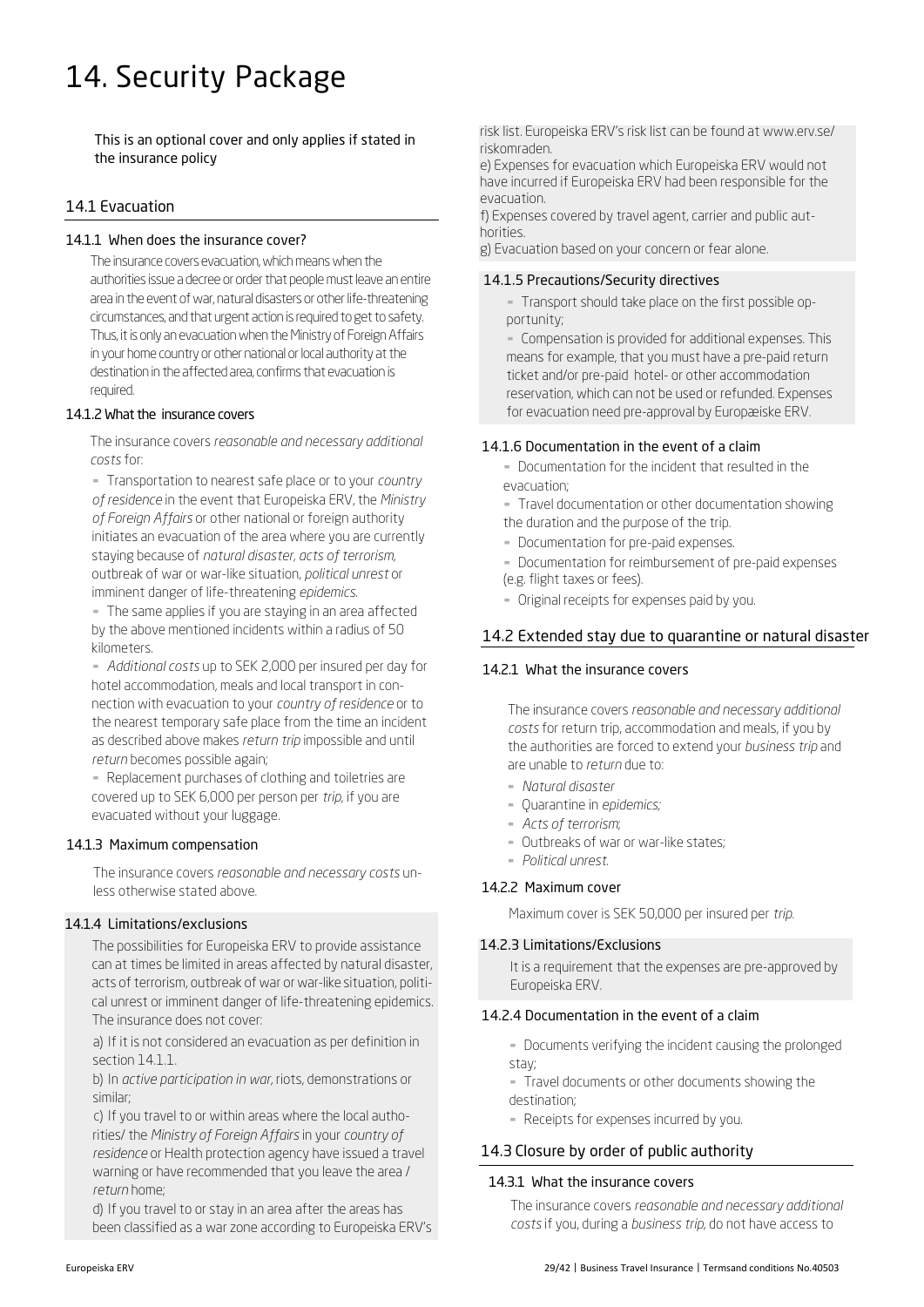# 14. Security Package

This is an optional cover and only applies if stated in the insurance policy

## 14.1 Evacuation

### 14.1.1 When does the insurance cover?

The insurance covers evacuation, which means when the authorities issue a decree or order that people must leave an entire area in the event of war, natural disasters or other life-threatening circumstances, and that urgent action is required to get to safety. Thus, it is only an evacuation when the Ministry of Foreign Affairs in your home country or other national or local authority at the destination in the affected area, confirms that evacuation is required.

### 14.1.2 What the insurance covers

The insurance covers *reasonable and necessary additional costs* for:

- Transportation to nearest safe place or to your *country of residence* in the event that Europeiska ERV, the *Ministry of Foreign Affairs* or other national or foreign authority initiates an evacuation of the area where you are currently staying because of *natural disaster, acts of terrorism,* outbreak of war or war-like situation, *political unrest* or imminent danger of life-threatening *epidemics.*
- The same applies if you are staying in an area affected by the above mentioned incidents within a radius of 50 kilometers.
- *Additional costs* up to SEK 2,000 per insured per day for hotel accommodation, meals and local transport in connection with evacuation to your *country of residence* or to the nearest temporary safe place from the time an incident as described above makes *return trip* impossible and until *return* becomes possible again;
- Replacement purchases of clothing and toiletries are covered up to SEK 6,000 per person per *trip,* if you are evacuated without your luggage.

### 14.1.3 Maximum compensation

The insurance covers *reasonable and necessary costs* unless otherwise stated above.

### 14.1.4 Limitations/exclusions

The possibilities for Europeiska ERV to provide assistance can at times be limited in areas affected by natural disaster, acts of terrorism, outbreak of war or war-like situation, political unrest or imminent danger of life-threatening epidemics. The insurance does not cover:

a) If it is not considered an evacuation as per definition in section 14.1.1.

b) In *active participation in war,* riots, demonstrations or similar;

c) If you travel to or within areas where the local authorities/ the *Ministry of Foreign Affairs* in your *country of residence* or Health protection agency have issued a travel warning or have recommended that you leave the area / *return* home;

d) If you travel to or stay in an area after the areas has been classified as a war zone according to Europeiska ERV's risk list. Europeiska ERV's risk list can be found at www.erv.se/riskomraden.

e) Expenses for evacuation which Europeiska ERV would not have incurred if Europeiska ERV had been responsible for the evacuation.

f) Expenses covered by travel agent, carrier and public authorities.

g) Evacuation based on your concern or fear alone.

### 14.1.5 Precautions/Security directives

- Transport should take place on the first possible opportunity;
- Compensation is provided for additional expenses. This means for example, that you must have a pre-paid return ticket and/or pre-paid hotel- or other accommodation reservation, which can not be used or refunded. Expenses for evacuation need pre-approval by Europæiske ERV.

### 14.1.6 Documentation in the event of a claim

- Documentation for the incident that resulted in the evacuation;
- Travel documentation or other documentation showing the duration and the purpose of the trip.
- Documentation for pre-paid expenses.
- Documentation for reimbursement of pre-paid expenses (e.g. flight taxes or fees).
- Original receipts for expenses paid by you.

## 14.2 Extended stay due to quarantine or natural disaster

### 14.2.1 What the insurance covers

The insurance covers *reasonable and necessary additional costs* for return trip, accommodation and meals, if you by the authorities are forced to extend your *business trip* and are unable to *return* due to:

- *Natural disaster*
- Quarantine in *epidemics;*
- *Acts of terrorism*;
- Outbreaks of war or war-like states;
- *Political unrest.*

### 14.2.2 Maximum cover

Maximum cover is SEK 50,000 per insured per *trip.*

### 14.2.3 Limitations/Exclusions

It is a requirement that the expenses are pre-approved by Europeiska ERV.

### 14.2.4 Documentation in the event of a claim

- Documents verifying the incident causing the prolonged stay;
- Travel documents or other documents showing the destination;
- Receipts for expenses incurred by you.

## 14.3 Closure by order of public authority

### 14.3.1 What the insurance covers

The insurance covers *reasonable and necessary additional costs* if you, during a *business trip,* do not have access to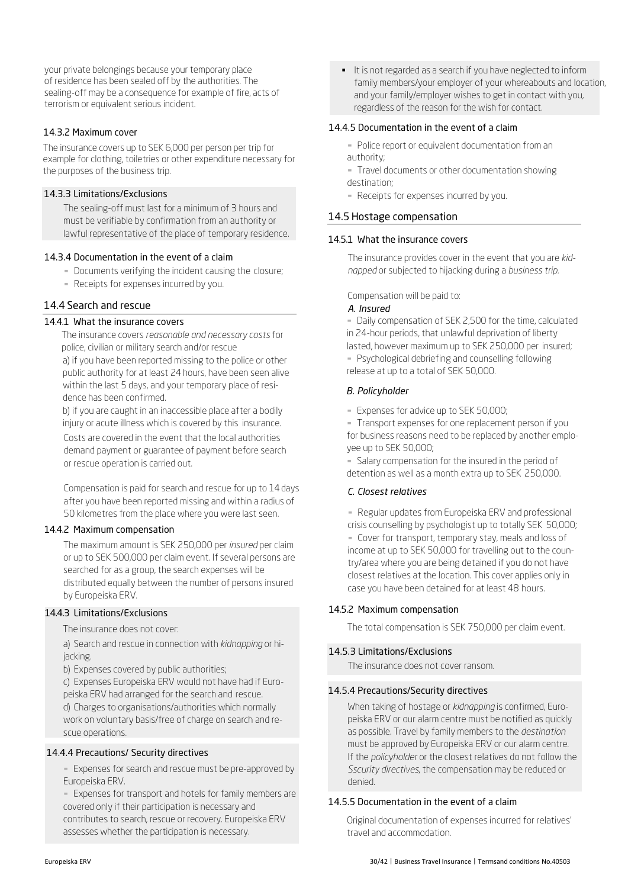your private belongings because your temporary place of residence has been sealed off by the authorities. The sealing-off may be a consequence for example of fire, acts of terrorism or equivalent serious incident.

#### 14.3.2 Maximum cover

The insurance covers up to SEK 6,000 per person per trip for example for clothing, toiletries or other expenditure necessary for the purposes of the business trip.

#### 14.3.3 Limitations/Exclusions

The sealing-off must last for a minimum of 3 hours and must be verifiable by confirmation from an authority or lawful representative of the place of temporary residence.

#### 14.3.4 Documentation in the event of a claim

- Documents verifying the incident causing the closure;
- Receipts for expenses incurred by you.

### 14.4 Search and rescue

#### 14.4.1 What the insurance covers

The insurance covers *reasonable and necessary costs* for police, civilian or military search and/or rescue

a) if you have been reported missing to the police or other public authority for at least 24 hours, have been seen alive within the last 5 days, and your temporary place of residence has been confirmed.

b) if you are caught in an inaccessible place after a bodily injury or acute illness which is covered by this insurance.

Costs are covered in the event that the local authorities demand payment or guarantee of payment before search or rescue operation is carried out.

Compensation is paid for search and rescue for up to 14 days after you have been reported missing and within a radius of 50 kilometres from the place where you were last seen.

#### 14.4.2 Maximum compensation

The maximum amount is SEK 250,000 per *insured* per claim or up to SEK 500,000 per claim event. If several persons are searched for as a group, the search expenses will be distributed equally between the number of persons insured by Europeiska ERV.

#### 14.4.3 Limitations/Exclusions

The insurance does not cover:

a) Search and rescue in connection with *kidnapping* or hijacking.

b) Expenses covered by public authorities;

c) Expenses Europeiska ERV would not have had if Europeiska ERV had arranged for the search and rescue.

d) Charges to organisations/authorities which normally work on voluntary basis/free of charge on search and rescue operations.

#### 14.4.4 Precautions/ Security directives

- Expenses for search and rescue must be pre-approved by Europeiska ERV.
- Expenses for transport and hotels for family members are covered only if their participation is necessary and contributes to search, rescue or recovery. Europeiska ERV assesses whether the participation is necessary.
- It is not regarded as a search if you have neglected to inform family members/your employer of your whereabouts and location, and your family/employer wishes to get in contact with you, regardless of the reason for the wish for contact.

#### 14.4.5 Documentation in the event of a claim

- Police report or equivalent documentation from an authority;
- Travel documents or other documentation showing destination;
- Receipts for expenses incurred by you.

### 14.5 Hostage compensation

#### 14.5.1 What the insurance covers

The insurance provides cover in the event that you are *kidnapped* or subjected to hijacking during a *business trip*.

Compensation will be paid to:

*A. Insured*

- Daily compensation of SEK 2,500 for the time, calculated in 24-hour periods, that unlawful deprivation of liberty lasted, however maximum up to SEK 250,000 per insured;
- Psychological debriefing and counselling following release at up to a total of SEK 50,000.

*B. Policyholder*

- Expenses for advice up to SEK 50,000;
- Transport expenses for one replacement person if you for business reasons need to be replaced by another employee up to SEK 50,000;
- Salary compensation for the insured in the period of detention as well as a month extra up to SEK 250,000.

*C. Closest relatives*

- Regular updates from Europeiska ERV and professional crisis counselling by psychologist up to totally SEK 50,000;
- Cover for transport, temporary stay, meals and loss of income at up to SEK 50,000 for travelling out to the country/area where you are being detained if you do not have closest relatives at the location. This cover applies only in case you have been detained for at least 48 hours.

#### 14.5.2 Maximum compensation

The total compensation is SEK 750,000 per claim event.

#### 14.5.3 Limitations/Exclusions

The insurance does not cover ransom.

#### 14.5.4 Precautions/Security directives

When taking of hostage or *kidnapping* is confirmed, Europeiska ERV or our alarm centre must be notified as quickly as possible. Travel by family members to the *destination* must be approved by Europeiska ERV or our alarm centre. If the *policyholder* or the closest relatives do not follow the *Sscurity directives*, the compensation may be reduced or denied.

#### 14.5.5 Documentation in the event of a claim

Original documentation of expenses incurred for relatives' travel and accommodation.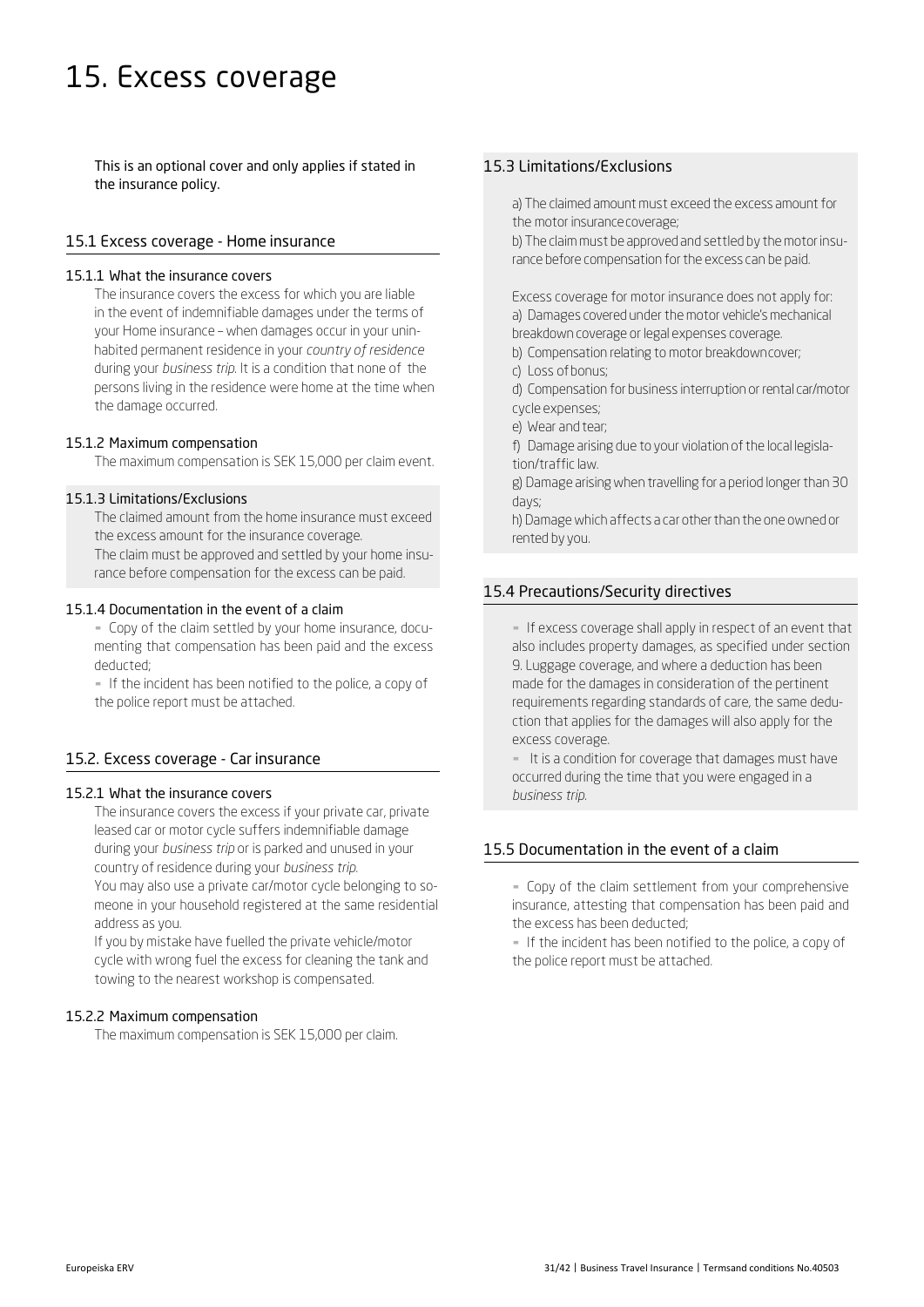# 15. Excess coverage

This is an optional cover and only applies if stated in the insurance policy.

## 15.1 Excess coverage - Home insurance

### 15.1.1 What the insurance covers

The insurance covers the excess for which you are liable in the event of indemnifiable damages under the terms of your Home insurance – when damages occur in your uninhabited permanent residence in your *country of residence* during your *business trip*. It is a condition that none of the persons living in the residence were home at the time when the damage occurred.

### 15.1.2 Maximum compensation

The maximum compensation is SEK 15,000 per claim event.

### 15.1.3 Limitations/Exclusions

The claimed amount from the home insurance must exceed the excess amount for the insurance coverage.
The claim must be approved and settled by your home insurance before compensation for the excess can be paid.

### 15.1.4 Documentation in the event of a claim

- Copy of the claim settled by your home insurance, documenting that compensation has been paid and the excess deducted;
- If the incident has been notified to the police, a copy of the police report must be attached.

## 15.2. Excess coverage - Car insurance

### 15.2.1 What the insurance covers

The insurance covers the excess if your private car, private leased car or motor cycle suffers indemnifiable damage during your *business trip* or is parked and unused in your country of residence during your *business trip*.
You may also use a private car/motor cycle belonging to someone in your household registered at the same residential address as you.
If you by mistake have fuelled the private vehicle/motor cycle with wrong fuel the excess for cleaning the tank and towing to the nearest workshop is compensated.

### 15.2.2 Maximum compensation

The maximum compensation is SEK 15,000 per claim.

## 15.3 Limitations/Exclusions

a) The claimed amount must exceed the excess amount for the motor insurance coverage;
b) The claim must be approved and settled by the motor insurance before compensation for the excess can be paid.

Excess coverage for motor insurance does not apply for:
a) Damages covered under the motor vehicle's mechanical breakdown coverage or legal expenses coverage.
b) Compensation relating to motor breakdown cover;
c) Loss of bonus;
d) Compensation for business interruption or rental car/motor cycle expenses;
e) Wear and tear;
f) Damage arising due to your violation of the local legislation/traffic law.
g) Damage arising when travelling for a period longer than 30 days;
h) Damage which affects a car other than the one owned or rented by you.

## 15.4 Precautions/Security directives

- If excess coverage shall apply in respect of an event that also includes property damages, as specified under section 9. Luggage coverage, and where a deduction has been made for the damages in consideration of the pertinent requirements regarding standards of care, the same deduction that applies for the damages will also apply for the excess coverage.
- It is a condition for coverage that damages must have occurred during the time that you were engaged in a *business trip*.

## 15.5 Documentation in the event of a claim

- Copy of the claim settlement from your comprehensive insurance, attesting that compensation has been paid and the excess has been deducted;
- If the incident has been notified to the police, a copy of the police report must be attached.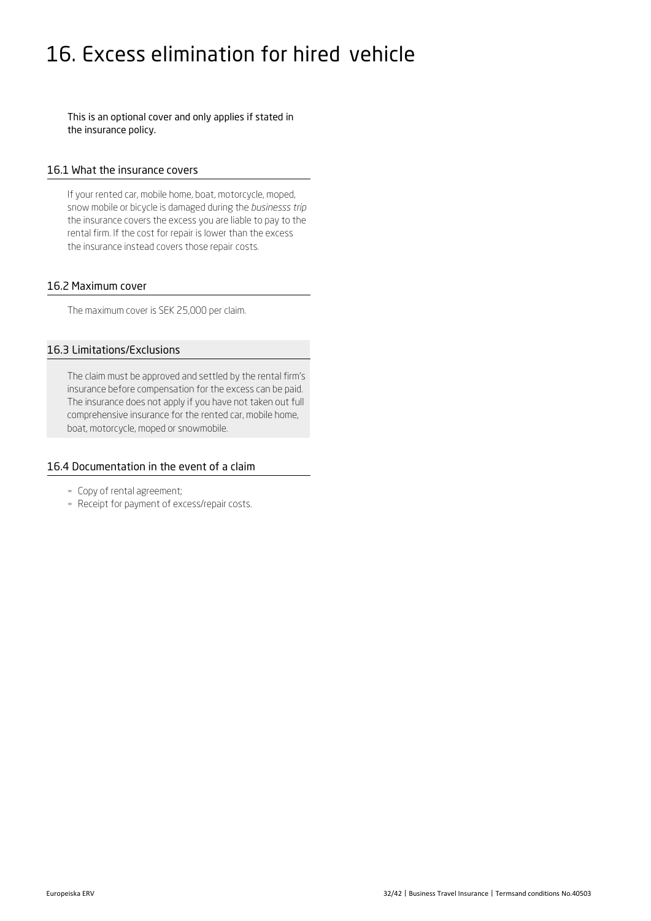# 16. Excess elimination for hired vehicle

This is an optional cover and only applies if stated in the insurance policy.

## 16.1 What the insurance covers

If your rented car, mobile home, boat, motorcycle, moped, snow mobile or bicycle is damaged during the *businesss trip* the insurance covers the excess you are liable to pay to the rental firm. If the cost for repair is lower than the excess the insurance instead covers those repair costs.

## 16.2 Maximum cover

The maximum cover is SEK 25,000 per claim.

## 16.3 Limitations/Exclusions

The claim must be approved and settled by the rental firm's insurance before compensation for the excess can be paid. The insurance does not apply if you have not taken out full comprehensive insurance for the rented car, mobile home, boat, motorcycle, moped or snowmobile.

## 16.4 Documentation in the event of a claim

- Copy of rental agreement;
- Receipt for payment of excess/repair costs.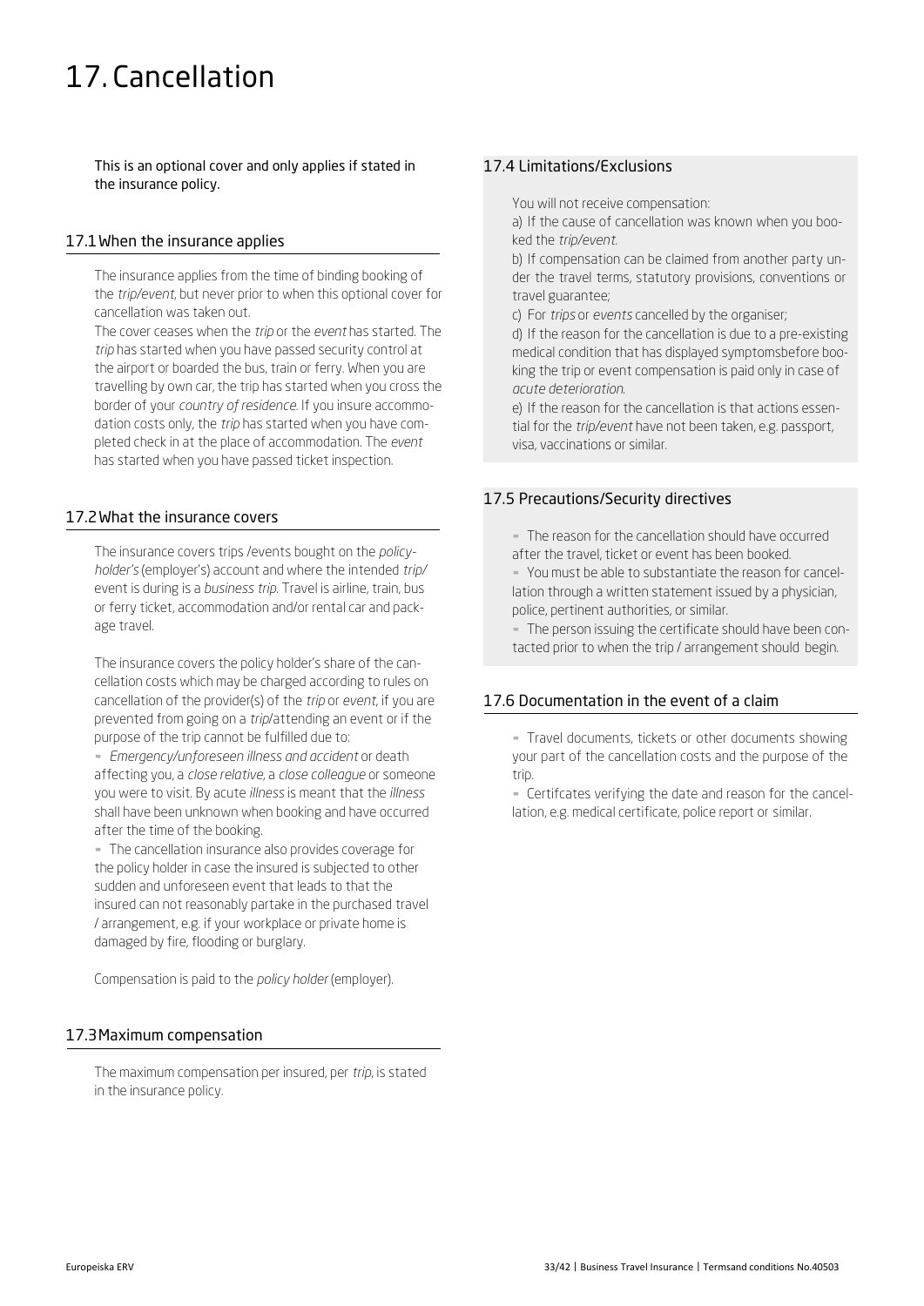# 17. Cancellation

This is an optional cover and only applies if stated in the insurance policy.

## 17.1 When the insurance applies

The insurance applies from the time of binding booking of the *trip/event*, but never prior to when this optional cover for cancellation was taken out.

The cover ceases when the *trip* or the *event* has started. The *trip* has started when you have passed security control at the airport or boarded the bus, train or ferry. When you are travelling by own car, the trip has started when you cross the border of your *country of residence*. If you insure accommodation costs only, the *trip* has started when you have completed check in at the place of accommodation. The *event* has started when you have passed ticket inspection.

## 17.2 What the insurance covers

The insurance covers trips /events bought on the *policy-holder's* (employer's) account and where the intended *trip/* event is during is a *business trip*. Travel is airline, train, bus or ferry ticket, accommodation and/or rental car and package travel.

The insurance covers the policy holder's share of the cancellation costs which may be charged according to rules on cancellation of the provider(s) of the *trip* or *event*, if you are prevented from going on a *trip*/attending an event or if the purpose of the trip cannot be fulfilled due to:

- *Emergency/unforeseen illness and accident* or death affecting you, a *close relative*, a *close colleague* or someone you were to visit. By acute *illness* is meant that the *illness* shall have been unknown when booking and have occurred after the time of the booking.
- The cancellation insurance also provides coverage for the policy holder in case the insured is subjected to other sudden and unforeseen event that leads to that the insured can not reasonably partake in the purchased travel / arrangement, e.g. if your workplace or private home is damaged by fire, flooding or burglary.

Compensation is paid to the *policy holder* (employer).

## 17.3 Maximum compensation

The maximum compensation per insured, per *trip*, is stated in the insurance policy.

## 17.4 Limitations/Exclusions

You will not receive compensation:

a) If the cause of cancellation was known when you booked the *trip/event*.

b) If compensation can be claimed from another party under the travel terms, statutory provisions, conventions or travel guarantee;

c) For *trips* or *events* cancelled by the organiser;

d) If the reason for the cancellation is due to a pre-existing medical condition that has displayed symptomsbefore booking the trip or event compensation is paid only in case of *acute deterioration*.

e) If the reason for the cancellation is that actions essential for the *trip/event* have not been taken, e.g. passport, visa, vaccinations or similar.

## 17.5 Precautions/Security directives

- The reason for the cancellation should have occurred after the travel, ticket or event has been booked.
- You must be able to substantiate the reason for cancellation through a written statement issued by a physician, police, pertinent authorities, or similar.
- The person issuing the certificate should have been contacted prior to when the trip / arrangement should begin.

## 17.6 Documentation in the event of a claim

- Travel documents, tickets or other documents showing your part of the cancellation costs and the purpose of the trip.
- Certifcates verifying the date and reason for the cancellation, e.g. medical certificate, police report or similar.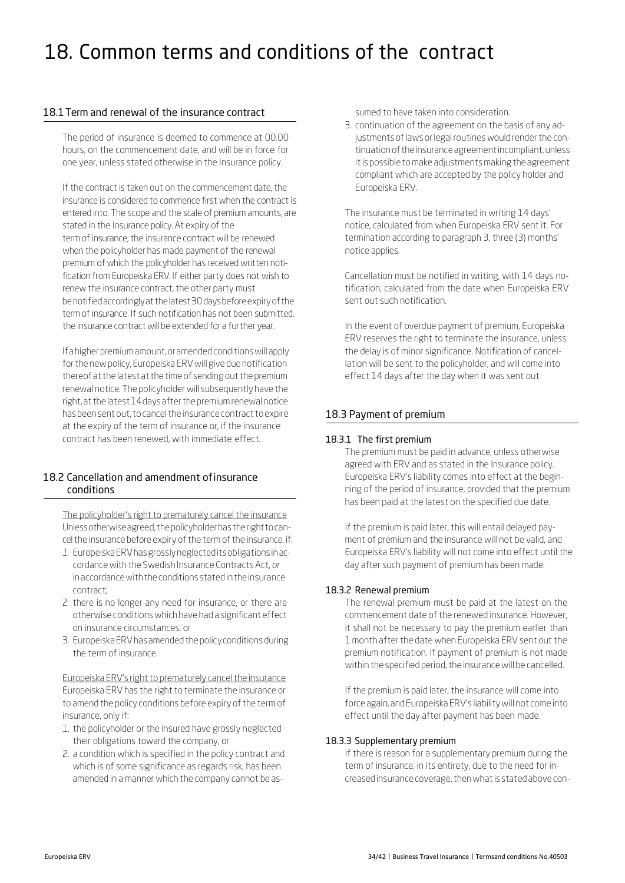# 18. Common terms and conditions of the contract

## 18.1 Term and renewal of the insurance contract

The period of insurance is deemed to commence at 00.00 hours, on the commencement date, and will be in force for one year, unless stated otherwise in the Insurance policy.

If the contract is taken out on the commencement date, the insurance is considered to commence first when the contract is entered into. The scope and the scale of premium amounts, are stated in the Insurance policy. At expiry of the term of insurance, the insurance contract will be renewed when the policyholder has made payment of the renewal premium of which the policyholder has received written notification from Europeiska ERV. If either party does not wish to renew the insurance contract, the other party must be notified accordingly at the latest 30 days before expiry of the term of insurance. If such notification has not been submitted, the insurance contract will be extended for a further year.

If a higher premium amount, or amended conditions will apply for the new policy, Europeiska ERV will give due notification thereof at the latest at the time of sending out the premium renewal notice. The policyholder will subsequently have the right, at the latest 14 days after the premium renewal notice has been sent out, to cancel the insurance contract to expire at the expiry of the term of insurance or, if the insurance contract has been renewed, with immediate effect.

## 18.2 Cancellation and amendment of insurance conditions

The policyholder's right to prematurely cancel the insurance

Unless otherwise agreed, the policyholder has the right to cancel the insurance before expiry of the term of the insurance, if:

1. Europeiska ERV has grossly neglected its obligations in accordance with the Swedish Insurance Contracts Act, *or* in accordance with the conditions stated in the insurance contract;
2. there is no longer any need for insurance, or there are otherwise conditions which have had a significant effect on insurance circumstances, or
3. Europeiska ERV has amended the policy conditions during the term of insurance.

Europeiska ERV's right to prematurely cancel the insurance

Europeiska ERV has the right to terminate the insurance or to amend the policy conditions before expiry of the term of insurance, only if:

1. the policyholder or the insured have grossly neglected their obligations toward the company, or
2. a condition which is specified in the policy contract and which is of some significance as regards risk, has been amended in a manner which the company cannot be assumed to have taken into consideration.
3. continuation of the agreement on the basis of any adjustments of laws or legal routines would render the continuation of the insurance agreement incompliant, unless it is possible to make adjustments making the agreement compliant which are accepted by the policy holder and Europeiska ERV.

The insurance must be terminated in writing 14 days' notice, calculated from when Europeiska ERV sent it. For termination according to paragraph 3, three (3) months' notice applies.

Cancellation must be notified in writing, with 14 days notification, calculated from the date when Europeiska ERV sent out such notification.

In the event of overdue payment of premium, Europeiska ERV reserves the right to terminate the insurance, unless the delay is of minor significance. Notification of cancellation will be sent to the policyholder, and will come into effect 14 days after the day when it was sent out.

## 18.3 Payment of premium

### 18.3.1 The first premium

The premium must be paid in advance, unless otherwise agreed with ERV and as stated in the Insurance policy. Europeiska ERV's liability comes into effect at the beginning of the period of insurance, provided that the premium has been paid at the latest on the specified due date.

If the premium is paid later, this will entail delayed payment of premium and the insurance will not be valid, and Europeiska ERV's liability will not come into effect until the day after such payment of premium has been made.

### 18.3.2 Renewal premium

The renewal premium must be paid at the latest on the commencement date of the renewed insurance. However, it shall not be necessary to pay the premium earlier than 1 month after the date when Europeiska ERV sent out the premium notification. If payment of premium is not made within the specified period, the insurance will be cancelled.

If the premium is paid later, the insurance will come into force again, and Europeiska ERV's liability will not come into effect until the day after payment has been made.

### 18.3.3 Supplementary premium

If there is reason for a supplementary premium during the term of insurance, in its entirety, due to the need for increased insurance coverage, then what is stated above con-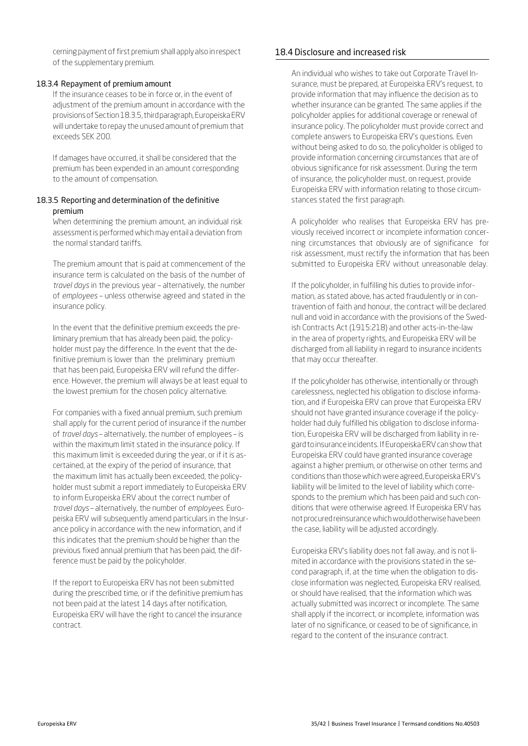cerning payment of first premium shall apply also in respect of the supplementary premium.

#### 18.3.4 Repayment of premium amount

If the insurance ceases to be in force or, in the event of adjustment of the premium amount in accordance with the provisions of Section 18.3.5, third paragraph, Europeiska ERV will undertake to repay the unused amount of premium that exceeds SEK 200.

If damages have occurred, it shall be considered that the premium has been expended in an amount corresponding to the amount of compensation.

#### 18.3.5 Reporting and determination of the definitive premium

When determining the premium amount, an individual risk assessment is performed which may entail a deviation from the normal standard tariffs.

The premium amount that is paid at commencement of the insurance term is calculated on the basis of the number of *travel days* in the previous year – alternatively, the number of *employees* – unless otherwise agreed and stated in the insurance policy.

In the event that the definitive premium exceeds the preliminary premium that has already been paid, the policyholder must pay the difference. In the event that the definitive premium is lower than the preliminary premium that has been paid, Europeiska ERV will refund the difference. However, the premium will always be at least equal to the lowest premium for the chosen policy alternative.

For companies with a fixed annual premium, such premium shall apply for the current period of insurance if the number of *travel days* – alternatively, the number of employees – is within the maximum limit stated in the insurance policy. If this maximum limit is exceeded during the year, or if it is ascertained, at the expiry of the period of insurance, that the maximum limit has actually been exceeded, the policyholder must submit a report immediately to Europeiska ERV to inform Europeiska ERV about the correct number of *travel days* – alternatively, the number of *employees*. Europeiska ERV will subsequently amend particulars in the Insurance policy in accordance with the new information, and if this indicates that the premium should be higher than the previous fixed annual premium that has been paid, the difference must be paid by the policyholder.

If the report to Europeiska ERV has not been submitted during the prescribed time, or if the definitive premium has not been paid at the latest 14 days after notification, Europeiska ERV will have the right to cancel the insurance contract.

### 18.4 Disclosure and increased risk

An individual who wishes to take out Corporate Travel Insurance, must be prepared, at Europeiska ERV's request, to provide information that may influence the decision as to whether insurance can be granted. The same applies if the policyholder applies for additional coverage or renewal of insurance policy. The policyholder must provide correct and complete answers to Europeiska ERV's questions. Even without being asked to do so, the policyholder is obliged to provide information concerning circumstances that are of obvious significance for risk assessment. During the term of insurance, the policyholder must, on request, provide Europeiska ERV with information relating to those circumstances stated the first paragraph.

A policyholder who realises that Europeiska ERV has previously received incorrect or incomplete information concerning circumstances that obviously are of significance for risk assessment, must rectify the information that has been submitted to Europeiska ERV without unreasonable delay.

If the policyholder, in fulfilling his duties to provide information, as stated above, has acted fraudulently or in contravention of faith and honour, the contract will be declared null and void in accordance with the provisions of the Swedish Contracts Act (1915:218) and other acts-in-the-law in the area of property rights, and Europeiska ERV will be discharged from all liability in regard to insurance incidents that may occur thereafter.

If the policyholder has otherwise, intentionally or through carelessness, neglected his obligation to disclose information, and if Europeiska ERV can prove that Europeiska ERV should not have granted insurance coverage if the policyholder had duly fulfilled his obligation to disclose information, Europeiska ERV will be discharged from liability in regard to insurance incidents. If Europeiska ERV can show that Europeiska ERV could have granted insurance coverage against a higher premium, or otherwise on other terms and conditions than those which were agreed, Europeiska ERV's liability will be limited to the level of liability which corresponds to the premium which has been paid and such conditions that were otherwise agreed. If Europeiska ERV has not procured reinsurance which would otherwise have been the case, liability will be adjusted accordingly.

Europeiska ERV's liability does not fall away, and is not limited in accordance with the provisions stated in the second paragraph, if, at the time when the obligation to disclose information was neglected, Europeiska ERV realised, or should have realised, that the information which was actually submitted was incorrect or incomplete. The same shall apply if the incorrect, or incomplete, information was later of no significance, or ceased to be of significance, in regard to the content of the insurance contract.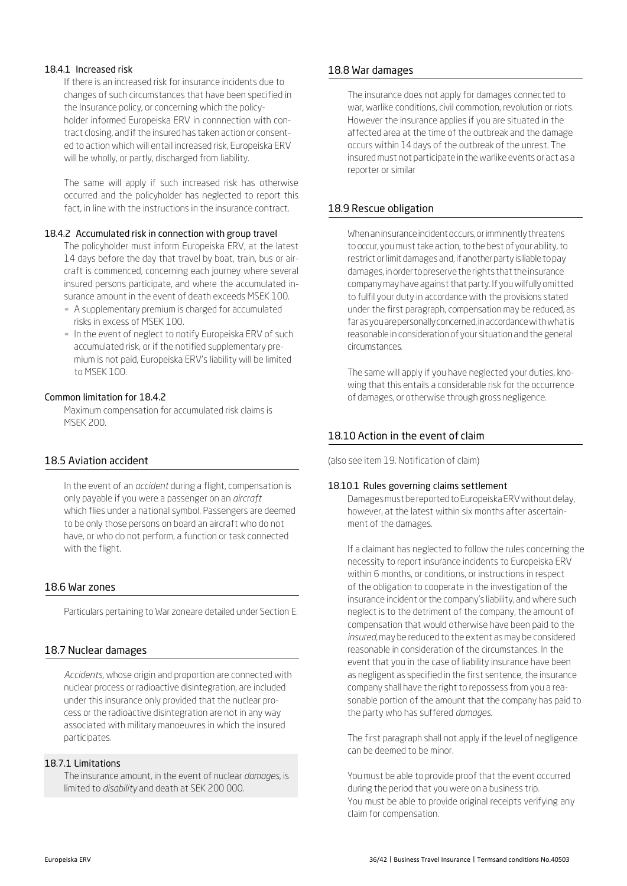#### 18.4.1 Increased risk

If there is an increased risk for insurance incidents due to changes of such circumstances that have been specified in the Insurance policy, or concerning which the policyholder informed Europeiska ERV in connnection with contract closing, and if the insured has taken action or consented to action which will entail increased risk, Europeiska ERV will be wholly, or partly, discharged from liability.

The same will apply if such increased risk has otherwise occurred and the policyholder has neglected to report this fact, in line with the instructions in the insurance contract.

#### 18.4.2 Accumulated risk in connection with group travel

The policyholder must inform Europeiska ERV, at the latest 14 days before the day that travel by boat, train, bus or aircraft is commenced, concerning each journey where several insured persons participate, and where the accumulated insurance amount in the event of death exceeds MSEK 100.

- A supplementary premium is charged for accumulated risks in excess of MSEK 100.
- In the event of neglect to notify Europeiska ERV of such accumulated risk, or if the notified supplementary premium is not paid, Europeiska ERV's liability will be limited to MSEK 100.

#### Common limitation for 18.4.2

Maximum compensation for accumulated risk claims is MSEK 200.

## 18.5 Aviation accident

In the event of an *accident* during a flight, compensation is only payable if you were a passenger on an *aircraft* which flies under a national symbol. Passengers are deemed to be only those persons on board an aircraft who do not have, or who do not perform, a function or task connected with the flight.

## 18.6 War zones

Particulars pertaining to War zoneare detailed under Section E.

## 18.7 Nuclear damages

*Accidents*, whose origin and proportion are connected with nuclear process or radioactive disintegration, are included under this insurance only provided that the nuclear process or the radioactive disintegration are not in any way associated with military manoeuvres in which the insured participates.

#### 18.7.1 Limitations

The insurance amount, in the event of nuclear *damages*, is limited to *disability* and death at SEK 200 000.

## 18.8 War damages

The insurance does not apply for damages connected to war, warlike conditions, civil commotion, revolution or riots. However the insurance applies if you are situated in the affected area at the time of the outbreak and the damage occurs within 14 days of the outbreak of the unrest. The insured must not participate in the warlike events or act as a reporter or similar

## 18.9 Rescue obligation

When an insurance incident occurs, or imminently threatens to occur, you must take action, to the best of your ability, to restrict or limit damages and, if another party is liable to pay damages, in order to preserve the rights that the insurance company may have against that party. If you wilfully omitted to fulfil your duty in accordance with the provisions stated under the first paragraph, compensation may be reduced, as far as you are personally concerned, in accordance with what is reasonable in consideration of your situation and the general circumstances.

The same will apply if you have neglected your duties, knowing that this entails a considerable risk for the occurrence of damages, or otherwise through gross negligence.

## 18.10 Action in the event of claim

(also see item 19. Notification of claim)

#### 18.10.1 Rules governing claims settlement

Damages must be reported to Europeiska ERV without delay, however, at the latest within six months after ascertainment of the damages.

If a claimant has neglected to follow the rules concerning the necessity to report insurance incidents to Europeiska ERV within 6 months, or conditions, or instructions in respect of the obligation to cooperate in the investigation of the insurance incident or the company's liability, and where such neglect is to the detriment of the company, the amount of compensation that would otherwise have been paid to the *insured*, may be reduced to the extent as may be considered reasonable in consideration of the circumstances. In the event that you in the case of liability insurance have been as negligent as specified in the first sentence, the insurance company shall have the right to repossess from you a reasonable portion of the amount that the company has paid to the party who has suffered *damages*.

The first paragraph shall not apply if the level of negligence can be deemed to be minor.

You must be able to provide proof that the event occurred during the period that you were on a business trip.
You must be able to provide original receipts verifying any claim for compensation.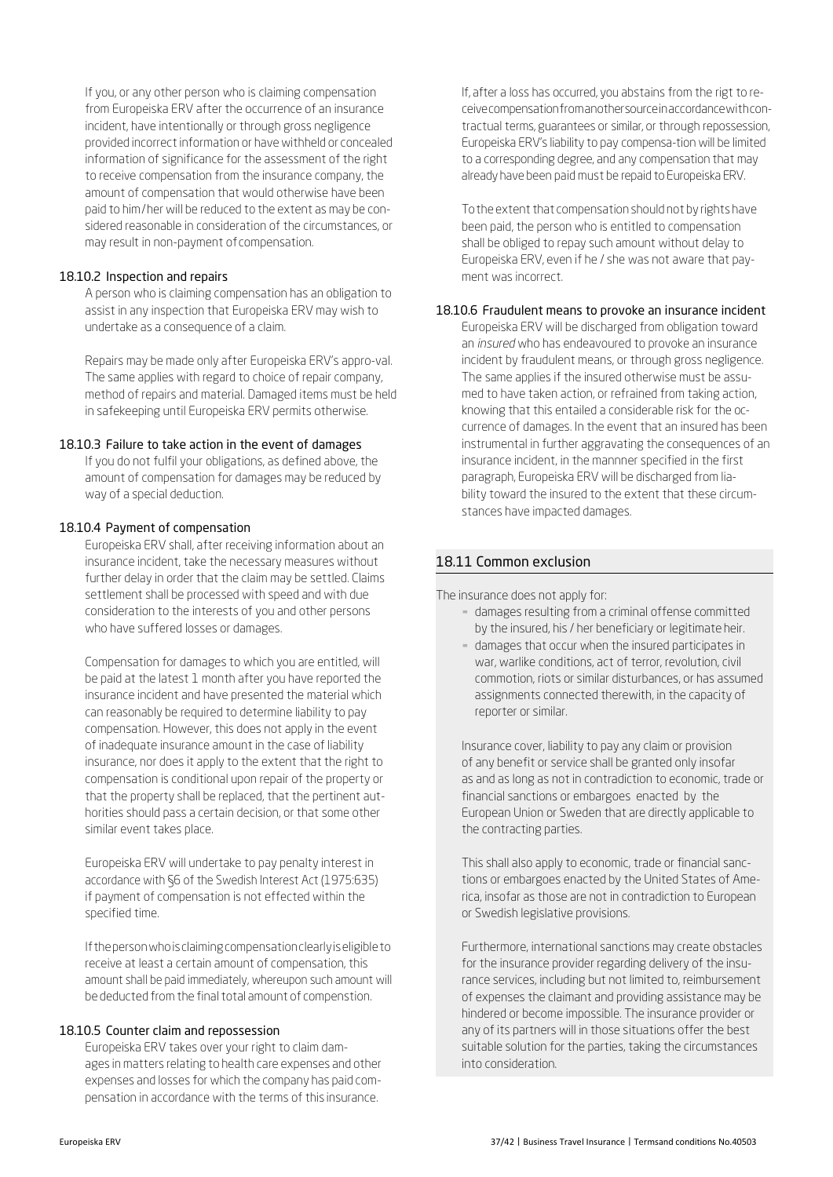If you, or any other person who is claiming compensation from Europeiska ERV after the occurrence of an insurance incident, have intentionally or through gross negligence provided incorrect information or have withheld or concealed information of significance for the assessment of the right to receive compensation from the insurance company, the amount of compensation that would otherwise have been paid to him/her will be reduced to the extent as may be considered reasonable in consideration of the circumstances, or may result in non-payment of compensation.

### 18.10.2 Inspection and repairs

A person who is claiming compensation has an obligation to assist in any inspection that Europeiska ERV may wish to undertake as a consequence of a claim.

Repairs may be made only after Europeiska ERV's appro-val. The same applies with regard to choice of repair company, method of repairs and material. Damaged items must be held in safekeeping until Europeiska ERV permits otherwise.

### 18.10.3 Failure to take action in the event of damages

If you do not fulfil your obligations, as defined above, the amount of compensation for damages may be reduced by way of a special deduction.

### 18.10.4 Payment of compensation

Europeiska ERV shall, after receiving information about an insurance incident, take the necessary measures without further delay in order that the claim may be settled. Claims settlement shall be processed with speed and with due consideration to the interests of you and other persons who have suffered losses or damages.

Compensation for damages to which you are entitled, will be paid at the latest 1 month after you have reported the insurance incident and have presented the material which can reasonably be required to determine liability to pay compensation. However, this does not apply in the event of inadequate insurance amount in the case of liability insurance, nor does it apply to the extent that the right to compensation is conditional upon repair of the property or that the property shall be replaced, that the pertinent authorities should pass a certain decision, or that some other similar event takes place.

Europeiska ERV will undertake to pay penalty interest in accordance with §6 of the Swedish Interest Act (1975:635) if payment of compensation is not effected within the specified time.

If the person who is claiming compensation clearly is eligible to receive at least a certain amount of compensation, this amount shall be paid immediately, whereupon such amount will be deducted from the final total amount of compenstion.

### 18.10.5 Counter claim and repossession

Europeiska ERV takes over your right to claim damages in matters relating to health care expenses and other expenses and losses for which the company has paid compensation in accordance with the terms of this insurance.

If, after a loss has occurred, you abstains from the rigt to receive compensation from another source in accordance with contractual terms, guarantees or similar, or through repossession, Europeiska ERV's liability to pay compensa-tion will be limited to a corresponding degree, and any compensation that may already have been paid must be repaid to Europeiska ERV.

To the extent that compensation should not by rights have been paid, the person who is entitled to compensation shall be obliged to repay such amount without delay to Europeiska ERV, even if he / she was not aware that payment was incorrect.

### 18.10.6 Fraudulent means to provoke an insurance incident

Europeiska ERV will be discharged from obligation toward an *insured* who has endeavoured to provoke an insurance incident by fraudulent means, or through gross negligence. The same applies if the insured otherwise must be assumed to have taken action, or refrained from taking action, knowing that this entailed a considerable risk for the occurrence of damages. In the event that an insured has been instrumental in further aggravating the consequences of an insurance incident, in the mannner specified in the first paragraph, Europeiska ERV will be discharged from liability toward the insured to the extent that these circumstances have impacted damages.

## 18.11 Common exclusion

The insurance does not apply for:

- damages resulting from a criminal offense committed by the insured, his / her beneficiary or legitimate heir.
- damages that occur when the insured participates in war, warlike conditions, act of terror, revolution, civil commotion, riots or similar disturbances, or has assumed assignments connected therewith, in the capacity of reporter or similar.

Insurance cover, liability to pay any claim or provision of any benefit or service shall be granted only insofar as and as long as not in contradiction to economic, trade or financial sanctions or embargoes enacted by the European Union or Sweden that are directly applicable to the contracting parties.

This shall also apply to economic, trade or financial sanctions or embargoes enacted by the United States of America, insofar as those are not in contradiction to European or Swedish legislative provisions.

Furthermore, international sanctions may create obstacles for the insurance provider regarding delivery of the insurance services, including but not limited to, reimbursement of expenses the claimant and providing assistance may be hindered or become impossible. The insurance provider or any of its partners will in those situations offer the best suitable solution for the parties, taking the circumstances into consideration.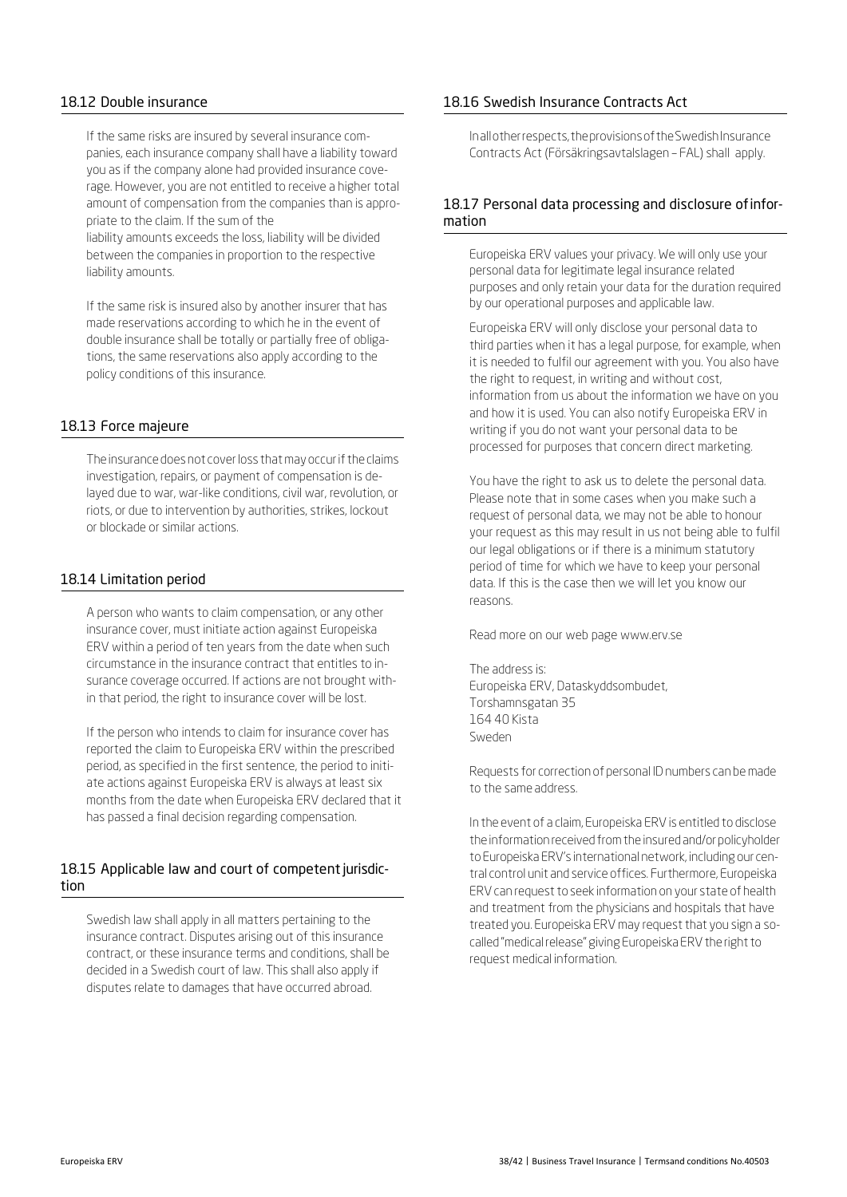## 18.12 Double insurance

If the same risks are insured by several insurance companies, each insurance company shall have a liability toward you as if the company alone had provided insurance coverage. However, you are not entitled to receive a higher total amount of compensation from the companies than is appropriate to the claim. If the sum of the liability amounts exceeds the loss, liability will be divided between the companies in proportion to the respective liability amounts.

If the same risk is insured also by another insurer that has made reservations according to which he in the event of double insurance shall be totally or partially free of obligations, the same reservations also apply according to the policy conditions of this insurance.

## 18.13 Force majeure

The insurance does not cover loss that may occur if the claims investigation, repairs, or payment of compensation is delayed due to war, war-like conditions, civil war, revolution, or riots, or due to intervention by authorities, strikes, lockout or blockade or similar actions.

## 18.14 Limitation period

A person who wants to claim compensation, or any other insurance cover, must initiate action against Europeiska ERV within a period of ten years from the date when such circumstance in the insurance contract that entitles to insurance coverage occurred. If actions are not brought within that period, the right to insurance cover will be lost.

If the person who intends to claim for insurance cover has reported the claim to Europeiska ERV within the prescribed period, as specified in the first sentence, the period to initiate actions against Europeiska ERV is always at least six months from the date when Europeiska ERV declared that it has passed a final decision regarding compensation.

## 18.15 Applicable law and court of competent jurisdiction

Swedish law shall apply in all matters pertaining to the insurance contract. Disputes arising out of this insurance contract, or these insurance terms and conditions, shall be decided in a Swedish court of law. This shall also apply if disputes relate to damages that have occurred abroad.

## 18.16 Swedish Insurance Contracts Act

In all other respects, the provisions of the Swedish Insurance Contracts Act (Försäkringsavtalslagen – FAL) shall apply.

## 18.17 Personal data processing and disclosure of information

Europeiska ERV values your privacy. We will only use your personal data for legitimate legal insurance related purposes and only retain your data for the duration required by our operational purposes and applicable law.

Europeiska ERV will only disclose your personal data to third parties when it has a legal purpose, for example, when it is needed to fulfil our agreement with you. You also have the right to request, in writing and without cost, information from us about the information we have on you and how it is used. You can also notify Europeiska ERV in writing if you do not want your personal data to be processed for purposes that concern direct marketing.

You have the right to ask us to delete the personal data. Please note that in some cases when you make such a request of personal data, we may not be able to honour your request as this may result in us not being able to fulfil our legal obligations or if there is a minimum statutory period of time for which we have to keep your personal data. If this is the case then we will let you know our reasons.

Read more on our web page www.erv.se

The address is:
Europeiska ERV, Dataskyddsombudet,
Torshamnsgatan 35
164 40 Kista
Sweden

Requests for correction of personal ID numbers can be made to the same address.

In the event of a claim, Europeiska ERV is entitled to disclose the information received from the insured and/or policyholder to Europeiska ERV's international network, including our central control unit and service offices. Furthermore, Europeiska ERV can request to seek information on your state of health and treatment from the physicians and hospitals that have treated you. Europeiska ERV may request that you sign a so-called "medical release" giving Europeiska ERV the right to request medical information.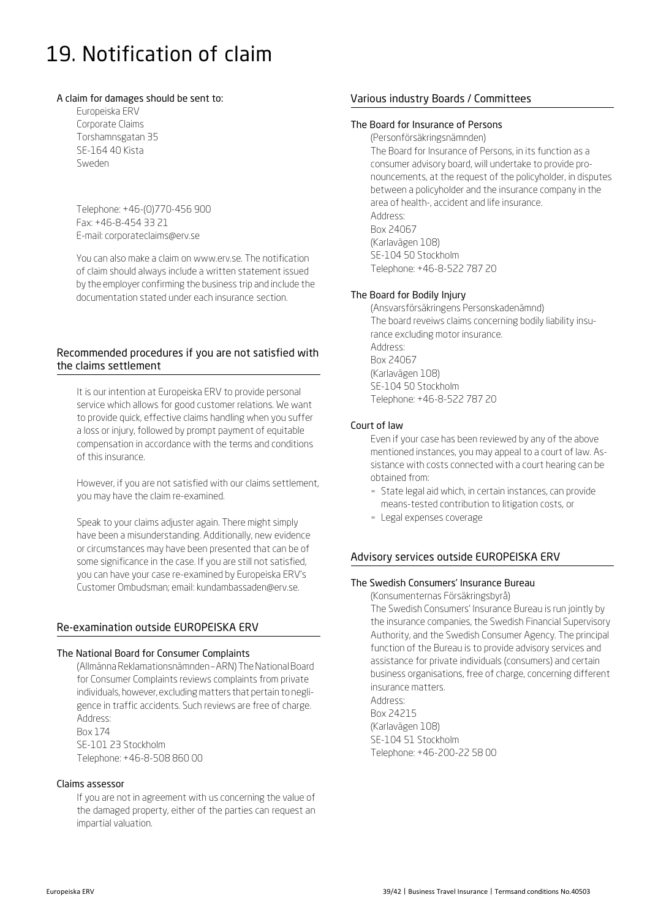# 19. Notification of claim

#### A claim for damages should be sent to:

Europeiska ERV
Corporate Claims
Torshamnsgatan 35
SE-164 40 Kista
Sweden

Telephone: +46-(0)770-456 900
Fax: +46-8-454 33 21
E-mail: corporateclaims@erv.se

You can also make a claim on www.erv.se. The notification of claim should always include a written statement issued by the employer confirming the business trip and include the documentation stated under each insurance section.

## Recommended procedures if you are not satisfied with the claims settlement

It is our intention at Europeiska ERV to provide personal service which allows for good customer relations. We want to provide quick, effective claims handling when you suffer a loss or injury, followed by prompt payment of equitable compensation in accordance with the terms and conditions of this insurance.

However, if you are not satisfied with our claims settlement, you may have the claim re-examined.

Speak to your claims adjuster again. There might simply have been a misunderstanding. Additionally, new evidence or circumstances may have been presented that can be of some significance in the case. If you are still not satisfied, you can have your case re-examined by Europeiska ERV's Customer Ombudsman; email: kundambassaden@erv.se.

## Re-examination outside EUROPEISKA ERV

#### The National Board for Consumer Complaints

(Allmänna Reklamationsnämnden – ARN) The National Board for Consumer Complaints reviews complaints from private individuals, however, excluding matters that pertain to negligence in traffic accidents. Such reviews are free of charge.
Address:
Box 174
SE-101 23 Stockholm
Telephone: +46-8-508 860 00

#### Claims assessor

If you are not in agreement with us concerning the value of the damaged property, either of the parties can request an impartial valuation.

## Various industry Boards / Committees

#### The Board for Insurance of Persons

(Personförsäkringsnämnden)
The Board for Insurance of Persons, in its function as a consumer advisory board, will undertake to provide pronouncements, at the request of the policyholder, in disputes between a policyholder and the insurance company in the area of health-, accident and life insurance.
Address:
Box 24067
(Karlavägen 108)
SE-104 50 Stockholm
Telephone: +46-8-522 787 20

#### The Board for Bodily Injury

(Ansvarsförsäkringens Personskadenämnd)
The board reveiws claims concerning bodily liability insurance excluding motor insurance.
Address:
Box 24067
(Karlavägen 108)
SE-104 50 Stockholm
Telephone: +46-8-522 787 20

#### Court of law

Even if your case has been reviewed by any of the above mentioned instances, you may appeal to a court of law. Assistance with costs connected with a court hearing can be obtained from:

- State legal aid which, in certain instances, can provide means-tested contribution to litigation costs, or
- Legal expenses coverage

## Advisory services outside EUROPEISKA ERV

#### The Swedish Consumers' Insurance Bureau

(Konsumenternas Försäkringsbyrå)
The Swedish Consumers' Insurance Bureau is run jointly by the insurance companies, the Swedish Financial Supervisory Authority, and the Swedish Consumer Agency. The principal function of the Bureau is to provide advisory services and assistance for private individuals (consumers) and certain business organisations, free of charge, concerning different insurance matters.
Address:
Box 24215
(Karlavägen 108)
SE-104 51 Stockholm
Telephone: +46-200-22 58 00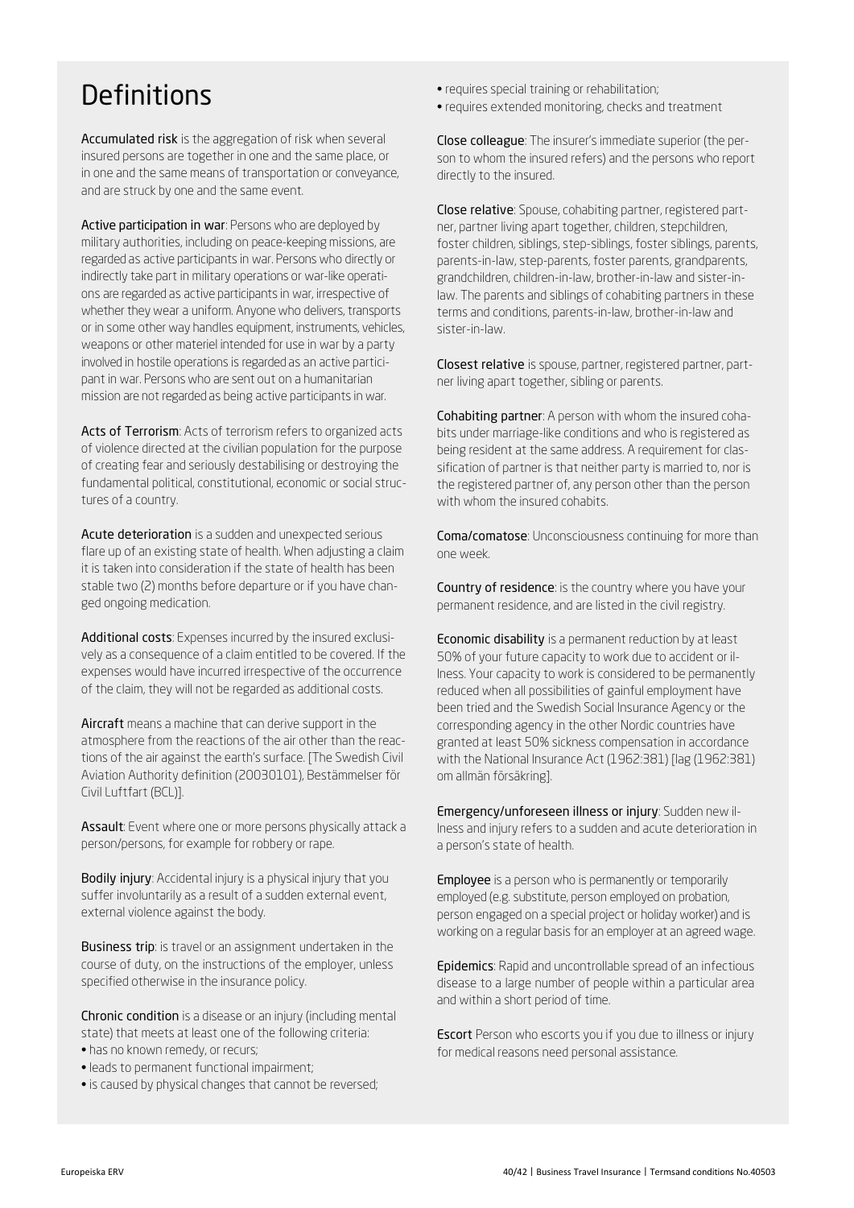# Definitions

**Accumulated risk** is the aggregation of risk when several insured persons are together in one and the same place, or in one and the same means of transportation or conveyance, and are struck by one and the same event.

**Active participation in war**: Persons who are deployed by military authorities, including on peace-keeping missions, are regarded as active participants in war. Persons who directly or indirectly take part in military operations or war-like operations are regarded as active participants in war, irrespective of whether they wear a uniform. Anyone who delivers, transports or in some other way handles equipment, instruments, vehicles, weapons or other materiel intended for use in war by a party involved in hostile operations is regarded as an active participant in war. Persons who are sent out on a humanitarian mission are not regarded as being active participants in war.

**Acts of Terrorism**: Acts of terrorism refers to organized acts of violence directed at the civilian population for the purpose of creating fear and seriously destabilising or destroying the fundamental political, constitutional, economic or social structures of a country.

**Acute deterioration** is a sudden and unexpected serious flare up of an existing state of health. When adjusting a claim it is taken into consideration if the state of health has been stable two (2) months before departure or if you have changed ongoing medication.

**Additional costs**: Expenses incurred by the insured exclusively as a consequence of a claim entitled to be covered. If the expenses would have incurred irrespective of the occurrence of the claim, they will not be regarded as additional costs.

**Aircraft** means a machine that can derive support in the atmosphere from the reactions of the air other than the reactions of the air against the earth's surface. [The Swedish Civil Aviation Authority definition (20030101), Bestämmelser för Civil Luftfart (BCL)].

**Assault**: Event where one or more persons physically attack a person/persons, for example for robbery or rape.

**Bodily injury**: Accidental injury is a physical injury that you suffer involuntarily as a result of a sudden external event, external violence against the body.

**Business trip**: is travel or an assignment undertaken in the course of duty, on the instructions of the employer, unless specified otherwise in the insurance policy.

**Chronic condition** is a disease or an injury (including mental state) that meets at least one of the following criteria:

- has no known remedy, or recurs;
- leads to permanent functional impairment;
- is caused by physical changes that cannot be reversed;
- requires special training or rehabilitation;
- requires extended monitoring, checks and treatment

**Close colleague**: The insurer's immediate superior (the person to whom the insured refers) and the persons who report directly to the insured.

**Close relative**: Spouse, cohabiting partner, registered partner, partner living apart together, children, stepchildren, foster children, siblings, step-siblings, foster siblings, parents, parents-in-law, step-parents, foster parents, grandparents, grandchildren, children-in-law, brother-in-law and sister-in-law. The parents and siblings of cohabiting partners in these terms and conditions, parents-in-law, brother-in-law and sister-in-law.

**Closest relative** is spouse, partner, registered partner, partner living apart together, sibling or parents.

**Cohabiting partner**: A person with whom the insured cohabits under marriage-like conditions and who is registered as being resident at the same address. A requirement for classification of partner is that neither party is married to, nor is the registered partner of, any person other than the person with whom the insured cohabits.

**Coma/comatose**: Unconsciousness continuing for more than one week.

**Country of residence**: is the country where you have your permanent residence, and are listed in the civil registry.

**Economic disability** is a permanent reduction by at least 50% of your future capacity to work due to accident or illness. Your capacity to work is considered to be permanently reduced when all possibilities of gainful employment have been tried and the Swedish Social Insurance Agency or the corresponding agency in the other Nordic countries have granted at least 50% sickness compensation in accordance with the National Insurance Act (1962:381) [lag (1962:381) om allmän försäkring].

**Emergency/unforeseen illness or injury**: Sudden new illness and injury refers to a sudden and acute deterioration in a person's state of health.

**Employee** is a person who is permanently or temporarily employed (e.g. substitute, person employed on probation, person engaged on a special project or holiday worker) and is working on a regular basis for an employer at an agreed wage.

**Epidemics**: Rapid and uncontrollable spread of an infectious disease to a large number of people within a particular area and within a short period of time.

**Escort** Person who escorts you if you due to illness or injury for medical reasons need personal assistance.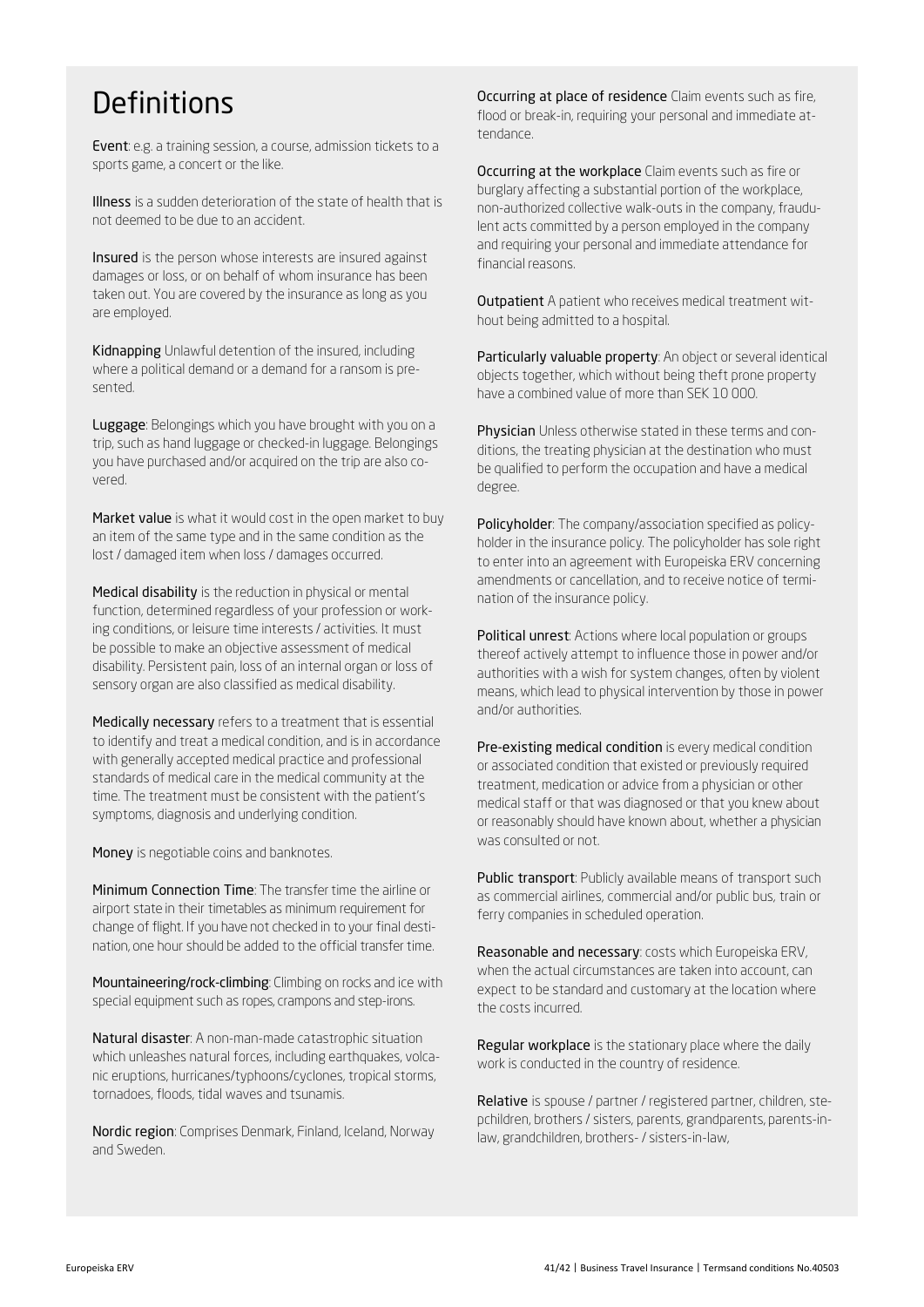# Definitions

**Event**: e.g. a training session, a course, admission tickets to a sports game, a concert or the like.

**Illness** is a sudden deterioration of the state of health that is not deemed to be due to an accident.

**Insured** is the person whose interests are insured against damages or loss, or on behalf of whom insurance has been taken out. You are covered by the insurance as long as you are employed.

**Kidnapping** Unlawful detention of the insured, including where a political demand or a demand for a ransom is presented.

**Luggage**: Belongings which you have brought with you on a trip, such as hand luggage or checked-in luggage. Belongings you have purchased and/or acquired on the trip are also covered.

**Market value** is what it would cost in the open market to buy an item of the same type and in the same condition as the lost / damaged item when loss / damages occurred.

**Medical disability** is the reduction in physical or mental function, determined regardless of your profession or working conditions, or leisure time interests / activities. It must be possible to make an objective assessment of medical disability. Persistent pain, loss of an internal organ or loss of sensory organ are also classified as medical disability.

**Medically necessary** refers to a treatment that is essential to identify and treat a medical condition, and is in accordance with generally accepted medical practice and professional standards of medical care in the medical community at the time. The treatment must be consistent with the patient's symptoms, diagnosis and underlying condition.

**Money** is negotiable coins and banknotes.

**Minimum Connection Time**: The transfer time the airline or airport state in their timetables as minimum requirement for change of flight. If you have not checked in to your final destination, one hour should be added to the official transfer time.

**Mountaineering/rock-climbing**: Climbing on rocks and ice with special equipment such as ropes, crampons and step-irons.

**Natural disaster**: A non-man-made catastrophic situation which unleashes natural forces, including earthquakes, volcanic eruptions, hurricanes/typhoons/cyclones, tropical storms, tornadoes, floods, tidal waves and tsunamis.

**Nordic region**: Comprises Denmark, Finland, Iceland, Norway and Sweden.

**Occurring at place of residence** Claim events such as fire, flood or break-in, requiring your personal and immediate attendance.

**Occurring at the workplace** Claim events such as fire or burglary affecting a substantial portion of the workplace, non-authorized collective walk-outs in the company, fraudulent acts committed by a person employed in the company and requiring your personal and immediate attendance for financial reasons.

**Outpatient** A patient who receives medical treatment without being admitted to a hospital.

**Particularly valuable property**: An object or several identical objects together, which without being theft prone property have a combined value of more than SEK 10 000.

**Physician** Unless otherwise stated in these terms and conditions, the treating physician at the destination who must be qualified to perform the occupation and have a medical degree.

**Policyholder**: The company/association specified as policyholder in the insurance policy. The policyholder has sole right to enter into an agreement with Europeiska ERV concerning amendments or cancellation, and to receive notice of termination of the insurance policy.

**Political unrest**: Actions where local population or groups thereof actively attempt to influence those in power and/or authorities with a wish for system changes, often by violent means, which lead to physical intervention by those in power and/or authorities.

**Pre-existing medical condition** is every medical condition or associated condition that existed or previously required treatment, medication or advice from a physician or other medical staff or that was diagnosed or that you knew about or reasonably should have known about, whether a physician was consulted or not.

**Public transport**: Publicly available means of transport such as commercial airlines, commercial and/or public bus, train or ferry companies in scheduled operation.

**Reasonable and necessary**: costs which Europeiska ERV, when the actual circumstances are taken into account, can expect to be standard and customary at the location where the costs incurred.

**Regular workplace** is the stationary place where the daily work is conducted in the country of residence.

**Relative** is spouse / partner / registered partner, children, stepchildren, brothers / sisters, parents, grandparents, parents-in-law, grandchildren, brothers- / sisters-in-law,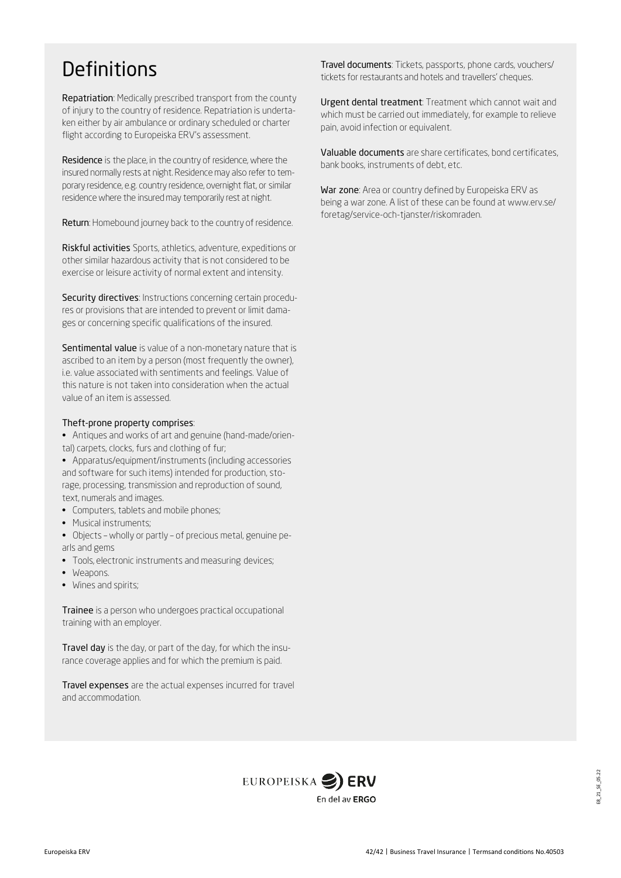# Definitions

**Repatriation**: Medically prescribed transport from the county of injury to the country of residence. Repatriation is undertaken either by air ambulance or ordinary scheduled or charter flight according to Europeiska ERV's assessment.

**Residence** is the place, in the country of residence, where the insured normally rests at night. Residence may also refer to temporary residence, e.g. country residence, overnight flat, or similar residence where the insured may temporarily rest at night.

**Return**: Homebound journey back to the country of residence.

**Riskful activities** Sports, athletics, adventure, expeditions or other similar hazardous activity that is not considered to be exercise or leisure activity of normal extent and intensity.

**Security directives**: Instructions concerning certain procedures or provisions that are intended to prevent or limit damages or concerning specific qualifications of the insured.

**Sentimental value** is value of a non-monetary nature that is ascribed to an item by a person (most frequently the owner), i.e. value associated with sentiments and feelings. Value of this nature is not taken into consideration when the actual value of an item is assessed.

**Theft-prone property comprises**:

- Antiques and works of art and genuine (hand-made/oriental) carpets, clocks, furs and clothing of fur;
- Apparatus/equipment/instruments (including accessories and software for such items) intended for production, storage, processing, transmission and reproduction of sound, text, numerals and images.
- Computers, tablets and mobile phones;
- Musical instruments;
- Objects – wholly or partly – of precious metal, genuine pearls and gems
- Tools, electronic instruments and measuring devices;
- Weapons.
- Wines and spirits;

**Trainee** is a person who undergoes practical occupational training with an employer.

**Travel day** is the day, or part of the day, for which the insurance coverage applies and for which the premium is paid.

**Travel expenses** are the actual expenses incurred for travel and accommodation.

**Travel documents**: Tickets, passports, phone cards, vouchers/ tickets for restaurants and hotels and travellers' cheques.

**Urgent dental treatment**: Treatment which cannot wait and which must be carried out immediately, for example to relieve pain, avoid infection or equivalent.

**Valuable documents** are share certificates, bond certificates, bank books, instruments of debt, etc.

**War zone**: Area or country defined by Europeiska ERV as being a war zone. A list of these can be found at www.erv.se/foretag/service-och-tjanster/riskomraden.